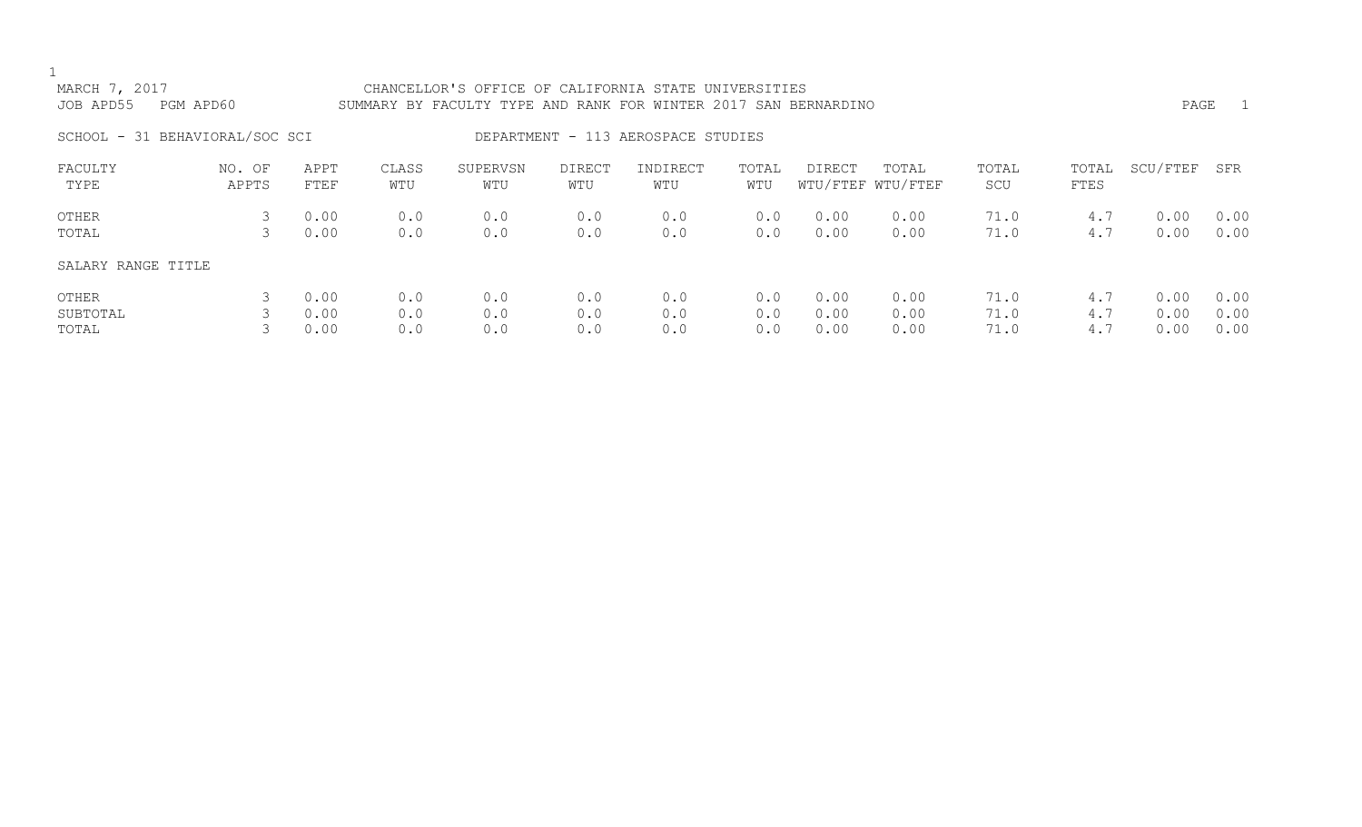CHANCELLOR'S OFFICE OF CALIFORNIA STATE UNIVERSITIES

SUMMARY BY FACULTY TYPE AND RANK FOR WINTER 2017 SAN BERNARDINO

MARCH 7, 2017
JOB APD55 PGM APD60

SCHOOL - 31 BEHAVIORAL/SOC SCI

DEPARTMENT - 113 AEROSPACE STUDIES

| FACULTY TYPE | NO. OF APPTS | APPT FTEF | CLASS WTU | SUPERVSN WTU | DIRECT WTU | INDIRECT WTU | TOTAL WTU | DIRECT WTU/FTEF | TOTAL WTU/FTEF | TOTAL SCU | TOTAL FTES | SCU/FTEF | SFR |
|---|---|---|---|---|---|---|---|---|---|---|---|---|---|
| OTHER | 3 | 0.00 | 0.0 | 0.0 | 0.0 | 0.0 | 0.0 | 0.00 | 0.00 | 71.0 | 4.7 | 0.00 | 0.00 |
| TOTAL | 3 | 0.00 | 0.0 | 0.0 | 0.0 | 0.0 | 0.0 | 0.00 | 0.00 | 71.0 | 4.7 | 0.00 | 0.00 |
| SALARY RANGE TITLE | | | | | | | | | | | | | |
| OTHER | 3 | 0.00 | 0.0 | 0.0 | 0.0 | 0.0 | 0.0 | 0.00 | 0.00 | 71.0 | 4.7 | 0.00 | 0.00 |
| SUBTOTAL | 3 | 0.00 | 0.0 | 0.0 | 0.0 | 0.0 | 0.0 | 0.00 | 0.00 | 71.0 | 4.7 | 0.00 | 0.00 |
| TOTAL | 3 | 0.00 | 0.0 | 0.0 | 0.0 | 0.0 | 0.0 | 0.00 | 0.00 | 71.0 | 4.7 | 0.00 | 0.00 |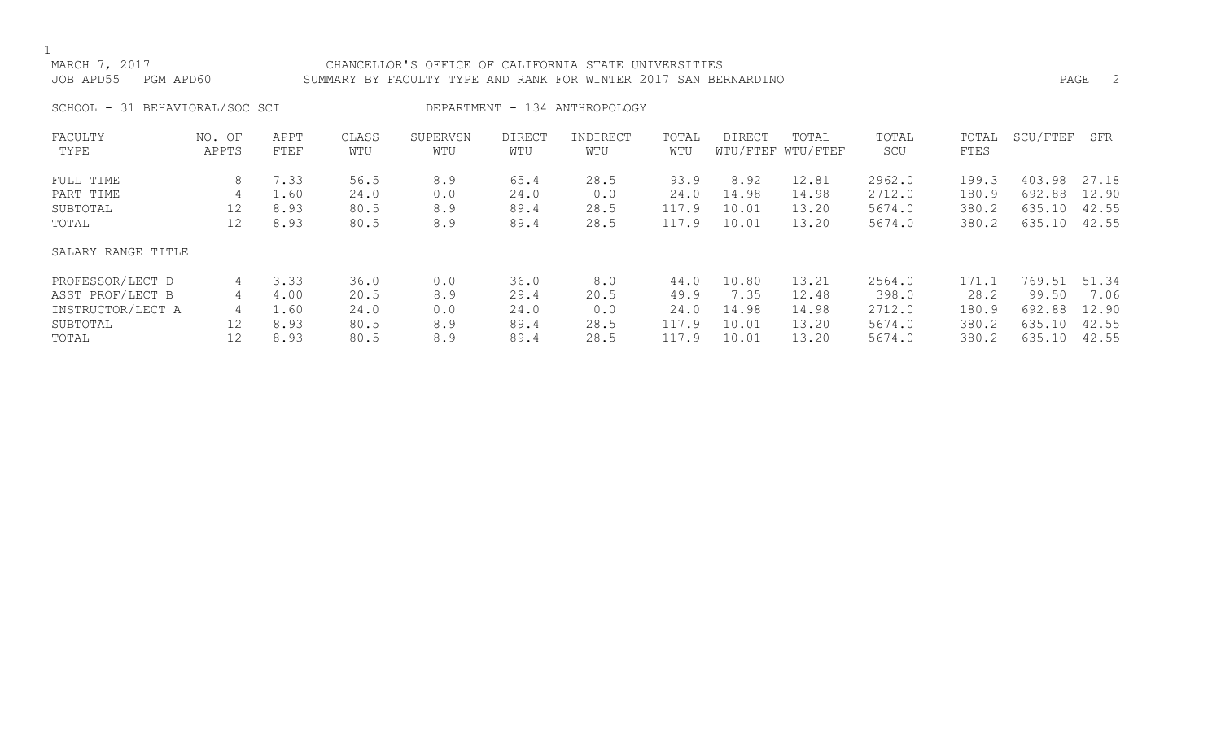MARCH 7, 2017 CHANCELLOR'S OFFICE OF CALIFORNIA STATE UNIVERSITIES
JOB APD55 PGM APD60 SUMMARY BY FACULTY TYPE AND RANK FOR WINTER 2017 SAN BERNARDINO

SCHOOL - 31 BEHAVIORAL/SOC SCI DEPARTMENT - 134 ANTHROPOLOGY

| FACULTY TYPE | NO. OF APPTS | APPT FTEF | CLASS WTU | SUPERVSN WTU | DIRECT WTU | INDIRECT WTU | TOTAL WTU | DIRECT WTU/FTEF | TOTAL WTU/FTEF | TOTAL SCU | TOTAL FTES | SCU/FTEF | SFR |
|---|---|---|---|---|---|---|---|---|---|---|---|---|---|
| FULL TIME | 8 | 7.33 | 56.5 | 8.9 | 65.4 | 28.5 | 93.9 | 8.92 | 12.81 | 2962.0 | 199.3 | 403.98 | 27.18 |
| PART TIME | 4 | 1.60 | 24.0 | 0.0 | 24.0 | 0.0 | 24.0 | 14.98 | 14.98 | 2712.0 | 180.9 | 692.88 | 12.90 |
| SUBTOTAL | 12 | 8.93 | 80.5 | 8.9 | 89.4 | 28.5 | 117.9 | 10.01 | 13.20 | 5674.0 | 380.2 | 635.10 | 42.55 |
| TOTAL | 12 | 8.93 | 80.5 | 8.9 | 89.4 | 28.5 | 117.9 | 10.01 | 13.20 | 5674.0 | 380.2 | 635.10 | 42.55 |
| SALARY RANGE TITLE | | | | | | | | | | | | | |
| PROFESSOR/LECT D | 4 | 3.33 | 36.0 | 0.0 | 36.0 | 8.0 | 44.0 | 10.80 | 13.21 | 2564.0 | 171.1 | 769.51 | 51.34 |
| ASST PROF/LECT B | 4 | 4.00 | 20.5 | 8.9 | 29.4 | 20.5 | 49.9 | 7.35 | 12.48 | 398.0 | 28.2 | 99.50 | 7.06 |
| INSTRUCTOR/LECT A | 4 | 1.60 | 24.0 | 0.0 | 24.0 | 0.0 | 24.0 | 14.98 | 14.98 | 2712.0 | 180.9 | 692.88 | 12.90 |
| SUBTOTAL | 12 | 8.93 | 80.5 | 8.9 | 89.4 | 28.5 | 117.9 | 10.01 | 13.20 | 5674.0 | 380.2 | 635.10 | 42.55 |
| TOTAL | 12 | 8.93 | 80.5 | 8.9 | 89.4 | 28.5 | 117.9 | 10.01 | 13.20 | 5674.0 | 380.2 | 635.10 | 42.55 |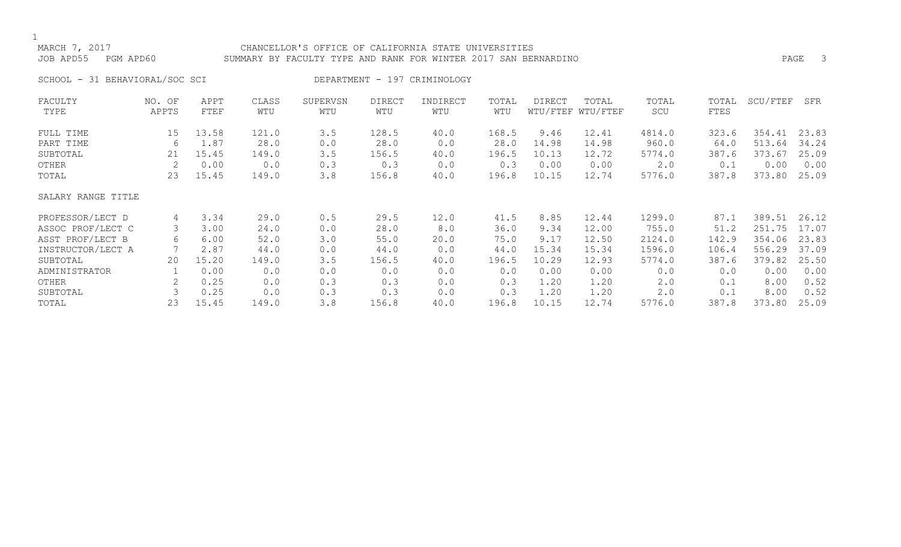MARCH 7, 2017 CHANCELLOR'S OFFICE OF CALIFORNIA STATE UNIVERSITIES
JOB APD55 PGM APD60 SUMMARY BY FACULTY TYPE AND RANK FOR WINTER 2017 SAN BERNARDINO

SCHOOL - 31 BEHAVIORAL/SOC SCI DEPARTMENT - 197 CRIMINOLOGY

| FACULTY TYPE | NO. OF APPTS | APPT FTEF | CLASS WTU | SUPERVSN WTU | DIRECT WTU | INDIRECT WTU | TOTAL WTU | DIRECT WTU/FTEF | TOTAL WTU/FTEF | TOTAL SCU | TOTAL FTES | SCU/FTEF | SFR |
|---|---|---|---|---|---|---|---|---|---|---|---|---|---|
| FULL TIME | 15 | 13.58 | 121.0 | 3.5 | 128.5 | 40.0 | 168.5 | 9.46 | 12.41 | 4814.0 | 323.6 | 354.41 | 23.83 |
| PART TIME | 6 | 1.87 | 28.0 | 0.0 | 28.0 | 0.0 | 28.0 | 14.98 | 14.98 | 960.0 | 64.0 | 513.64 | 34.24 |
| SUBTOTAL | 21 | 15.45 | 149.0 | 3.5 | 156.5 | 40.0 | 196.5 | 10.13 | 12.72 | 5774.0 | 387.6 | 373.67 | 25.09 |
| OTHER | 2 | 0.00 | 0.0 | 0.3 | 0.3 | 0.0 | 0.3 | 0.00 | 0.00 | 2.0 | 0.1 | 0.00 | 0.00 |
| TOTAL | 23 | 15.45 | 149.0 | 3.8 | 156.8 | 40.0 | 196.8 | 10.15 | 12.74 | 5776.0 | 387.8 | 373.80 | 25.09 |
| SALARY RANGE TITLE | | | | | | | | | | | | | |
| PROFESSOR/LECT D | 4 | 3.34 | 29.0 | 0.5 | 29.5 | 12.0 | 41.5 | 8.85 | 12.44 | 1299.0 | 87.1 | 389.51 | 26.12 |
| ASSOC PROF/LECT C | 3 | 3.00 | 24.0 | 0.0 | 28.0 | 8.0 | 36.0 | 9.34 | 12.00 | 755.0 | 51.2 | 251.75 | 17.07 |
| ASST PROF/LECT B | 6 | 6.00 | 52.0 | 3.0 | 55.0 | 20.0 | 75.0 | 9.17 | 12.50 | 2124.0 | 142.9 | 354.06 | 23.83 |
| INSTRUCTOR/LECT A | 7 | 2.87 | 44.0 | 0.0 | 44.0 | 0.0 | 44.0 | 15.34 | 15.34 | 1596.0 | 106.4 | 556.29 | 37.09 |
| SUBTOTAL | 20 | 15.20 | 149.0 | 3.5 | 156.5 | 40.0 | 196.5 | 10.29 | 12.93 | 5774.0 | 387.6 | 379.82 | 25.50 |
| ADMINISTRATOR | 1 | 0.00 | 0.0 | 0.0 | 0.0 | 0.0 | 0.0 | 0.00 | 0.00 | 0.0 | 0.0 | 0.00 | 0.00 |
| OTHER | 2 | 0.25 | 0.0 | 0.3 | 0.3 | 0.0 | 0.3 | 1.20 | 1.20 | 2.0 | 0.1 | 8.00 | 0.52 |
| SUBTOTAL | 3 | 0.25 | 0.0 | 0.3 | 0.3 | 0.0 | 0.3 | 1.20 | 1.20 | 2.0 | 0.1 | 8.00 | 0.52 |
| TOTAL | 23 | 15.45 | 149.0 | 3.8 | 156.8 | 40.0 | 196.8 | 10.15 | 12.74 | 5776.0 | 387.8 | 373.80 | 25.09 |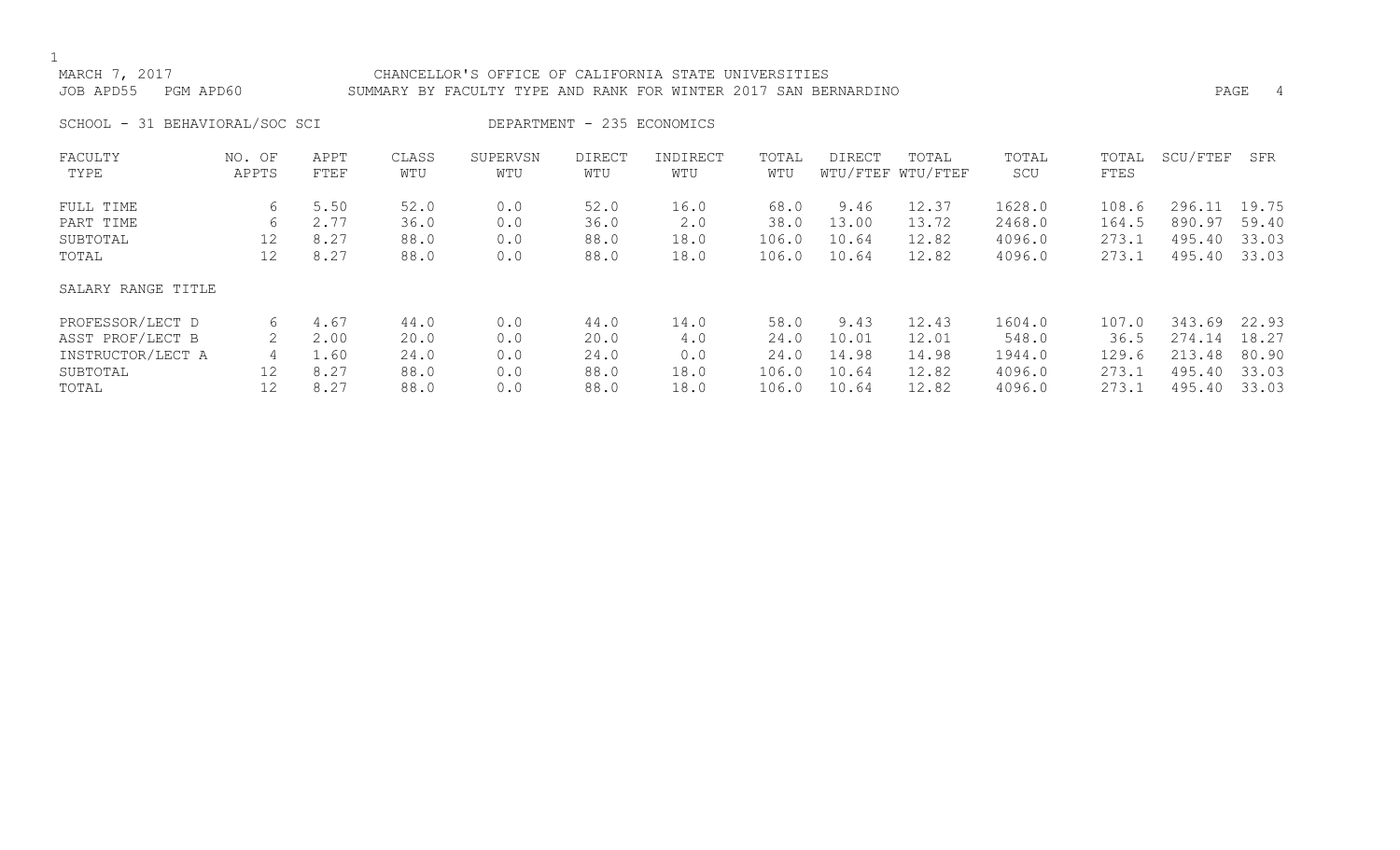MARCH 7, 2017 CHANCELLOR'S OFFICE OF CALIFORNIA STATE UNIVERSITIES
JOB APD55 PGM APD60 SUMMARY BY FACULTY TYPE AND RANK FOR WINTER 2017 SAN BERNARDINO

SCHOOL - 31 BEHAVIORAL/SOC SCI DEPARTMENT - 235 ECONOMICS

| FACULTY TYPE | NO. OF APPTS | APPT FTEF | CLASS WTU | SUPERVSN WTU | DIRECT WTU | INDIRECT WTU | TOTAL WTU | DIRECT WTU/FTEF | TOTAL WTU/FTEF | TOTAL SCU | TOTAL FTES | SCU/FTEF | SFR |
|---|---|---|---|---|---|---|---|---|---|---|---|---|---|
| FULL TIME | 6 | 5.50 | 52.0 | 0.0 | 52.0 | 16.0 | 68.0 | 9.46 | 12.37 | 1628.0 | 108.6 | 296.11 | 19.75 |
| PART TIME | 6 | 2.77 | 36.0 | 0.0 | 36.0 | 2.0 | 38.0 | 13.00 | 13.72 | 2468.0 | 164.5 | 890.97 | 59.40 |
| SUBTOTAL | 12 | 8.27 | 88.0 | 0.0 | 88.0 | 18.0 | 106.0 | 10.64 | 12.82 | 4096.0 | 273.1 | 495.40 | 33.03 |
| TOTAL | 12 | 8.27 | 88.0 | 0.0 | 88.0 | 18.0 | 106.0 | 10.64 | 12.82 | 4096.0 | 273.1 | 495.40 | 33.03 |
| SALARY RANGE TITLE | | | | | | | | | | | | | |
| PROFESSOR/LECT D | 6 | 4.67 | 44.0 | 0.0 | 44.0 | 14.0 | 58.0 | 9.43 | 12.43 | 1604.0 | 107.0 | 343.69 | 22.93 |
| ASST PROF/LECT B | 2 | 2.00 | 20.0 | 0.0 | 20.0 | 4.0 | 24.0 | 10.01 | 12.01 | 548.0 | 36.5 | 274.14 | 18.27 |
| INSTRUCTOR/LECT A | 4 | 1.60 | 24.0 | 0.0 | 24.0 | 0.0 | 24.0 | 14.98 | 14.98 | 1944.0 | 129.6 | 213.48 | 80.90 |
| SUBTOTAL | 12 | 8.27 | 88.0 | 0.0 | 88.0 | 18.0 | 106.0 | 10.64 | 12.82 | 4096.0 | 273.1 | 495.40 | 33.03 |
| TOTAL | 12 | 8.27 | 88.0 | 0.0 | 88.0 | 18.0 | 106.0 | 10.64 | 12.82 | 4096.0 | 273.1 | 495.40 | 33.03 |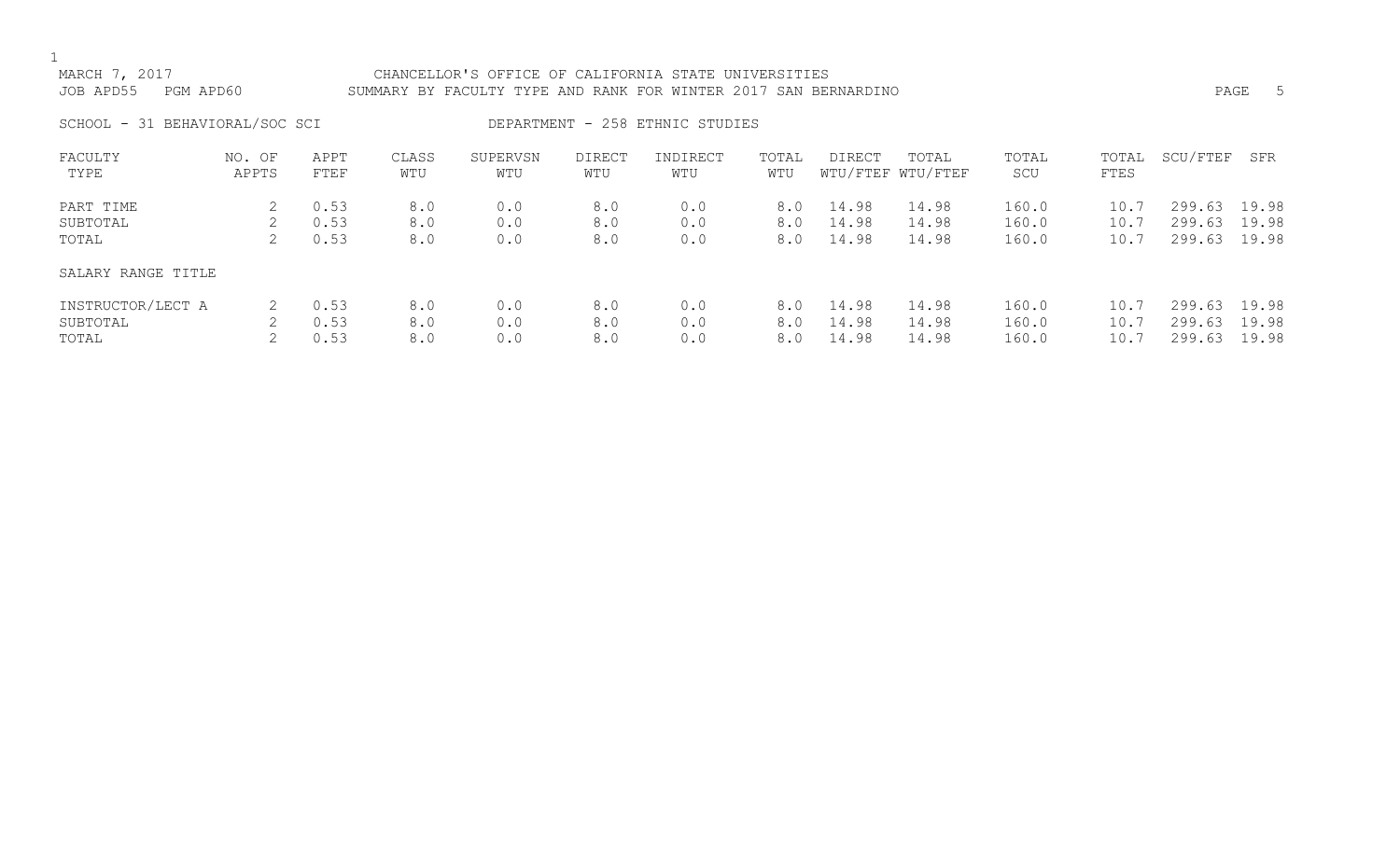MARCH 7, 2017 CHANCELLOR'S OFFICE OF CALIFORNIA STATE UNIVERSITIES
JOB APD55 PGM APD60 SUMMARY BY FACULTY TYPE AND RANK FOR WINTER 2017 SAN BERNARDINO

SCHOOL - 31 BEHAVIORAL/SOC SCI DEPARTMENT - 258 ETHNIC STUDIES

| FACULTY TYPE | NO. OF APPTS | APPT FTEF | CLASS WTU | SUPERVSN WTU | DIRECT WTU | INDIRECT WTU | TOTAL WTU | DIRECT WTU/FTEF | TOTAL WTU/FTEF | TOTAL SCU | TOTAL FTES | SCU/FTEF | SFR |
|---|---|---|---|---|---|---|---|---|---|---|---|---|---|
| PART TIME | 2 | 0.53 | 8.0 | 0.0 | 8.0 | 0.0 | 8.0 | 14.98 | 14.98 | 160.0 | 10.7 | 299.63 | 19.98 |
| SUBTOTAL | 2 | 0.53 | 8.0 | 0.0 | 8.0 | 0.0 | 8.0 | 14.98 | 14.98 | 160.0 | 10.7 | 299.63 | 19.98 |
| TOTAL | 2 | 0.53 | 8.0 | 0.0 | 8.0 | 0.0 | 8.0 | 14.98 | 14.98 | 160.0 | 10.7 | 299.63 | 19.98 |

SALARY RANGE TITLE

| SALARY RANGE TITLE | NO. OF APPTS | APPT FTEF | CLASS WTU | SUPERVSN WTU | DIRECT WTU | INDIRECT WTU | TOTAL WTU | DIRECT WTU/FTEF | TOTAL WTU/FTEF | TOTAL SCU | TOTAL FTES | SCU/FTEF | SFR |
|---|---|---|---|---|---|---|---|---|---|---|---|---|---|
| INSTRUCTOR/LECT A | 2 | 0.53 | 8.0 | 0.0 | 8.0 | 0.0 | 8.0 | 14.98 | 14.98 | 160.0 | 10.7 | 299.63 | 19.98 |
| SUBTOTAL | 2 | 0.53 | 8.0 | 0.0 | 8.0 | 0.0 | 8.0 | 14.98 | 14.98 | 160.0 | 10.7 | 299.63 | 19.98 |
| TOTAL | 2 | 0.53 | 8.0 | 0.0 | 8.0 | 0.0 | 8.0 | 14.98 | 14.98 | 160.0 | 10.7 | 299.63 | 19.98 |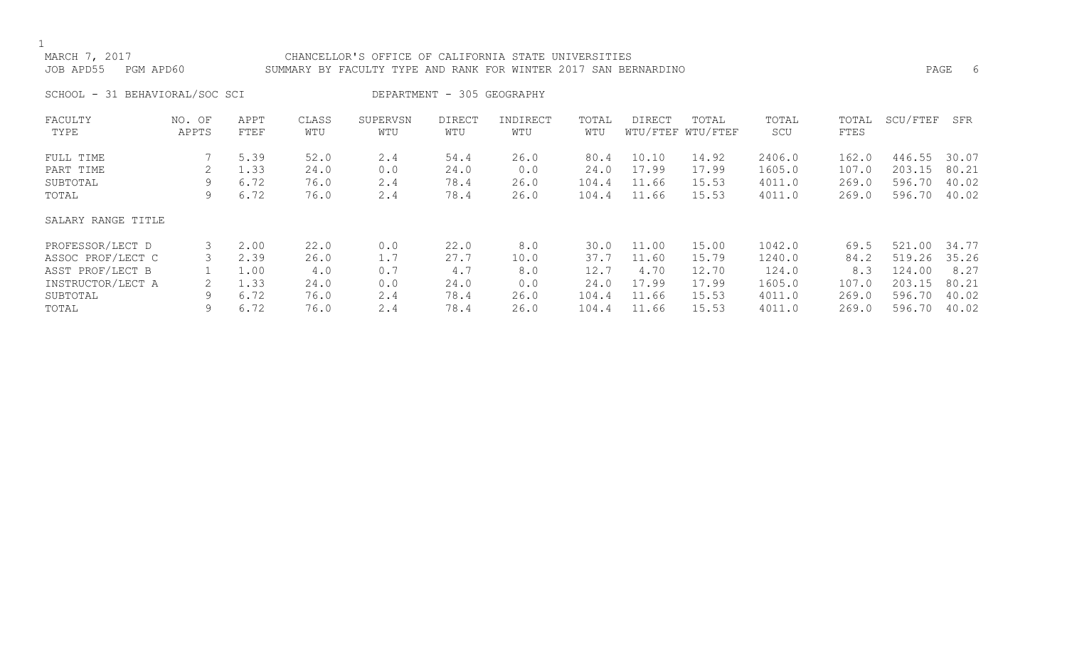MARCH 7, 2017 CHANCELLOR'S OFFICE OF CALIFORNIA STATE UNIVERSITIES
JOB APD55 PGM APD60 SUMMARY BY FACULTY TYPE AND RANK FOR WINTER 2017 SAN BERNARDINO

SCHOOL - 31 BEHAVIORAL/SOC SCI DEPARTMENT - 305 GEOGRAPHY

| FACULTY TYPE | NO. OF APPTS | APPT FTEF | CLASS WTU | SUPERVSN WTU | DIRECT WTU | INDIRECT WTU | TOTAL WTU | DIRECT WTU/FTEF | TOTAL WTU/FTEF | TOTAL SCU | TOTAL FTES | SCU/FTEF | SFR |
|---|---|---|---|---|---|---|---|---|---|---|---|---|---|
| FULL TIME | 7 | 5.39 | 52.0 | 2.4 | 54.4 | 26.0 | 80.4 | 10.10 | 14.92 | 2406.0 | 162.0 | 446.55 | 30.07 |
| PART TIME | 2 | 1.33 | 24.0 | 0.0 | 24.0 | 0.0 | 24.0 | 17.99 | 17.99 | 1605.0 | 107.0 | 203.15 | 80.21 |
| SUBTOTAL | 9 | 6.72 | 76.0 | 2.4 | 78.4 | 26.0 | 104.4 | 11.66 | 15.53 | 4011.0 | 269.0 | 596.70 | 40.02 |
| TOTAL | 9 | 6.72 | 76.0 | 2.4 | 78.4 | 26.0 | 104.4 | 11.66 | 15.53 | 4011.0 | 269.0 | 596.70 | 40.02 |
| SALARY RANGE TITLE | | | | | | | | | | | | | |
| PROFESSOR/LECT D | 3 | 2.00 | 22.0 | 0.0 | 22.0 | 8.0 | 30.0 | 11.00 | 15.00 | 1042.0 | 69.5 | 521.00 | 34.77 |
| ASSOC PROF/LECT C | 3 | 2.39 | 26.0 | 1.7 | 27.7 | 10.0 | 37.7 | 11.60 | 15.79 | 1240.0 | 84.2 | 519.26 | 35.26 |
| ASST PROF/LECT B | 1 | 1.00 | 4.0 | 0.7 | 4.7 | 8.0 | 12.7 | 4.70 | 12.70 | 124.0 | 8.3 | 124.00 | 8.27 |
| INSTRUCTOR/LECT A | 2 | 1.33 | 24.0 | 0.0 | 24.0 | 0.0 | 24.0 | 17.99 | 17.99 | 1605.0 | 107.0 | 203.15 | 80.21 |
| SUBTOTAL | 9 | 6.72 | 76.0 | 2.4 | 78.4 | 26.0 | 104.4 | 11.66 | 15.53 | 4011.0 | 269.0 | 596.70 | 40.02 |
| TOTAL | 9 | 6.72 | 76.0 | 2.4 | 78.4 | 26.0 | 104.4 | 11.66 | 15.53 | 4011.0 | 269.0 | 596.70 | 40.02 |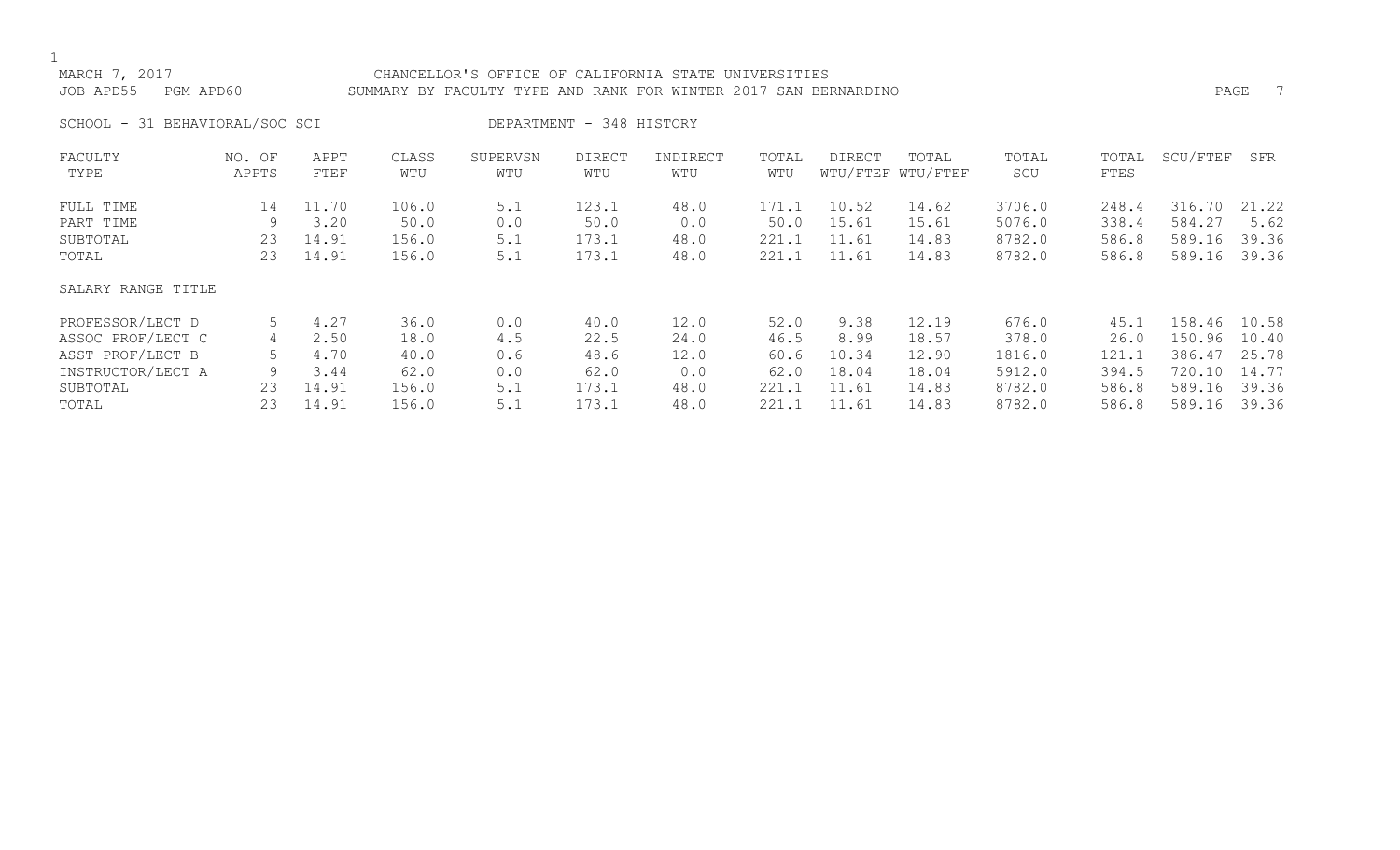MARCH 7, 2017 — CHANCELLOR'S OFFICE OF CALIFORNIA STATE UNIVERSITIES

JOB APD55 PGM APD60 — SUMMARY BY FACULTY TYPE AND RANK FOR WINTER 2017 SAN BERNARDINO

SCHOOL - 31 BEHAVIORAL/SOC SCI — DEPARTMENT - 348 HISTORY

| FACULTY TYPE | NO. OF APPTS | APPT FTEF | CLASS WTU | SUPERVSN WTU | DIRECT WTU | INDIRECT WTU | TOTAL WTU | DIRECT WTU/FTEF | TOTAL WTU/FTEF | TOTAL SCU | TOTAL FTES | SCU/FTEF | SFR |
|---|---|---|---|---|---|---|---|---|---|---|---|---|---|
| FULL TIME | 14 | 11.70 | 106.0 | 5.1 | 123.1 | 48.0 | 171.1 | 10.52 | 14.62 | 3706.0 | 248.4 | 316.70 | 21.22 |
| PART TIME | 9 | 3.20 | 50.0 | 0.0 | 50.0 | 0.0 | 50.0 | 15.61 | 15.61 | 5076.0 | 338.4 | 584.27 | 5.62 |
| SUBTOTAL | 23 | 14.91 | 156.0 | 5.1 | 173.1 | 48.0 | 221.1 | 11.61 | 14.83 | 8782.0 | 586.8 | 589.16 | 39.36 |
| TOTAL | 23 | 14.91 | 156.0 | 5.1 | 173.1 | 48.0 | 221.1 | 11.61 | 14.83 | 8782.0 | 586.8 | 589.16 | 39.36 |

| SALARY RANGE TITLE | NO. OF APPTS | APPT FTEF | CLASS WTU | SUPERVSN WTU | DIRECT WTU | INDIRECT WTU | TOTAL WTU | DIRECT WTU/FTEF | TOTAL WTU/FTEF | TOTAL SCU | TOTAL FTES | SCU/FTEF | SFR |
|---|---|---|---|---|---|---|---|---|---|---|---|---|---|
| PROFESSOR/LECT D | 5 | 4.27 | 36.0 | 0.0 | 40.0 | 12.0 | 52.0 | 9.38 | 12.19 | 676.0 | 45.1 | 158.46 | 10.58 |
| ASSOC PROF/LECT C | 4 | 2.50 | 18.0 | 4.5 | 22.5 | 24.0 | 46.5 | 8.99 | 18.57 | 378.0 | 26.0 | 150.96 | 10.40 |
| ASST PROF/LECT B | 5 | 4.70 | 40.0 | 0.6 | 48.6 | 12.0 | 60.6 | 10.34 | 12.90 | 1816.0 | 121.1 | 386.47 | 25.78 |
| INSTRUCTOR/LECT A | 9 | 3.44 | 62.0 | 0.0 | 62.0 | 0.0 | 62.0 | 18.04 | 18.04 | 5912.0 | 394.5 | 720.10 | 14.77 |
| SUBTOTAL | 23 | 14.91 | 156.0 | 5.1 | 173.1 | 48.0 | 221.1 | 11.61 | 14.83 | 8782.0 | 586.8 | 589.16 | 39.36 |
| TOTAL | 23 | 14.91 | 156.0 | 5.1 | 173.1 | 48.0 | 221.1 | 11.61 | 14.83 | 8782.0 | 586.8 | 589.16 | 39.36 |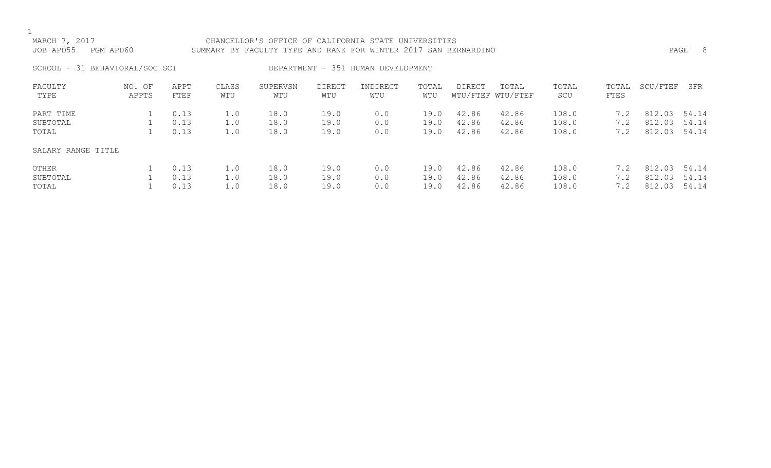MARCH 7, 2017 CHANCELLOR'S OFFICE OF CALIFORNIA STATE UNIVERSITIES
JOB APD55 PGM APD60 SUMMARY BY FACULTY TYPE AND RANK FOR WINTER 2017 SAN BERNARDINO

SCHOOL - 31 BEHAVIORAL/SOC SCI DEPARTMENT - 351 HUMAN DEVELOPMENT

| FACULTY TYPE | NO. OF APPTS | APPT FTEF | CLASS WTU | SUPERVSN WTU | DIRECT WTU | INDIRECT WTU | TOTAL WTU | DIRECT WTU/FTEF | TOTAL WTU/FTEF | TOTAL SCU | TOTAL FTES | SCU/FTEF | SFR |
|---|---|---|---|---|---|---|---|---|---|---|---|---|---|
| PART TIME | 1 | 0.13 | 1.0 | 18.0 | 19.0 | 0.0 | 19.0 | 42.86 | 42.86 | 108.0 | 7.2 | 812.03 | 54.14 |
| SUBTOTAL | 1 | 0.13 | 1.0 | 18.0 | 19.0 | 0.0 | 19.0 | 42.86 | 42.86 | 108.0 | 7.2 | 812.03 | 54.14 |
| TOTAL | 1 | 0.13 | 1.0 | 18.0 | 19.0 | 0.0 | 19.0 | 42.86 | 42.86 | 108.0 | 7.2 | 812.03 | 54.14 |
| SALARY RANGE TITLE | | | | | | | | | | | | | |
| OTHER | 1 | 0.13 | 1.0 | 18.0 | 19.0 | 0.0 | 19.0 | 42.86 | 42.86 | 108.0 | 7.2 | 812.03 | 54.14 |
| SUBTOTAL | 1 | 0.13 | 1.0 | 18.0 | 19.0 | 0.0 | 19.0 | 42.86 | 42.86 | 108.0 | 7.2 | 812.03 | 54.14 |
| TOTAL | 1 | 0.13 | 1.0 | 18.0 | 19.0 | 0.0 | 19.0 | 42.86 | 42.86 | 108.0 | 7.2 | 812.03 | 54.14 |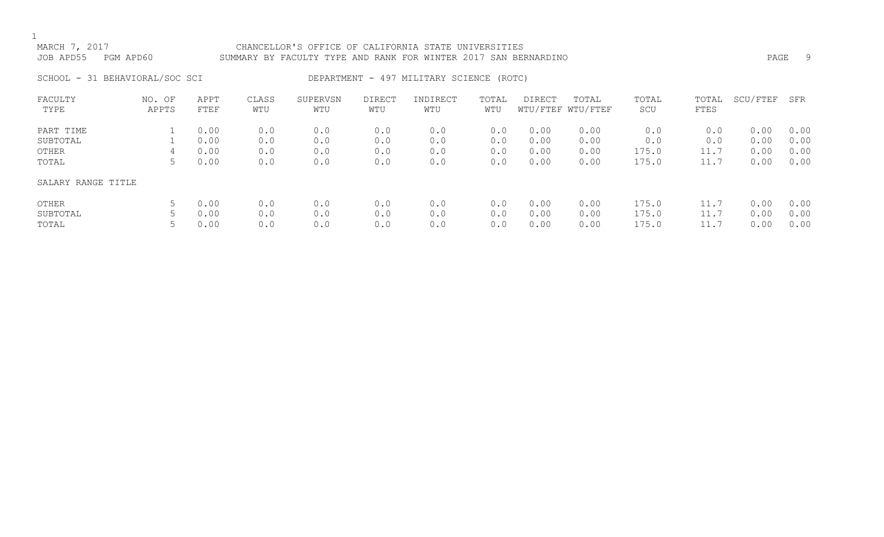MARCH 7, 2017 CHANCELLOR'S OFFICE OF CALIFORNIA STATE UNIVERSITIES
JOB APD55 PGM APD60 SUMMARY BY FACULTY TYPE AND RANK FOR WINTER 2017 SAN BERNARDINO

SCHOOL - 31 BEHAVIORAL/SOC SCI DEPARTMENT - 497 MILITARY SCIENCE (ROTC)

| FACULTY TYPE | NO. OF APPTS | APPT FTEF | CLASS WTU | SUPERVSN WTU | DIRECT WTU | INDIRECT WTU | TOTAL WTU | DIRECT WTU/FTEF | TOTAL WTU/FTEF | TOTAL SCU | TOTAL FTES | SCU/FTEF | SFR |
|---|---|---|---|---|---|---|---|---|---|---|---|---|---|
| PART TIME | 1 | 0.00 | 0.0 | 0.0 | 0.0 | 0.0 | 0.0 | 0.00 | 0.00 | 0.0 | 0.0 | 0.00 | 0.00 |
| SUBTOTAL | 1 | 0.00 | 0.0 | 0.0 | 0.0 | 0.0 | 0.0 | 0.00 | 0.00 | 0.0 | 0.0 | 0.00 | 0.00 |
| OTHER | 4 | 0.00 | 0.0 | 0.0 | 0.0 | 0.0 | 0.0 | 0.00 | 0.00 | 175.0 | 11.7 | 0.00 | 0.00 |
| TOTAL | 5 | 0.00 | 0.0 | 0.0 | 0.0 | 0.0 | 0.0 | 0.00 | 0.00 | 175.0 | 11.7 | 0.00 | 0.00 |
| SALARY RANGE TITLE | | | | | | | | | | | | | |
| OTHER | 5 | 0.00 | 0.0 | 0.0 | 0.0 | 0.0 | 0.0 | 0.00 | 0.00 | 175.0 | 11.7 | 0.00 | 0.00 |
| SUBTOTAL | 5 | 0.00 | 0.0 | 0.0 | 0.0 | 0.0 | 0.0 | 0.00 | 0.00 | 175.0 | 11.7 | 0.00 | 0.00 |
| TOTAL | 5 | 0.00 | 0.0 | 0.0 | 0.0 | 0.0 | 0.0 | 0.00 | 0.00 | 175.0 | 11.7 | 0.00 | 0.00 |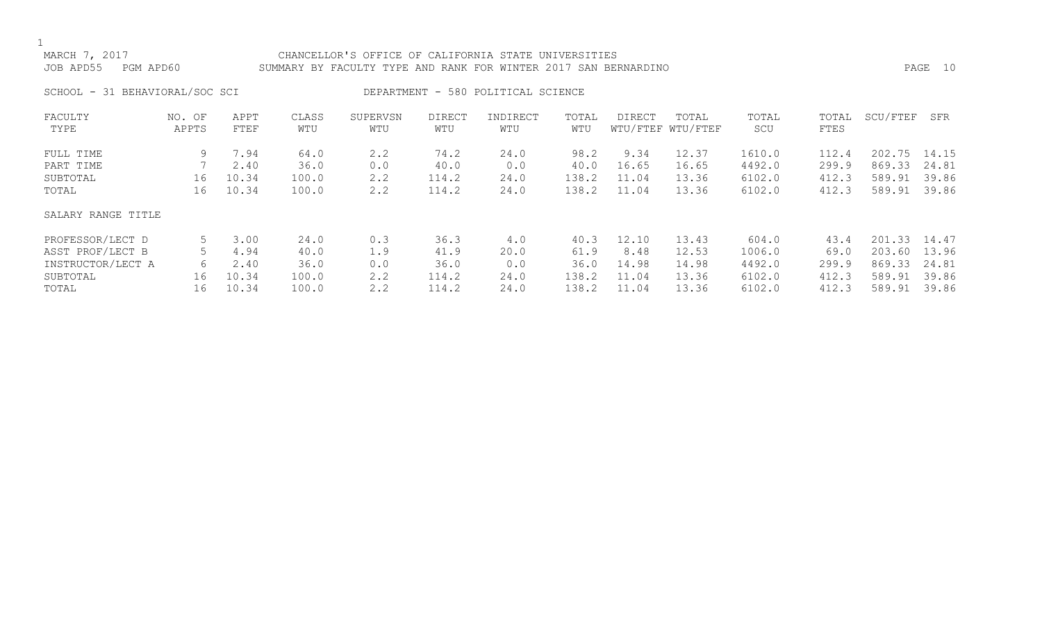MARCH 7, 2017 CHANCELLOR'S OFFICE OF CALIFORNIA STATE UNIVERSITIES
JOB APD55 PGM APD60 SUMMARY BY FACULTY TYPE AND RANK FOR WINTER 2017 SAN BERNARDINO

SCHOOL - 31 BEHAVIORAL/SOC SCI DEPARTMENT - 580 POLITICAL SCIENCE

| FACULTY TYPE | NO. OF APPTS | APPT FTEF | CLASS WTU | SUPERVSN WTU | DIRECT WTU | INDIRECT WTU | TOTAL WTU | DIRECT WTU/FTEF | TOTAL WTU/FTEF | TOTAL SCU | TOTAL FTES | SCU/FTEF | SFR |
|---|---|---|---|---|---|---|---|---|---|---|---|---|---|
| FULL TIME | 9 | 7.94 | 64.0 | 2.2 | 74.2 | 24.0 | 98.2 | 9.34 | 12.37 | 1610.0 | 112.4 | 202.75 | 14.15 |
| PART TIME | 7 | 2.40 | 36.0 | 0.0 | 40.0 | 0.0 | 40.0 | 16.65 | 16.65 | 4492.0 | 299.9 | 869.33 | 24.81 |
| SUBTOTAL | 16 | 10.34 | 100.0 | 2.2 | 114.2 | 24.0 | 138.2 | 11.04 | 13.36 | 6102.0 | 412.3 | 589.91 | 39.86 |
| TOTAL | 16 | 10.34 | 100.0 | 2.2 | 114.2 | 24.0 | 138.2 | 11.04 | 13.36 | 6102.0 | 412.3 | 589.91 | 39.86 |

| SALARY RANGE TITLE | NO. OF APPTS | APPT FTEF | CLASS WTU | SUPERVSN WTU | DIRECT WTU | INDIRECT WTU | TOTAL WTU | DIRECT WTU/FTEF | TOTAL WTU/FTEF | TOTAL SCU | TOTAL FTES | SCU/FTEF | SFR |
|---|---|---|---|---|---|---|---|---|---|---|---|---|---|
| PROFESSOR/LECT D | 5 | 3.00 | 24.0 | 0.3 | 36.3 | 4.0 | 40.3 | 12.10 | 13.43 | 604.0 | 43.4 | 201.33 | 14.47 |
| ASST PROF/LECT B | 5 | 4.94 | 40.0 | 1.9 | 41.9 | 20.0 | 61.9 | 8.48 | 12.53 | 1006.0 | 69.0 | 203.60 | 13.96 |
| INSTRUCTOR/LECT A | 6 | 2.40 | 36.0 | 0.0 | 36.0 | 0.0 | 36.0 | 14.98 | 14.98 | 4492.0 | 299.9 | 869.33 | 24.81 |
| SUBTOTAL | 16 | 10.34 | 100.0 | 2.2 | 114.2 | 24.0 | 138.2 | 11.04 | 13.36 | 6102.0 | 412.3 | 589.91 | 39.86 |
| TOTAL | 16 | 10.34 | 100.0 | 2.2 | 114.2 | 24.0 | 138.2 | 11.04 | 13.36 | 6102.0 | 412.3 | 589.91 | 39.86 |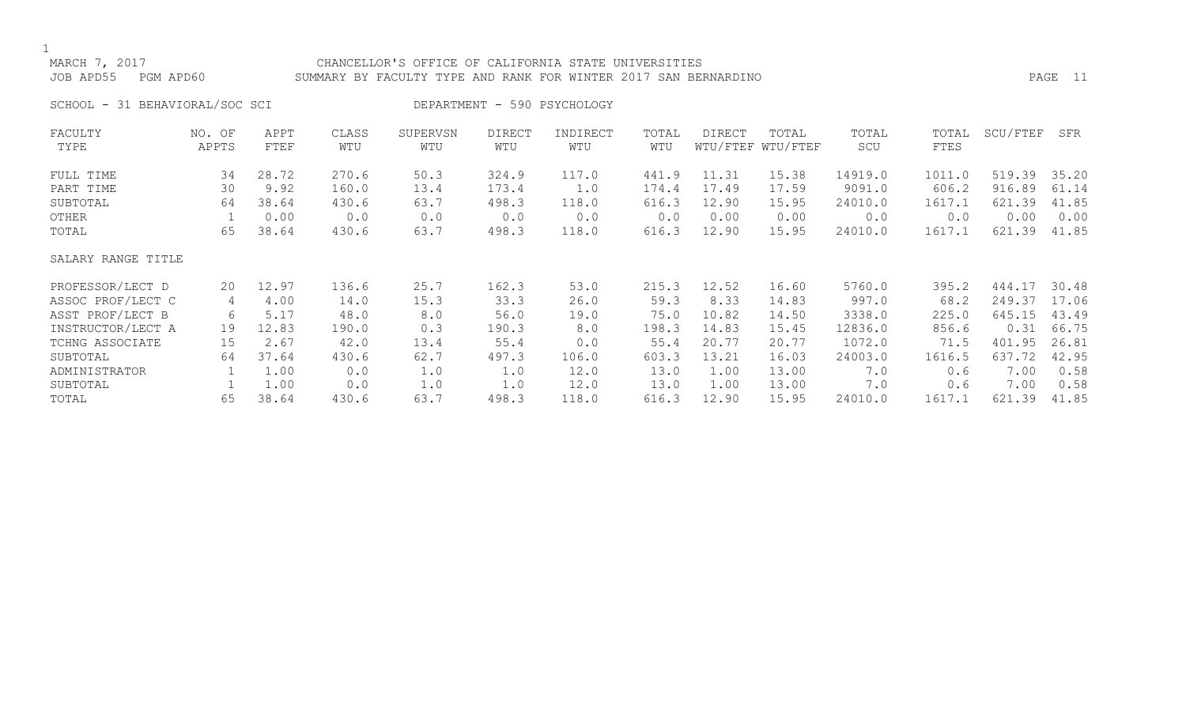CHANCELLOR'S OFFICE OF CALIFORNIA STATE UNIVERSITIES
SUMMARY BY FACULTY TYPE AND RANK FOR WINTER 2017 SAN BERNARDINO

MARCH 7, 2017
JOB APD55 PGM APD60

SCHOOL - 31 BEHAVIORAL/SOC SCI    DEPARTMENT - 590 PSYCHOLOGY

| FACULTY TYPE | NO. OF APPTS | APPT FTEF | CLASS WTU | SUPERVSN WTU | DIRECT WTU | INDIRECT WTU | TOTAL WTU | DIRECT WTU/FTEF | TOTAL WTU/FTEF | TOTAL SCU | TOTAL FTES | SCU/FTEF | SFR |
|---|---|---|---|---|---|---|---|---|---|---|---|---|---|
| FULL TIME | 34 | 28.72 | 270.6 | 50.3 | 324.9 | 117.0 | 441.9 | 11.31 | 15.38 | 14919.0 | 1011.0 | 519.39 | 35.20 |
| PART TIME | 30 | 9.92 | 160.0 | 13.4 | 173.4 | 1.0 | 174.4 | 17.49 | 17.59 | 9091.0 | 606.2 | 916.89 | 61.14 |
| SUBTOTAL | 64 | 38.64 | 430.6 | 63.7 | 498.3 | 118.0 | 616.3 | 12.90 | 15.95 | 24010.0 | 1617.1 | 621.39 | 41.85 |
| OTHER | 1 | 0.00 | 0.0 | 0.0 | 0.0 | 0.0 | 0.0 | 0.00 | 0.00 | 0.0 | 0.0 | 0.00 | 0.00 |
| TOTAL | 65 | 38.64 | 430.6 | 63.7 | 498.3 | 118.0 | 616.3 | 12.90 | 15.95 | 24010.0 | 1617.1 | 621.39 | 41.85 |
| SALARY RANGE TITLE | | | | | | | | | | | | | |
| PROFESSOR/LECT D | 20 | 12.97 | 136.6 | 25.7 | 162.3 | 53.0 | 215.3 | 12.52 | 16.60 | 5760.0 | 395.2 | 444.17 | 30.48 |
| ASSOC PROF/LECT C | 4 | 4.00 | 14.0 | 15.3 | 33.3 | 26.0 | 59.3 | 8.33 | 14.83 | 997.0 | 68.2 | 249.37 | 17.06 |
| ASST PROF/LECT B | 6 | 5.17 | 48.0 | 8.0 | 56.0 | 19.0 | 75.0 | 10.82 | 14.50 | 3338.0 | 225.0 | 645.15 | 43.49 |
| INSTRUCTOR/LECT A | 19 | 12.83 | 190.0 | 0.3 | 190.3 | 8.0 | 198.3 | 14.83 | 15.45 | 12836.0 | 856.6 | 0.31 | 66.75 |
| TCHNG ASSOCIATE | 15 | 2.67 | 42.0 | 13.4 | 55.4 | 0.0 | 55.4 | 20.77 | 20.77 | 1072.0 | 71.5 | 401.95 | 26.81 |
| SUBTOTAL | 64 | 37.64 | 430.6 | 62.7 | 497.3 | 106.0 | 603.3 | 13.21 | 16.03 | 24003.0 | 1616.5 | 637.72 | 42.95 |
| ADMINISTRATOR | 1 | 1.00 | 0.0 | 1.0 | 1.0 | 12.0 | 13.0 | 1.00 | 13.00 | 7.0 | 0.6 | 7.00 | 0.58 |
| SUBTOTAL | 1 | 1.00 | 0.0 | 1.0 | 1.0 | 12.0 | 13.0 | 1.00 | 13.00 | 7.0 | 0.6 | 7.00 | 0.58 |
| TOTAL | 65 | 38.64 | 430.6 | 63.7 | 498.3 | 118.0 | 616.3 | 12.90 | 15.95 | 24010.0 | 1617.1 | 621.39 | 41.85 |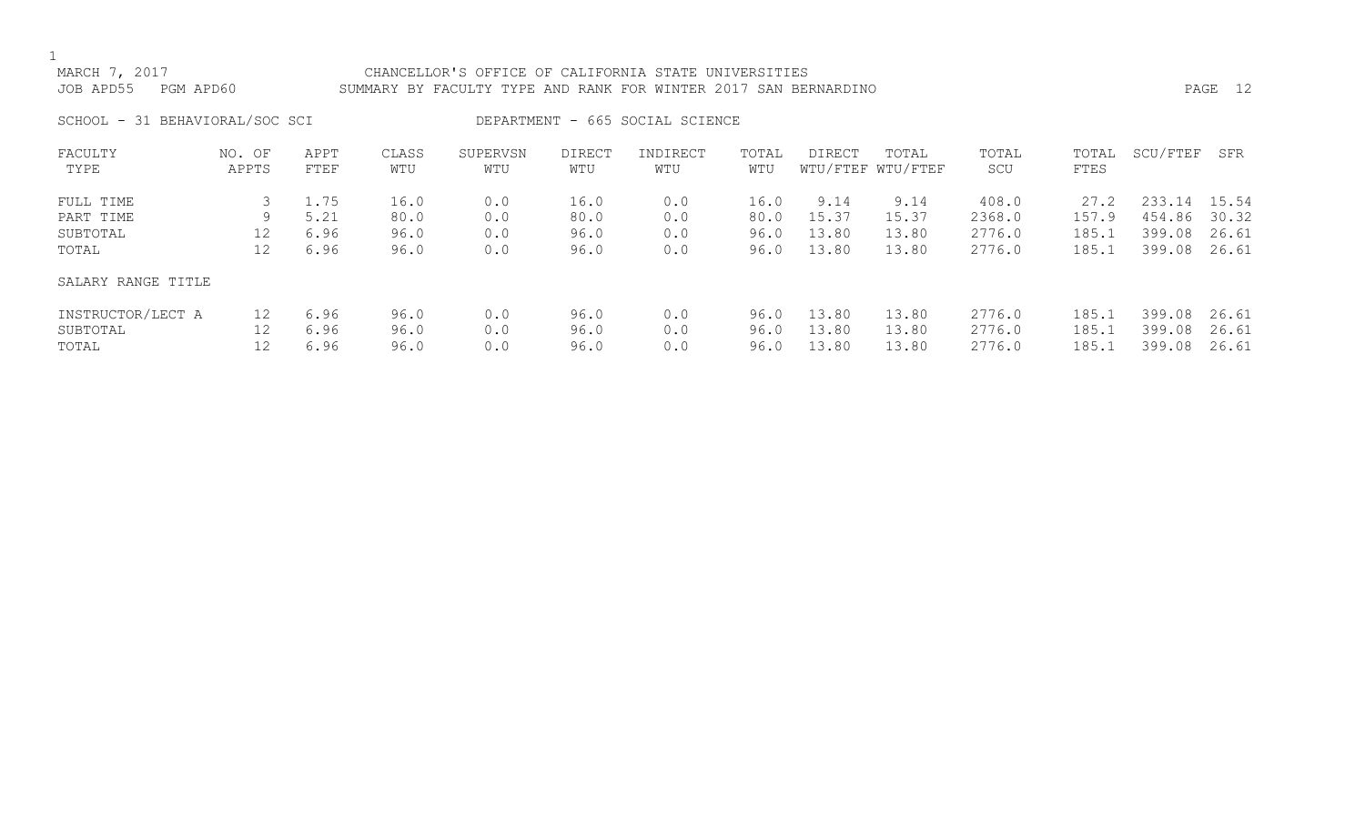CHANCELLOR'S OFFICE OF CALIFORNIA STATE UNIVERSITIES
SUMMARY BY FACULTY TYPE AND RANK FOR WINTER 2017 SAN BERNARDINO

MARCH 7, 2017
JOB APD55 PGM APD60

SCHOOL - 31 BEHAVIORAL/SOC SCI DEPARTMENT - 665 SOCIAL SCIENCE

| FACULTY TYPE | NO. OF APPTS | APPT FTEF | CLASS WTU | SUPERVSN WTU | DIRECT WTU | INDIRECT WTU | TOTAL WTU | DIRECT WTU/FTEF | TOTAL WTU/FTEF | TOTAL SCU | TOTAL FTES | SCU/FTEF | SFR |
|---|---|---|---|---|---|---|---|---|---|---|---|---|---|
| FULL TIME | 3 | 1.75 | 16.0 | 0.0 | 16.0 | 0.0 | 16.0 | 9.14 | 9.14 | 408.0 | 27.2 | 233.14 | 15.54 |
| PART TIME | 9 | 5.21 | 80.0 | 0.0 | 80.0 | 0.0 | 80.0 | 15.37 | 15.37 | 2368.0 | 157.9 | 454.86 | 30.32 |
| SUBTOTAL | 12 | 6.96 | 96.0 | 0.0 | 96.0 | 0.0 | 96.0 | 13.80 | 13.80 | 2776.0 | 185.1 | 399.08 | 26.61 |
| TOTAL | 12 | 6.96 | 96.0 | 0.0 | 96.0 | 0.0 | 96.0 | 13.80 | 13.80 | 2776.0 | 185.1 | 399.08 | 26.61 |
| SALARY RANGE TITLE | | | | | | | | | | | | | |
| INSTRUCTOR/LECT A | 12 | 6.96 | 96.0 | 0.0 | 96.0 | 0.0 | 96.0 | 13.80 | 13.80 | 2776.0 | 185.1 | 399.08 | 26.61 |
| SUBTOTAL | 12 | 6.96 | 96.0 | 0.0 | 96.0 | 0.0 | 96.0 | 13.80 | 13.80 | 2776.0 | 185.1 | 399.08 | 26.61 |
| TOTAL | 12 | 6.96 | 96.0 | 0.0 | 96.0 | 0.0 | 96.0 | 13.80 | 13.80 | 2776.0 | 185.1 | 399.08 | 26.61 |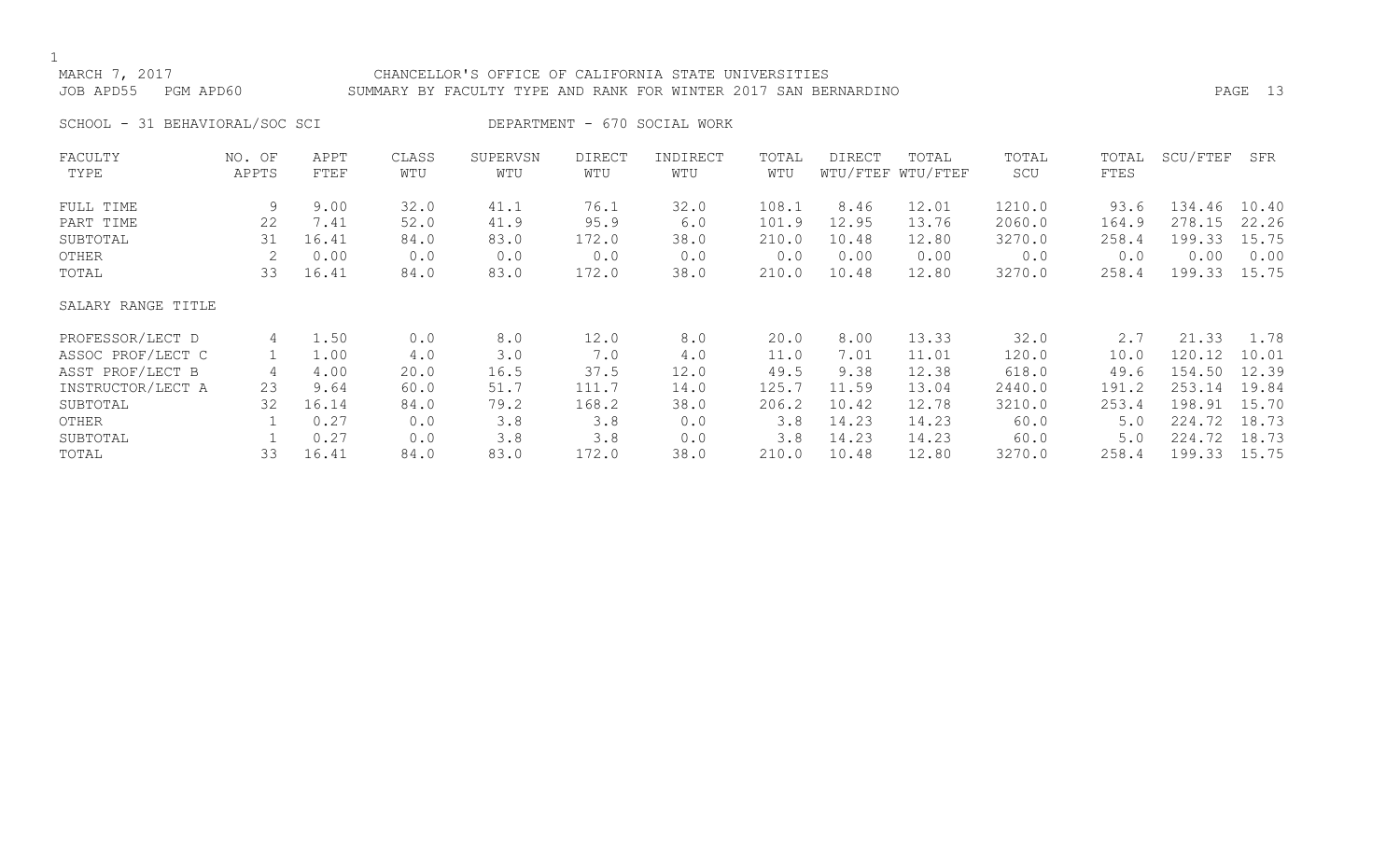MARCH 7, 2017 CHANCELLOR'S OFFICE OF CALIFORNIA STATE UNIVERSITIES
JOB APD55 PGM APD60 SUMMARY BY FACULTY TYPE AND RANK FOR WINTER 2017 SAN BERNARDINO

SCHOOL - 31 BEHAVIORAL/SOC SCI DEPARTMENT - 670 SOCIAL WORK

| FACULTY TYPE | NO. OF APPTS | APPT FTEF | CLASS WTU | SUPERVSN WTU | DIRECT WTU | INDIRECT WTU | TOTAL WTU | DIRECT WTU/FTEF | TOTAL WTU/FTEF | TOTAL SCU | TOTAL FTES | SCU/FTEF | SFR |
|---|---|---|---|---|---|---|---|---|---|---|---|---|---|
| FULL TIME | 9 | 9.00 | 32.0 | 41.1 | 76.1 | 32.0 | 108.1 | 8.46 | 12.01 | 1210.0 | 93.6 | 134.46 | 10.40 |
| PART TIME | 22 | 7.41 | 52.0 | 41.9 | 95.9 | 6.0 | 101.9 | 12.95 | 13.76 | 2060.0 | 164.9 | 278.15 | 22.26 |
| SUBTOTAL | 31 | 16.41 | 84.0 | 83.0 | 172.0 | 38.0 | 210.0 | 10.48 | 12.80 | 3270.0 | 258.4 | 199.33 | 15.75 |
| OTHER | 2 | 0.00 | 0.0 | 0.0 | 0.0 | 0.0 | 0.0 | 0.00 | 0.00 | 0.0 | 0.0 | 0.00 | 0.00 |
| TOTAL | 33 | 16.41 | 84.0 | 83.0 | 172.0 | 38.0 | 210.0 | 10.48 | 12.80 | 3270.0 | 258.4 | 199.33 | 15.75 |
| SALARY RANGE TITLE | | | | | | | | | | | | | |
| PROFESSOR/LECT D | 4 | 1.50 | 0.0 | 8.0 | 12.0 | 8.0 | 20.0 | 8.00 | 13.33 | 32.0 | 2.7 | 21.33 | 1.78 |
| ASSOC PROF/LECT C | 1 | 1.00 | 4.0 | 3.0 | 7.0 | 4.0 | 11.0 | 7.01 | 11.01 | 120.0 | 10.0 | 120.12 | 10.01 |
| ASST PROF/LECT B | 4 | 4.00 | 20.0 | 16.5 | 37.5 | 12.0 | 49.5 | 9.38 | 12.38 | 618.0 | 49.6 | 154.50 | 12.39 |
| INSTRUCTOR/LECT A | 23 | 9.64 | 60.0 | 51.7 | 111.7 | 14.0 | 125.7 | 11.59 | 13.04 | 2440.0 | 191.2 | 253.14 | 19.84 |
| SUBTOTAL | 32 | 16.14 | 84.0 | 79.2 | 168.2 | 38.0 | 206.2 | 10.42 | 12.78 | 3210.0 | 253.4 | 198.91 | 15.70 |
| OTHER | 1 | 0.27 | 0.0 | 3.8 | 3.8 | 0.0 | 3.8 | 14.23 | 14.23 | 60.0 | 5.0 | 224.72 | 18.73 |
| SUBTOTAL | 1 | 0.27 | 0.0 | 3.8 | 3.8 | 0.0 | 3.8 | 14.23 | 14.23 | 60.0 | 5.0 | 224.72 | 18.73 |
| TOTAL | 33 | 16.41 | 84.0 | 83.0 | 172.0 | 38.0 | 210.0 | 10.48 | 12.80 | 3270.0 | 258.4 | 199.33 | 15.75 |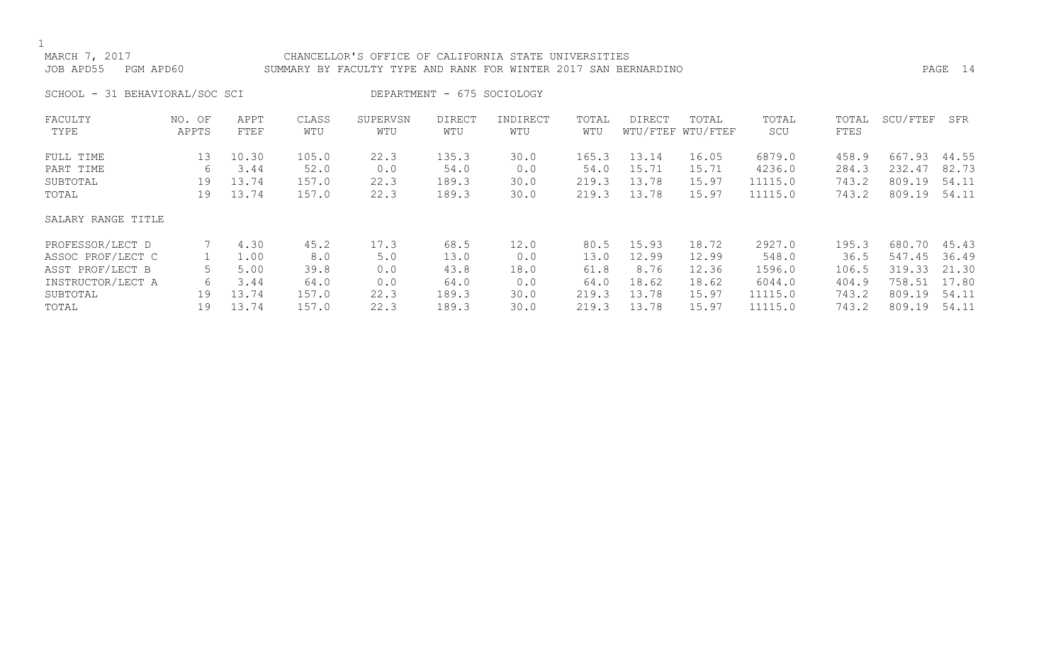MARCH 7, 2017 CHANCELLOR'S OFFICE OF CALIFORNIA STATE UNIVERSITIES
JOB APD55 PGM APD60 SUMMARY BY FACULTY TYPE AND RANK FOR WINTER 2017 SAN BERNARDINO

SCHOOL - 31 BEHAVIORAL/SOC SCI DEPARTMENT - 675 SOCIOLOGY

| FACULTY TYPE | NO. OF APPTS | APPT FTEF | CLASS WTU | SUPERVSN WTU | DIRECT WTU | INDIRECT WTU | TOTAL WTU | DIRECT WTU/FTEF | TOTAL WTU/FTEF | TOTAL SCU | TOTAL FTES | SCU/FTEF | SFR |
|---|---|---|---|---|---|---|---|---|---|---|---|---|---|
| FULL TIME | 13 | 10.30 | 105.0 | 22.3 | 135.3 | 30.0 | 165.3 | 13.14 | 16.05 | 6879.0 | 458.9 | 667.93 | 44.55 |
| PART TIME | 6 | 3.44 | 52.0 | 0.0 | 54.0 | 0.0 | 54.0 | 15.71 | 15.71 | 4236.0 | 284.3 | 232.47 | 82.73 |
| SUBTOTAL | 19 | 13.74 | 157.0 | 22.3 | 189.3 | 30.0 | 219.3 | 13.78 | 15.97 | 11115.0 | 743.2 | 809.19 | 54.11 |
| TOTAL | 19 | 13.74 | 157.0 | 22.3 | 189.3 | 30.0 | 219.3 | 13.78 | 15.97 | 11115.0 | 743.2 | 809.19 | 54.11 |
| SALARY RANGE TITLE | | | | | | | | | | | | | |
| PROFESSOR/LECT D | 7 | 4.30 | 45.2 | 17.3 | 68.5 | 12.0 | 80.5 | 15.93 | 18.72 | 2927.0 | 195.3 | 680.70 | 45.43 |
| ASSOC PROF/LECT C | 1 | 1.00 | 8.0 | 5.0 | 13.0 | 0.0 | 13.0 | 12.99 | 12.99 | 548.0 | 36.5 | 547.45 | 36.49 |
| ASST PROF/LECT B | 5 | 5.00 | 39.8 | 0.0 | 43.8 | 18.0 | 61.8 | 8.76 | 12.36 | 1596.0 | 106.5 | 319.33 | 21.30 |
| INSTRUCTOR/LECT A | 6 | 3.44 | 64.0 | 0.0 | 64.0 | 0.0 | 64.0 | 18.62 | 18.62 | 6044.0 | 404.9 | 758.51 | 17.80 |
| SUBTOTAL | 19 | 13.74 | 157.0 | 22.3 | 189.3 | 30.0 | 219.3 | 13.78 | 15.97 | 11115.0 | 743.2 | 809.19 | 54.11 |
| TOTAL | 19 | 13.74 | 157.0 | 22.3 | 189.3 | 30.0 | 219.3 | 13.78 | 15.97 | 11115.0 | 743.2 | 809.19 | 54.11 |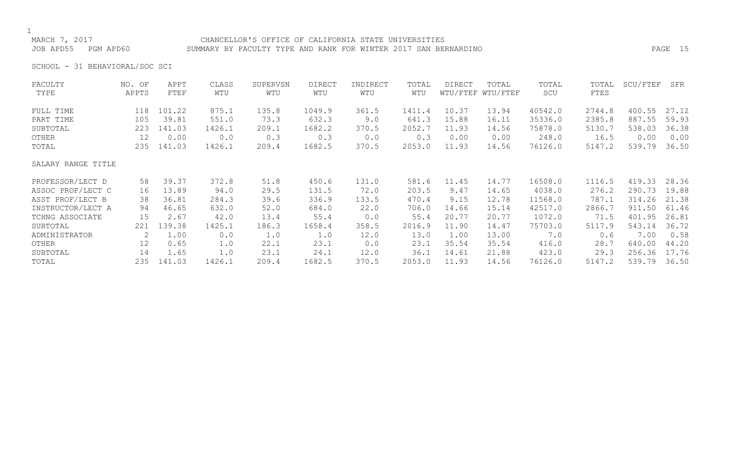CHANCELLOR'S OFFICE OF CALIFORNIA STATE UNIVERSITIES
SUMMARY BY FACULTY TYPE AND RANK FOR WINTER 2017 SAN BERNARDINO

MARCH 7, 2017
JOB APD55 PGM APD60

SCHOOL - 31 BEHAVIORAL/SOC SCI

| FACULTY TYPE | NO. OF APPTS | APPT FTEF | CLASS WTU | SUPERVSN WTU | DIRECT WTU | INDIRECT WTU | TOTAL WTU | DIRECT WTU/FTEF | TOTAL WTU/FTEF | TOTAL SCU | TOTAL FTES | SCU/FTEF | SFR |
|---|---|---|---|---|---|---|---|---|---|---|---|---|---|
| FULL TIME | 118 | 101.22 | 875.1 | 135.8 | 1049.9 | 361.5 | 1411.4 | 10.37 | 13.94 | 40542.0 | 2744.8 | 400.55 | 27.12 |
| PART TIME | 105 | 39.81 | 551.0 | 73.3 | 632.3 | 9.0 | 641.3 | 15.88 | 16.11 | 35336.0 | 2385.8 | 887.55 | 59.93 |
| SUBTOTAL | 223 | 141.03 | 1426.1 | 209.1 | 1682.2 | 370.5 | 2052.7 | 11.93 | 14.56 | 75878.0 | 5130.7 | 538.03 | 36.38 |
| OTHER | 12 | 0.00 | 0.0 | 0.3 | 0.3 | 0.0 | 0.3 | 0.00 | 0.00 | 248.0 | 16.5 | 0.00 | 0.00 |
| TOTAL | 235 | 141.03 | 1426.1 | 209.4 | 1682.5 | 370.5 | 2053.0 | 11.93 | 14.56 | 76126.0 | 5147.2 | 539.79 | 36.50 |
| **SALARY RANGE TITLE** | | | | | | | | | | | | | |
| PROFESSOR/LECT D | 58 | 39.37 | 372.8 | 51.8 | 450.6 | 131.0 | 581.6 | 11.45 | 14.77 | 16508.0 | 1116.5 | 419.33 | 28.36 |
| ASSOC PROF/LECT C | 16 | 13.89 | 94.0 | 29.5 | 131.5 | 72.0 | 203.5 | 9.47 | 14.65 | 4038.0 | 276.2 | 290.73 | 19.88 |
| ASST PROF/LECT B | 38 | 36.81 | 284.3 | 39.6 | 336.9 | 133.5 | 470.4 | 9.15 | 12.78 | 11568.0 | 787.1 | 314.26 | 21.38 |
| INSTRUCTOR/LECT A | 94 | 46.65 | 632.0 | 52.0 | 684.0 | 22.0 | 706.0 | 14.66 | 15.14 | 42517.0 | 2866.7 | 911.50 | 61.46 |
| TCHNG ASSOCIATE | 15 | 2.67 | 42.0 | 13.4 | 55.4 | 0.0 | 55.4 | 20.77 | 20.77 | 1072.0 | 71.5 | 401.95 | 26.81 |
| SUBTOTAL | 221 | 139.38 | 1425.1 | 186.3 | 1658.4 | 358.5 | 2016.9 | 11.90 | 14.47 | 75703.0 | 5117.9 | 543.14 | 36.72 |
| ADMINISTRATOR | 2 | 1.00 | 0.0 | 1.0 | 1.0 | 12.0 | 13.0 | 1.00 | 13.00 | 7.0 | 0.6 | 7.00 | 0.58 |
| OTHER | 12 | 0.65 | 1.0 | 22.1 | 23.1 | 0.0 | 23.1 | 35.54 | 35.54 | 416.0 | 28.7 | 640.00 | 44.20 |
| SUBTOTAL | 14 | 1.65 | 1.0 | 23.1 | 24.1 | 12.0 | 36.1 | 14.61 | 21.88 | 423.0 | 29.3 | 256.36 | 17.76 |
| TOTAL | 235 | 141.03 | 1426.1 | 209.4 | 1682.5 | 370.5 | 2053.0 | 11.93 | 14.56 | 76126.0 | 5147.2 | 539.79 | 36.50 |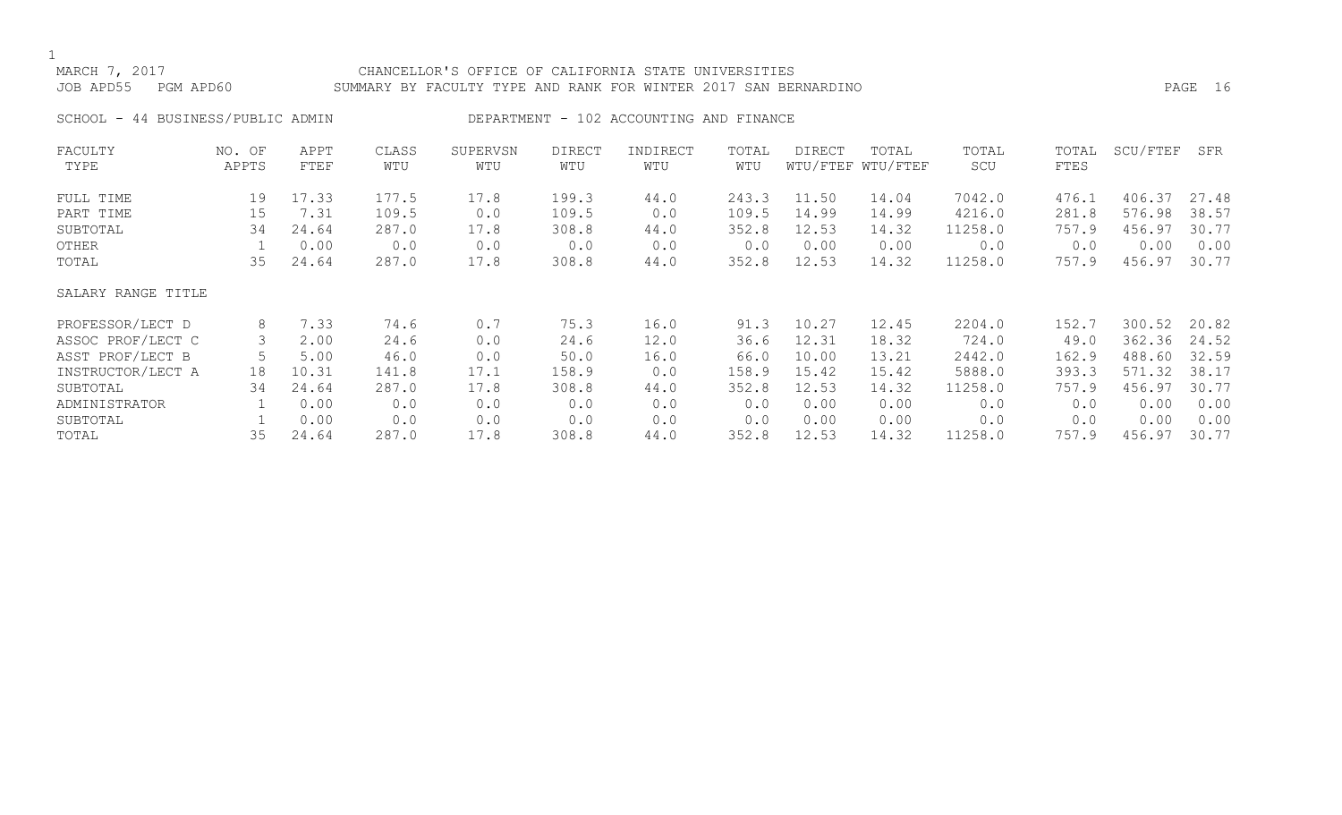MARCH 7, 2017 CHANCELLOR'S OFFICE OF CALIFORNIA STATE UNIVERSITIES
JOB APD55 PGM APD60 SUMMARY BY FACULTY TYPE AND RANK FOR WINTER 2017 SAN BERNARDINO

SCHOOL - 44 BUSINESS/PUBLIC ADMIN DEPARTMENT - 102 ACCOUNTING AND FINANCE

| FACULTY TYPE | NO. OF APPTS | APPT FTEF | CLASS WTU | SUPERVSN WTU | DIRECT WTU | INDIRECT WTU | TOTAL WTU | DIRECT WTU/FTEF | TOTAL WTU/FTEF | TOTAL SCU | TOTAL FTES | SCU/FTEF | SFR |
|---|---|---|---|---|---|---|---|---|---|---|---|---|---|
| FULL TIME | 19 | 17.33 | 177.5 | 17.8 | 199.3 | 44.0 | 243.3 | 11.50 | 14.04 | 7042.0 | 476.1 | 406.37 | 27.48 |
| PART TIME | 15 | 7.31 | 109.5 | 0.0 | 109.5 | 0.0 | 109.5 | 14.99 | 14.99 | 4216.0 | 281.8 | 576.98 | 38.57 |
| SUBTOTAL | 34 | 24.64 | 287.0 | 17.8 | 308.8 | 44.0 | 352.8 | 12.53 | 14.32 | 11258.0 | 757.9 | 456.97 | 30.77 |
| OTHER | 1 | 0.00 | 0.0 | 0.0 | 0.0 | 0.0 | 0.0 | 0.00 | 0.00 | 0.0 | 0.0 | 0.00 | 0.00 |
| TOTAL | 35 | 24.64 | 287.0 | 17.8 | 308.8 | 44.0 | 352.8 | 12.53 | 14.32 | 11258.0 | 757.9 | 456.97 | 30.77 |
| SALARY RANGE TITLE | | | | | | | | | | | | | |
| PROFESSOR/LECT D | 8 | 7.33 | 74.6 | 0.7 | 75.3 | 16.0 | 91.3 | 10.27 | 12.45 | 2204.0 | 152.7 | 300.52 | 20.82 |
| ASSOC PROF/LECT C | 3 | 2.00 | 24.6 | 0.0 | 24.6 | 12.0 | 36.6 | 12.31 | 18.32 | 724.0 | 49.0 | 362.36 | 24.52 |
| ASST PROF/LECT B | 5 | 5.00 | 46.0 | 0.0 | 50.0 | 16.0 | 66.0 | 10.00 | 13.21 | 2442.0 | 162.9 | 488.60 | 32.59 |
| INSTRUCTOR/LECT A | 18 | 10.31 | 141.8 | 17.1 | 158.9 | 0.0 | 158.9 | 15.42 | 15.42 | 5888.0 | 393.3 | 571.32 | 38.17 |
| SUBTOTAL | 34 | 24.64 | 287.0 | 17.8 | 308.8 | 44.0 | 352.8 | 12.53 | 14.32 | 11258.0 | 757.9 | 456.97 | 30.77 |
| ADMINISTRATOR | 1 | 0.00 | 0.0 | 0.0 | 0.0 | 0.0 | 0.0 | 0.00 | 0.00 | 0.0 | 0.0 | 0.00 | 0.00 |
| SUBTOTAL | 1 | 0.00 | 0.0 | 0.0 | 0.0 | 0.0 | 0.0 | 0.00 | 0.00 | 0.0 | 0.0 | 0.00 | 0.00 |
| TOTAL | 35 | 24.64 | 287.0 | 17.8 | 308.8 | 44.0 | 352.8 | 12.53 | 14.32 | 11258.0 | 757.9 | 456.97 | 30.77 |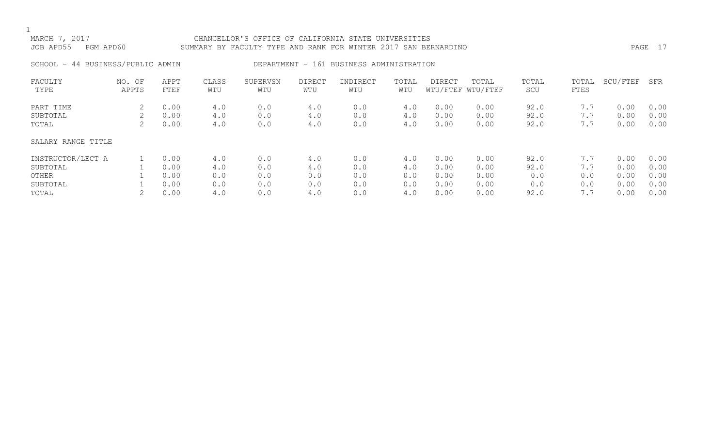MARCH 7, 2017 CHANCELLOR'S OFFICE OF CALIFORNIA STATE UNIVERSITIES
JOB APD55 PGM APD60 SUMMARY BY FACULTY TYPE AND RANK FOR WINTER 2017 SAN BERNARDINO

SCHOOL - 44 BUSINESS/PUBLIC ADMIN DEPARTMENT - 161 BUSINESS ADMINISTRATION

| FACULTY TYPE | NO. OF APPTS | APPT FTEF | CLASS WTU | SUPERVSN WTU | DIRECT WTU | INDIRECT WTU | TOTAL WTU | DIRECT WTU/FTEF | TOTAL WTU/FTEF | TOTAL SCU | TOTAL FTES | SCU/FTEF | SFR |
|---|---|---|---|---|---|---|---|---|---|---|---|---|---|
| PART TIME | 2 | 0.00 | 4.0 | 0.0 | 4.0 | 0.0 | 4.0 | 0.00 | 0.00 | 92.0 | 7.7 | 0.00 | 0.00 |
| SUBTOTAL | 2 | 0.00 | 4.0 | 0.0 | 4.0 | 0.0 | 4.0 | 0.00 | 0.00 | 92.0 | 7.7 | 0.00 | 0.00 |
| TOTAL | 2 | 0.00 | 4.0 | 0.0 | 4.0 | 0.0 | 4.0 | 0.00 | 0.00 | 92.0 | 7.7 | 0.00 | 0.00 |
| SALARY RANGE TITLE | | | | | | | | | | | | | |
| INSTRUCTOR/LECT A | 1 | 0.00 | 4.0 | 0.0 | 4.0 | 0.0 | 4.0 | 0.00 | 0.00 | 92.0 | 7.7 | 0.00 | 0.00 |
| SUBTOTAL | 1 | 0.00 | 4.0 | 0.0 | 4.0 | 0.0 | 4.0 | 0.00 | 0.00 | 92.0 | 7.7 | 0.00 | 0.00 |
| OTHER | 1 | 0.00 | 0.0 | 0.0 | 0.0 | 0.0 | 0.0 | 0.00 | 0.00 | 0.0 | 0.0 | 0.00 | 0.00 |
| SUBTOTAL | 1 | 0.00 | 0.0 | 0.0 | 0.0 | 0.0 | 0.0 | 0.00 | 0.00 | 0.0 | 0.0 | 0.00 | 0.00 |
| TOTAL | 2 | 0.00 | 4.0 | 0.0 | 4.0 | 0.0 | 4.0 | 0.00 | 0.00 | 92.0 | 7.7 | 0.00 | 0.00 |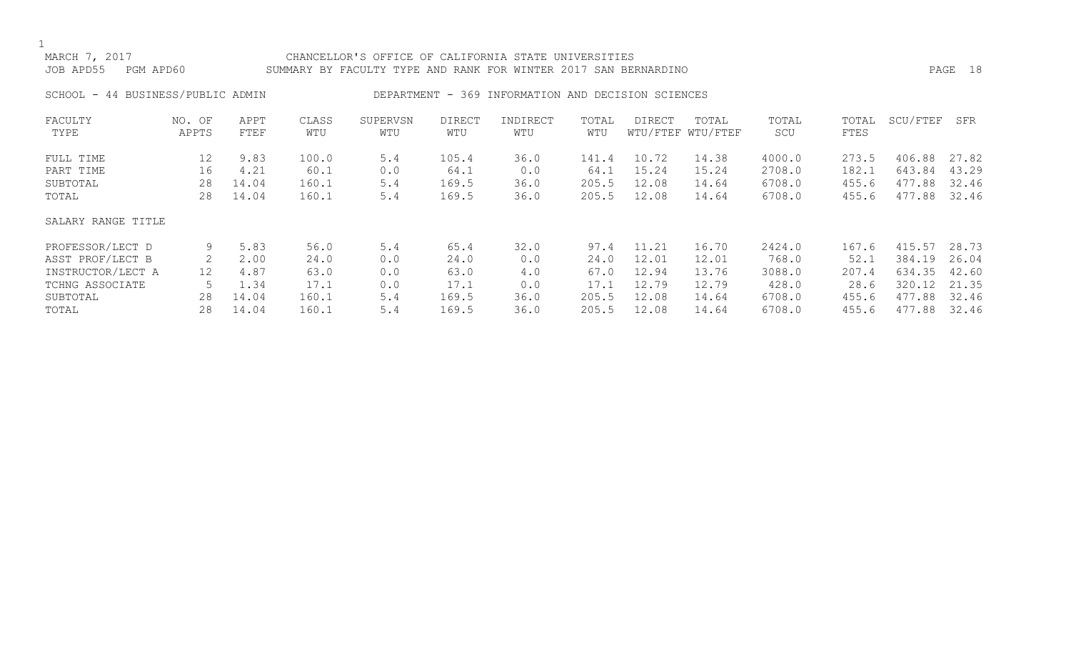CHANCELLOR'S OFFICE OF CALIFORNIA STATE UNIVERSITIES

SUMMARY BY FACULTY TYPE AND RANK FOR WINTER 2017 SAN BERNARDINO

MARCH 7, 2017

JOB APD55 PGM APD60

SCHOOL - 44 BUSINESS/PUBLIC ADMIN    DEPARTMENT - 369 INFORMATION AND DECISION SCIENCES

| FACULTY TYPE | NO. OF APPTS | APPT FTEF | CLASS WTU | SUPERVSN WTU | DIRECT WTU | INDIRECT WTU | TOTAL WTU | DIRECT WTU/FTEF | TOTAL WTU/FTEF | TOTAL SCU | TOTAL FTES | SCU/FTEF | SFR |
|---|---|---|---|---|---|---|---|---|---|---|---|---|---|
| FULL TIME | 12 | 9.83 | 100.0 | 5.4 | 105.4 | 36.0 | 141.4 | 10.72 | 14.38 | 4000.0 | 273.5 | 406.88 | 27.82 |
| PART TIME | 16 | 4.21 | 60.1 | 0.0 | 64.1 | 0.0 | 64.1 | 15.24 | 15.24 | 2708.0 | 182.1 | 643.84 | 43.29 |
| SUBTOTAL | 28 | 14.04 | 160.1 | 5.4 | 169.5 | 36.0 | 205.5 | 12.08 | 14.64 | 6708.0 | 455.6 | 477.88 | 32.46 |
| TOTAL | 28 | 14.04 | 160.1 | 5.4 | 169.5 | 36.0 | 205.5 | 12.08 | 14.64 | 6708.0 | 455.6 | 477.88 | 32.46 |

| SALARY RANGE TITLE | NO. OF APPTS | APPT FTEF | CLASS WTU | SUPERVSN WTU | DIRECT WTU | INDIRECT WTU | TOTAL WTU | DIRECT WTU/FTEF | TOTAL WTU/FTEF | TOTAL SCU | TOTAL FTES | SCU/FTEF | SFR |
|---|---|---|---|---|---|---|---|---|---|---|---|---|---|
| PROFESSOR/LECT D | 9 | 5.83 | 56.0 | 5.4 | 65.4 | 32.0 | 97.4 | 11.21 | 16.70 | 2424.0 | 167.6 | 415.57 | 28.73 |
| ASST PROF/LECT B | 2 | 2.00 | 24.0 | 0.0 | 24.0 | 0.0 | 24.0 | 12.01 | 12.01 | 768.0 | 52.1 | 384.19 | 26.04 |
| INSTRUCTOR/LECT A | 12 | 4.87 | 63.0 | 0.0 | 63.0 | 4.0 | 67.0 | 12.94 | 13.76 | 3088.0 | 207.4 | 634.35 | 42.60 |
| TCHNG ASSOCIATE | 5 | 1.34 | 17.1 | 0.0 | 17.1 | 0.0 | 17.1 | 12.79 | 12.79 | 428.0 | 28.6 | 320.12 | 21.35 |
| SUBTOTAL | 28 | 14.04 | 160.1 | 5.4 | 169.5 | 36.0 | 205.5 | 12.08 | 14.64 | 6708.0 | 455.6 | 477.88 | 32.46 |
| TOTAL | 28 | 14.04 | 160.1 | 5.4 | 169.5 | 36.0 | 205.5 | 12.08 | 14.64 | 6708.0 | 455.6 | 477.88 | 32.46 |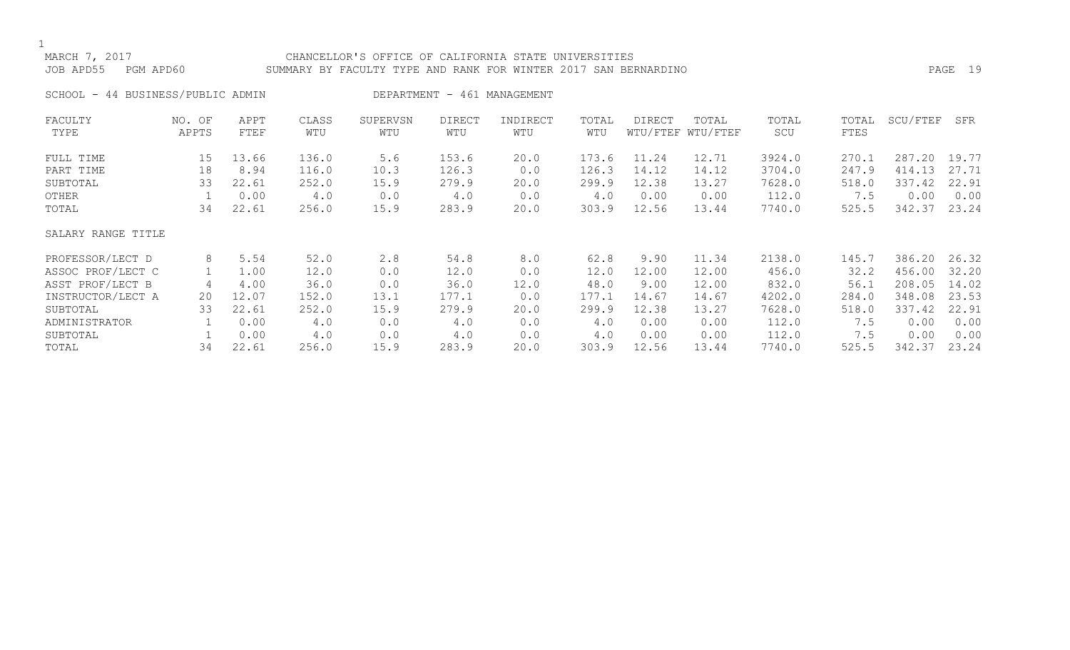MARCH 7, 2017 CHANCELLOR'S OFFICE OF CALIFORNIA STATE UNIVERSITIES
JOB APD55 PGM APD60 SUMMARY BY FACULTY TYPE AND RANK FOR WINTER 2017 SAN BERNARDINO

SCHOOL - 44 BUSINESS/PUBLIC ADMIN DEPARTMENT - 461 MANAGEMENT

| FACULTY TYPE | NO. OF APPTS | APPT FTEF | CLASS WTU | SUPERVSN WTU | DIRECT WTU | INDIRECT WTU | TOTAL WTU | DIRECT WTU/FTEF | TOTAL WTU/FTEF | TOTAL SCU | TOTAL FTES | SCU/FTEF | SFR |
|---|---|---|---|---|---|---|---|---|---|---|---|---|---|
| FULL TIME | 15 | 13.66 | 136.0 | 5.6 | 153.6 | 20.0 | 173.6 | 11.24 | 12.71 | 3924.0 | 270.1 | 287.20 | 19.77 |
| PART TIME | 18 | 8.94 | 116.0 | 10.3 | 126.3 | 0.0 | 126.3 | 14.12 | 14.12 | 3704.0 | 247.9 | 414.13 | 27.71 |
| SUBTOTAL | 33 | 22.61 | 252.0 | 15.9 | 279.9 | 20.0 | 299.9 | 12.38 | 13.27 | 7628.0 | 518.0 | 337.42 | 22.91 |
| OTHER | 1 | 0.00 | 4.0 | 0.0 | 4.0 | 0.0 | 4.0 | 0.00 | 0.00 | 112.0 | 7.5 | 0.00 | 0.00 |
| TOTAL | 34 | 22.61 | 256.0 | 15.9 | 283.9 | 20.0 | 303.9 | 12.56 | 13.44 | 7740.0 | 525.5 | 342.37 | 23.24 |
| **SALARY RANGE TITLE** | | | | | | | | | | | | | |
| PROFESSOR/LECT D | 8 | 5.54 | 52.0 | 2.8 | 54.8 | 8.0 | 62.8 | 9.90 | 11.34 | 2138.0 | 145.7 | 386.20 | 26.32 |
| ASSOC PROF/LECT C | 1 | 1.00 | 12.0 | 0.0 | 12.0 | 0.0 | 12.0 | 12.00 | 12.00 | 456.0 | 32.2 | 456.00 | 32.20 |
| ASST PROF/LECT B | 4 | 4.00 | 36.0 | 0.0 | 36.0 | 12.0 | 48.0 | 9.00 | 12.00 | 832.0 | 56.1 | 208.05 | 14.02 |
| INSTRUCTOR/LECT A | 20 | 12.07 | 152.0 | 13.1 | 177.1 | 0.0 | 177.1 | 14.67 | 14.67 | 4202.0 | 284.0 | 348.08 | 23.53 |
| SUBTOTAL | 33 | 22.61 | 252.0 | 15.9 | 279.9 | 20.0 | 299.9 | 12.38 | 13.27 | 7628.0 | 518.0 | 337.42 | 22.91 |
| ADMINISTRATOR | 1 | 0.00 | 4.0 | 0.0 | 4.0 | 0.0 | 4.0 | 0.00 | 0.00 | 112.0 | 7.5 | 0.00 | 0.00 |
| SUBTOTAL | 1 | 0.00 | 4.0 | 0.0 | 4.0 | 0.0 | 4.0 | 0.00 | 0.00 | 112.0 | 7.5 | 0.00 | 0.00 |
| TOTAL | 34 | 22.61 | 256.0 | 15.9 | 283.9 | 20.0 | 303.9 | 12.56 | 13.44 | 7740.0 | 525.5 | 342.37 | 23.24 |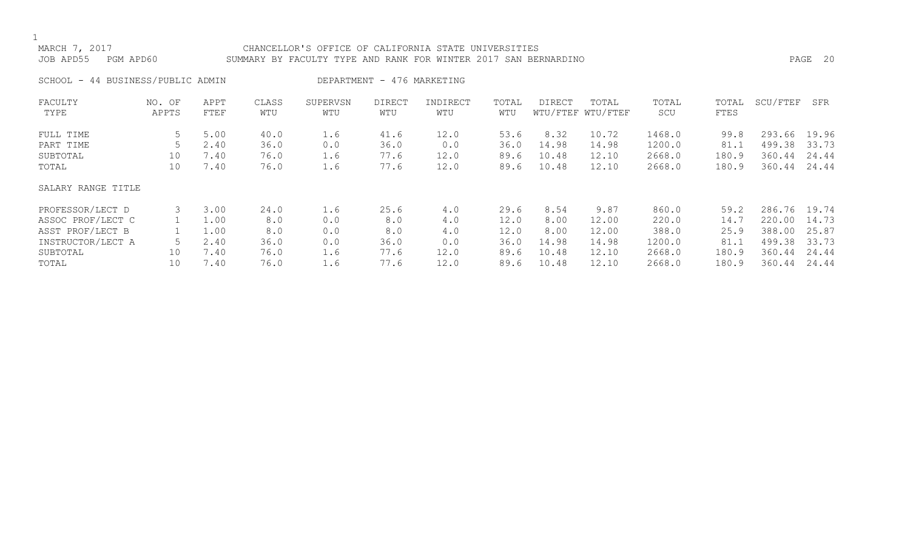CHANCELLOR'S OFFICE OF CALIFORNIA STATE UNIVERSITIES
SUMMARY BY FACULTY TYPE AND RANK FOR WINTER 2017 SAN BERNARDINO

MARCH 7, 2017
JOB APD55 PGM APD60

SCHOOL - 44 BUSINESS/PUBLIC ADMIN DEPARTMENT - 476 MARKETING

| FACULTY TYPE | NO. OF APPTS | APPT FTEF | CLASS WTU | SUPERVSN WTU | DIRECT WTU | INDIRECT WTU | TOTAL WTU | DIRECT WTU/FTEF | TOTAL WTU/FTEF | TOTAL SCU | TOTAL FTES | SCU/FTEF | SFR |
|---|---|---|---|---|---|---|---|---|---|---|---|---|---|
| FULL TIME | 5 | 5.00 | 40.0 | 1.6 | 41.6 | 12.0 | 53.6 | 8.32 | 10.72 | 1468.0 | 99.8 | 293.66 | 19.96 |
| PART TIME | 5 | 2.40 | 36.0 | 0.0 | 36.0 | 0.0 | 36.0 | 14.98 | 14.98 | 1200.0 | 81.1 | 499.38 | 33.73 |
| SUBTOTAL | 10 | 7.40 | 76.0 | 1.6 | 77.6 | 12.0 | 89.6 | 10.48 | 12.10 | 2668.0 | 180.9 | 360.44 | 24.44 |
| TOTAL | 10 | 7.40 | 76.0 | 1.6 | 77.6 | 12.0 | 89.6 | 10.48 | 12.10 | 2668.0 | 180.9 | 360.44 | 24.44 |
| SALARY RANGE TITLE | | | | | | | | | | | | | |
| PROFESSOR/LECT D | 3 | 3.00 | 24.0 | 1.6 | 25.6 | 4.0 | 29.6 | 8.54 | 9.87 | 860.0 | 59.2 | 286.76 | 19.74 |
| ASSOC PROF/LECT C | 1 | 1.00 | 8.0 | 0.0 | 8.0 | 4.0 | 12.0 | 8.00 | 12.00 | 220.0 | 14.7 | 220.00 | 14.73 |
| ASST PROF/LECT B | 1 | 1.00 | 8.0 | 0.0 | 8.0 | 4.0 | 12.0 | 8.00 | 12.00 | 388.0 | 25.9 | 388.00 | 25.87 |
| INSTRUCTOR/LECT A | 5 | 2.40 | 36.0 | 0.0 | 36.0 | 0.0 | 36.0 | 14.98 | 14.98 | 1200.0 | 81.1 | 499.38 | 33.73 |
| SUBTOTAL | 10 | 7.40 | 76.0 | 1.6 | 77.6 | 12.0 | 89.6 | 10.48 | 12.10 | 2668.0 | 180.9 | 360.44 | 24.44 |
| TOTAL | 10 | 7.40 | 76.0 | 1.6 | 77.6 | 12.0 | 89.6 | 10.48 | 12.10 | 2668.0 | 180.9 | 360.44 | 24.44 |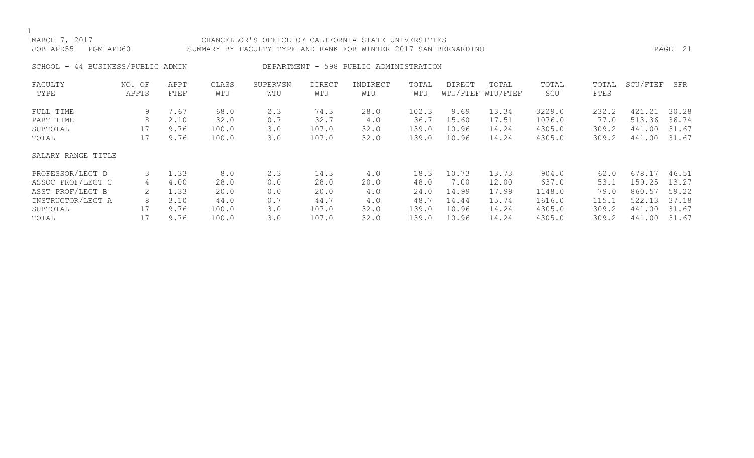CHANCELLOR'S OFFICE OF CALIFORNIA STATE UNIVERSITIES
SUMMARY BY FACULTY TYPE AND RANK FOR WINTER 2017 SAN BERNARDINO

MARCH 7, 2017
JOB APD55 PGM APD60

SCHOOL - 44 BUSINESS/PUBLIC ADMIN

DEPARTMENT - 598 PUBLIC ADMINISTRATION

| FACULTY TYPE | NO. OF APPTS | APPT FTEF | CLASS WTU | SUPERVSN WTU | DIRECT WTU | INDIRECT WTU | TOTAL WTU | DIRECT WTU/FTEF | TOTAL WTU/FTEF | TOTAL SCU | TOTAL FTES | SCU/FTEF | SFR |
|---|---|---|---|---|---|---|---|---|---|---|---|---|---|
| FULL TIME | 9 | 7.67 | 68.0 | 2.3 | 74.3 | 28.0 | 102.3 | 9.69 | 13.34 | 3229.0 | 232.2 | 421.21 | 30.28 |
| PART TIME | 8 | 2.10 | 32.0 | 0.7 | 32.7 | 4.0 | 36.7 | 15.60 | 17.51 | 1076.0 | 77.0 | 513.36 | 36.74 |
| SUBTOTAL | 17 | 9.76 | 100.0 | 3.0 | 107.0 | 32.0 | 139.0 | 10.96 | 14.24 | 4305.0 | 309.2 | 441.00 | 31.67 |
| TOTAL | 17 | 9.76 | 100.0 | 3.0 | 107.0 | 32.0 | 139.0 | 10.96 | 14.24 | 4305.0 | 309.2 | 441.00 | 31.67 |
| **SALARY RANGE TITLE** | | | | | | | | | | | | | |
| PROFESSOR/LECT D | 3 | 1.33 | 8.0 | 2.3 | 14.3 | 4.0 | 18.3 | 10.73 | 13.73 | 904.0 | 62.0 | 678.17 | 46.51 |
| ASSOC PROF/LECT C | 4 | 4.00 | 28.0 | 0.0 | 28.0 | 20.0 | 48.0 | 7.00 | 12.00 | 637.0 | 53.1 | 159.25 | 13.27 |
| ASST PROF/LECT B | 2 | 1.33 | 20.0 | 0.0 | 20.0 | 4.0 | 24.0 | 14.99 | 17.99 | 1148.0 | 79.0 | 860.57 | 59.22 |
| INSTRUCTOR/LECT A | 8 | 3.10 | 44.0 | 0.7 | 44.7 | 4.0 | 48.7 | 14.44 | 15.74 | 1616.0 | 115.1 | 522.13 | 37.18 |
| SUBTOTAL | 17 | 9.76 | 100.0 | 3.0 | 107.0 | 32.0 | 139.0 | 10.96 | 14.24 | 4305.0 | 309.2 | 441.00 | 31.67 |
| TOTAL | 17 | 9.76 | 100.0 | 3.0 | 107.0 | 32.0 | 139.0 | 10.96 | 14.24 | 4305.0 | 309.2 | 441.00 | 31.67 |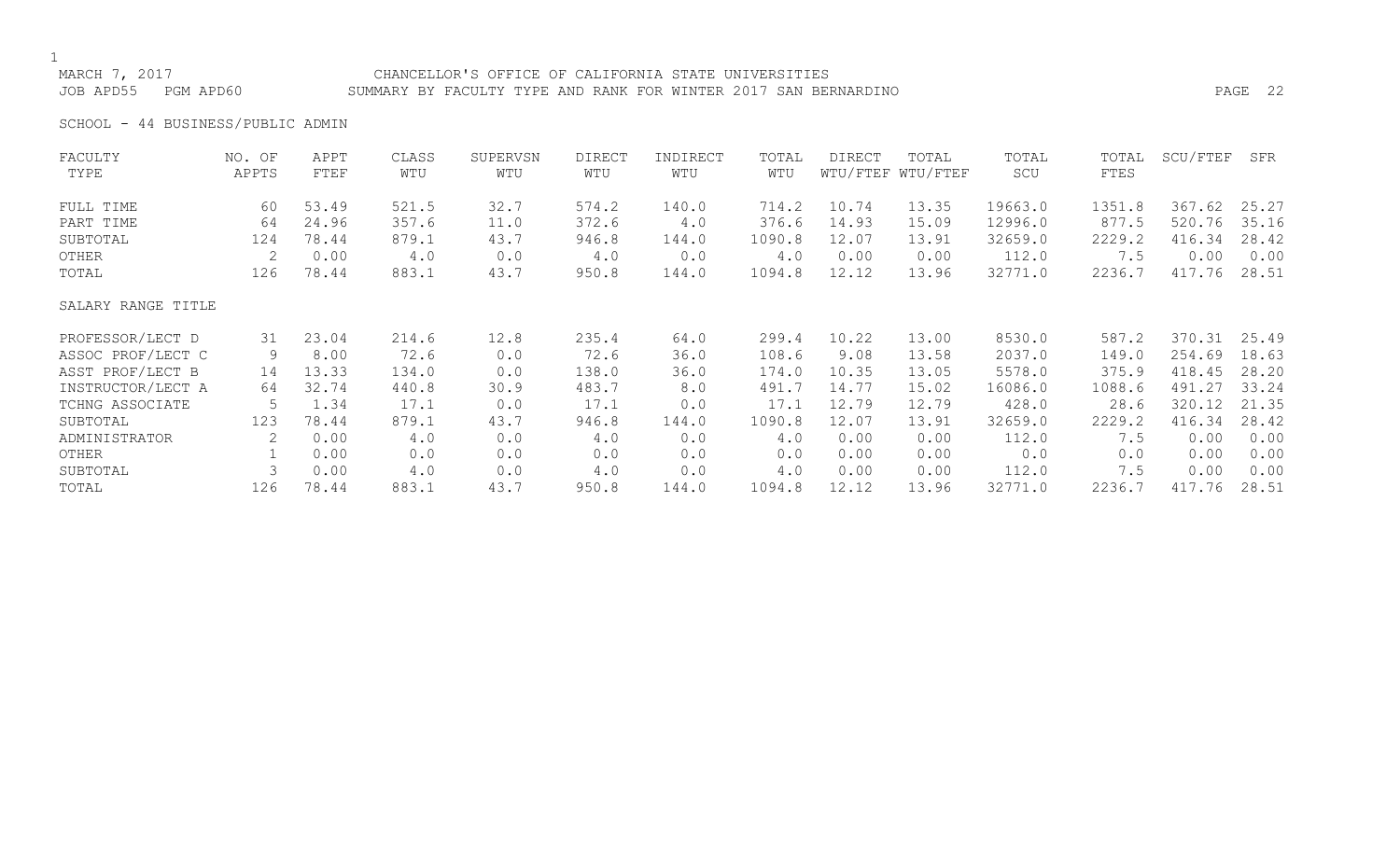MARCH 7, 2017 CHANCELLOR'S OFFICE OF CALIFORNIA STATE UNIVERSITIES
JOB APD55 PGM APD60 SUMMARY BY FACULTY TYPE AND RANK FOR WINTER 2017 SAN BERNARDINO

SCHOOL - 44 BUSINESS/PUBLIC ADMIN

| FACULTY TYPE | NO. OF APPTS | APPT FTEF | CLASS WTU | SUPERVSN WTU | DIRECT WTU | INDIRECT WTU | TOTAL WTU | DIRECT WTU/FTEF | TOTAL WTU/FTEF | TOTAL SCU | TOTAL FTES | SCU/FTEF | SFR |
|---|---|---|---|---|---|---|---|---|---|---|---|---|---|
| FULL TIME | 60 | 53.49 | 521.5 | 32.7 | 574.2 | 140.0 | 714.2 | 10.74 | 13.35 | 19663.0 | 1351.8 | 367.62 | 25.27 |
| PART TIME | 64 | 24.96 | 357.6 | 11.0 | 372.6 | 4.0 | 376.6 | 14.93 | 15.09 | 12996.0 | 877.5 | 520.76 | 35.16 |
| SUBTOTAL | 124 | 78.44 | 879.1 | 43.7 | 946.8 | 144.0 | 1090.8 | 12.07 | 13.91 | 32659.0 | 2229.2 | 416.34 | 28.42 |
| OTHER | 2 | 0.00 | 4.0 | 0.0 | 4.0 | 0.0 | 4.0 | 0.00 | 0.00 | 112.0 | 7.5 | 0.00 | 0.00 |
| TOTAL | 126 | 78.44 | 883.1 | 43.7 | 950.8 | 144.0 | 1094.8 | 12.12 | 13.96 | 32771.0 | 2236.7 | 417.76 | 28.51 |
| **SALARY RANGE TITLE** | | | | | | | | | | | | | |
| PROFESSOR/LECT D | 31 | 23.04 | 214.6 | 12.8 | 235.4 | 64.0 | 299.4 | 10.22 | 13.00 | 8530.0 | 587.2 | 370.31 | 25.49 |
| ASSOC PROF/LECT C | 9 | 8.00 | 72.6 | 0.0 | 72.6 | 36.0 | 108.6 | 9.08 | 13.58 | 2037.0 | 149.0 | 254.69 | 18.63 |
| ASST PROF/LECT B | 14 | 13.33 | 134.0 | 0.0 | 138.0 | 36.0 | 174.0 | 10.35 | 13.05 | 5578.0 | 375.9 | 418.45 | 28.20 |
| INSTRUCTOR/LECT A | 64 | 32.74 | 440.8 | 30.9 | 483.7 | 8.0 | 491.7 | 14.77 | 15.02 | 16086.0 | 1088.6 | 491.27 | 33.24 |
| TCHNG ASSOCIATE | 5 | 1.34 | 17.1 | 0.0 | 17.1 | 0.0 | 17.1 | 12.79 | 12.79 | 428.0 | 28.6 | 320.12 | 21.35 |
| SUBTOTAL | 123 | 78.44 | 879.1 | 43.7 | 946.8 | 144.0 | 1090.8 | 12.07 | 13.91 | 32659.0 | 2229.2 | 416.34 | 28.42 |
| ADMINISTRATOR | 2 | 0.00 | 4.0 | 0.0 | 4.0 | 0.0 | 4.0 | 0.00 | 0.00 | 112.0 | 7.5 | 0.00 | 0.00 |
| OTHER | 1 | 0.00 | 0.0 | 0.0 | 0.0 | 0.0 | 0.0 | 0.00 | 0.00 | 0.0 | 0.0 | 0.00 | 0.00 |
| SUBTOTAL | 3 | 0.00 | 4.0 | 0.0 | 4.0 | 0.0 | 4.0 | 0.00 | 0.00 | 112.0 | 7.5 | 0.00 | 0.00 |
| TOTAL | 126 | 78.44 | 883.1 | 43.7 | 950.8 | 144.0 | 1094.8 | 12.12 | 13.96 | 32771.0 | 2236.7 | 417.76 | 28.51 |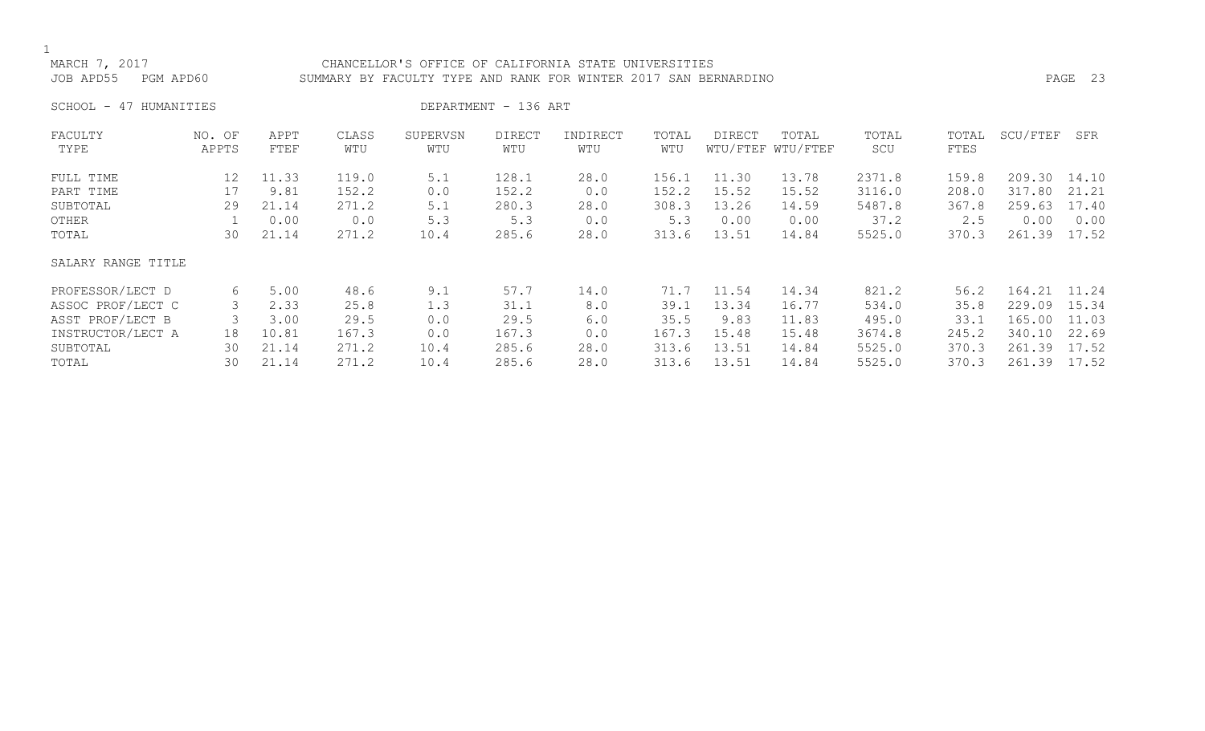CHANCELLOR'S OFFICE OF CALIFORNIA STATE UNIVERSITIES
SUMMARY BY FACULTY TYPE AND RANK FOR WINTER 2017 SAN BERNARDINO

MARCH 7, 2017
JOB APD55 PGM APD60

SCHOOL - 47 HUMANITIES                DEPARTMENT - 136 ART

| FACULTY TYPE | NO. OF APPTS | APPT FTEF | CLASS WTU | SUPERVSN WTU | DIRECT WTU | INDIRECT WTU | TOTAL WTU | DIRECT WTU/FTEF | TOTAL WTU/FTEF | TOTAL SCU | TOTAL FTES | SCU/FTEF | SFR |
|---|---|---|---|---|---|---|---|---|---|---|---|---|---|
| FULL TIME | 12 | 11.33 | 119.0 | 5.1 | 128.1 | 28.0 | 156.1 | 11.30 | 13.78 | 2371.8 | 159.8 | 209.30 | 14.10 |
| PART TIME | 17 | 9.81 | 152.2 | 0.0 | 152.2 | 0.0 | 152.2 | 15.52 | 15.52 | 3116.0 | 208.0 | 317.80 | 21.21 |
| SUBTOTAL | 29 | 21.14 | 271.2 | 5.1 | 280.3 | 28.0 | 308.3 | 13.26 | 14.59 | 5487.8 | 367.8 | 259.63 | 17.40 |
| OTHER | 1 | 0.00 | 0.0 | 5.3 | 5.3 | 0.0 | 5.3 | 0.00 | 0.00 | 37.2 | 2.5 | 0.00 | 0.00 |
| TOTAL | 30 | 21.14 | 271.2 | 10.4 | 285.6 | 28.0 | 313.6 | 13.51 | 14.84 | 5525.0 | 370.3 | 261.39 | 17.52 |
| **SALARY RANGE TITLE** | | | | | | | | | | | | | |
| PROFESSOR/LECT D | 6 | 5.00 | 48.6 | 9.1 | 57.7 | 14.0 | 71.7 | 11.54 | 14.34 | 821.2 | 56.2 | 164.21 | 11.24 |
| ASSOC PROF/LECT C | 3 | 2.33 | 25.8 | 1.3 | 31.1 | 8.0 | 39.1 | 13.34 | 16.77 | 534.0 | 35.8 | 229.09 | 15.34 |
| ASST PROF/LECT B | 3 | 3.00 | 29.5 | 0.0 | 29.5 | 6.0 | 35.5 | 9.83 | 11.83 | 495.0 | 33.1 | 165.00 | 11.03 |
| INSTRUCTOR/LECT A | 18 | 10.81 | 167.3 | 0.0 | 167.3 | 0.0 | 167.3 | 15.48 | 15.48 | 3674.8 | 245.2 | 340.10 | 22.69 |
| SUBTOTAL | 30 | 21.14 | 271.2 | 10.4 | 285.6 | 28.0 | 313.6 | 13.51 | 14.84 | 5525.0 | 370.3 | 261.39 | 17.52 |
| TOTAL | 30 | 21.14 | 271.2 | 10.4 | 285.6 | 28.0 | 313.6 | 13.51 | 14.84 | 5525.0 | 370.3 | 261.39 | 17.52 |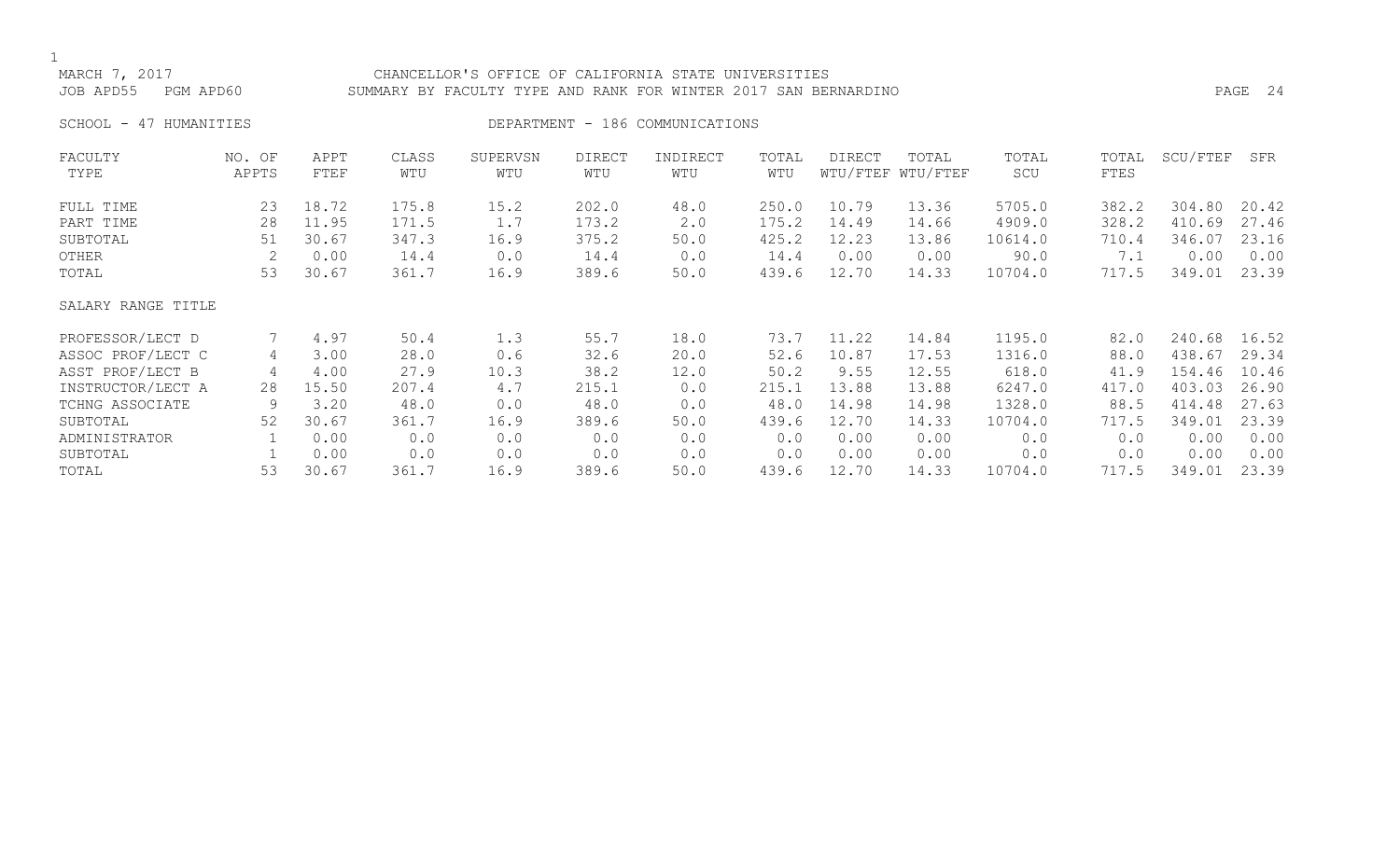MARCH 7, 2017 CHANCELLOR'S OFFICE OF CALIFORNIA STATE UNIVERSITIES
JOB APD55 PGM APD60 SUMMARY BY FACULTY TYPE AND RANK FOR WINTER 2017 SAN BERNARDINO

SCHOOL - 47 HUMANITIES DEPARTMENT - 186 COMMUNICATIONS

| FACULTY TYPE | NO. OF APPTS | APPT FTEF | CLASS WTU | SUPERVSN WTU | DIRECT WTU | INDIRECT WTU | TOTAL WTU | DIRECT WTU/FTEF | TOTAL WTU/FTEF | TOTAL SCU | TOTAL FTES | SCU/FTEF | SFR |
|---|---|---|---|---|---|---|---|---|---|---|---|---|---|
| FULL TIME | 23 | 18.72 | 175.8 | 15.2 | 202.0 | 48.0 | 250.0 | 10.79 | 13.36 | 5705.0 | 382.2 | 304.80 | 20.42 |
| PART TIME | 28 | 11.95 | 171.5 | 1.7 | 173.2 | 2.0 | 175.2 | 14.49 | 14.66 | 4909.0 | 328.2 | 410.69 | 27.46 |
| SUBTOTAL | 51 | 30.67 | 347.3 | 16.9 | 375.2 | 50.0 | 425.2 | 12.23 | 13.86 | 10614.0 | 710.4 | 346.07 | 23.16 |
| OTHER | 2 | 0.00 | 14.4 | 0.0 | 14.4 | 0.0 | 14.4 | 0.00 | 0.00 | 90.0 | 7.1 | 0.00 | 0.00 |
| TOTAL | 53 | 30.67 | 361.7 | 16.9 | 389.6 | 50.0 | 439.6 | 12.70 | 14.33 | 10704.0 | 717.5 | 349.01 | 23.39 |
| SALARY RANGE TITLE | | | | | | | | | | | | | |
| PROFESSOR/LECT D | 7 | 4.97 | 50.4 | 1.3 | 55.7 | 18.0 | 73.7 | 11.22 | 14.84 | 1195.0 | 82.0 | 240.68 | 16.52 |
| ASSOC PROF/LECT C | 4 | 3.00 | 28.0 | 0.6 | 32.6 | 20.0 | 52.6 | 10.87 | 17.53 | 1316.0 | 88.0 | 438.67 | 29.34 |
| ASST PROF/LECT B | 4 | 4.00 | 27.9 | 10.3 | 38.2 | 12.0 | 50.2 | 9.55 | 12.55 | 618.0 | 41.9 | 154.46 | 10.46 |
| INSTRUCTOR/LECT A | 28 | 15.50 | 207.4 | 4.7 | 215.1 | 0.0 | 215.1 | 13.88 | 13.88 | 6247.0 | 417.0 | 403.03 | 26.90 |
| TCHNG ASSOCIATE | 9 | 3.20 | 48.0 | 0.0 | 48.0 | 0.0 | 48.0 | 14.98 | 14.98 | 1328.0 | 88.5 | 414.48 | 27.63 |
| SUBTOTAL | 52 | 30.67 | 361.7 | 16.9 | 389.6 | 50.0 | 439.6 | 12.70 | 14.33 | 10704.0 | 717.5 | 349.01 | 23.39 |
| ADMINISTRATOR | 1 | 0.00 | 0.0 | 0.0 | 0.0 | 0.0 | 0.0 | 0.00 | 0.00 | 0.0 | 0.0 | 0.00 | 0.00 |
| SUBTOTAL | 1 | 0.00 | 0.0 | 0.0 | 0.0 | 0.0 | 0.0 | 0.00 | 0.00 | 0.0 | 0.0 | 0.00 | 0.00 |
| TOTAL | 53 | 30.67 | 361.7 | 16.9 | 389.6 | 50.0 | 439.6 | 12.70 | 14.33 | 10704.0 | 717.5 | 349.01 | 23.39 |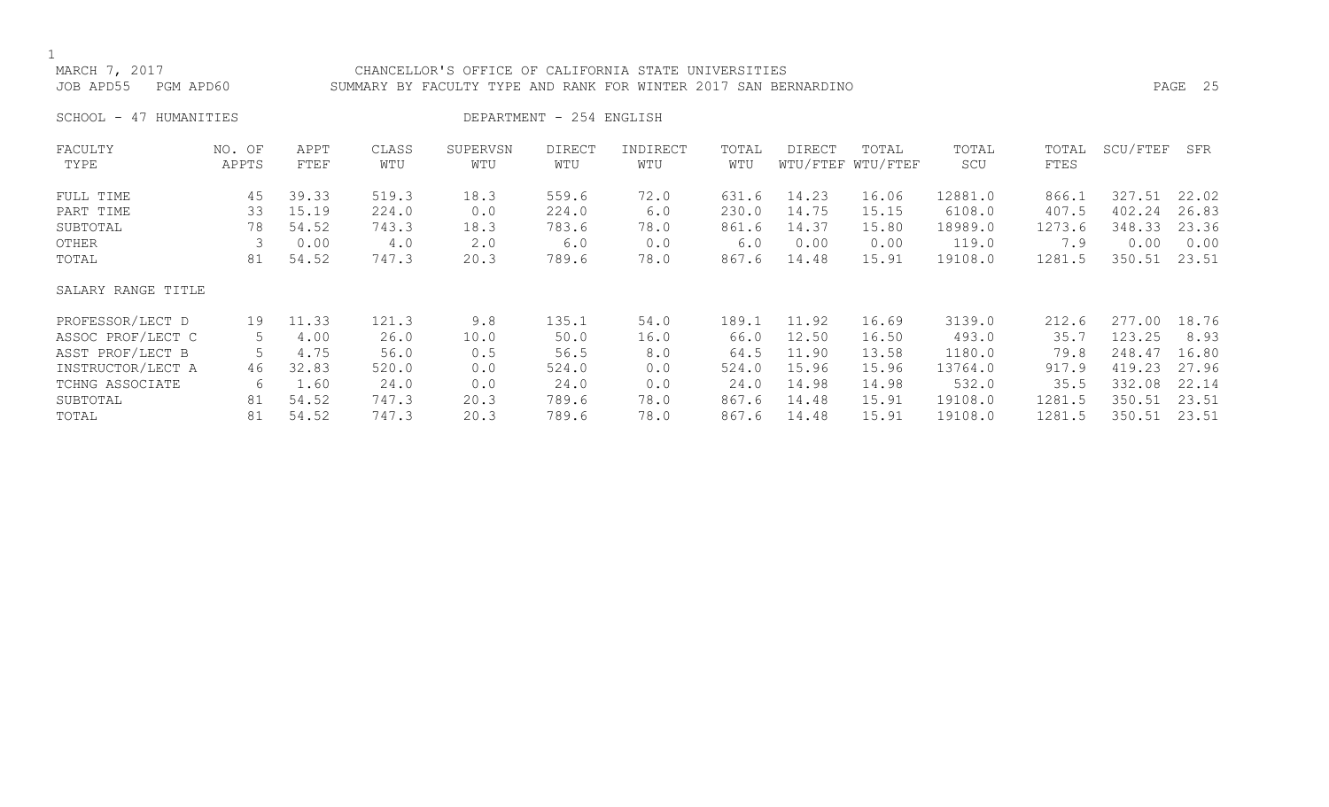MARCH 7, 2017 CHANCELLOR'S OFFICE OF CALIFORNIA STATE UNIVERSITIES

JOB APD55 PGM APD60 SUMMARY BY FACULTY TYPE AND RANK FOR WINTER 2017 SAN BERNARDINO

SCHOOL - 47 HUMANITIES DEPARTMENT - 254 ENGLISH

| FACULTY TYPE | NO. OF APPTS | APPT FTEF | CLASS WTU | SUPERVSN WTU | DIRECT WTU | INDIRECT WTU | TOTAL WTU | DIRECT WTU/FTEF | TOTAL WTU/FTEF | TOTAL SCU | TOTAL FTES | SCU/FTEF | SFR |
|---|---|---|---|---|---|---|---|---|---|---|---|---|---|
| FULL TIME | 45 | 39.33 | 519.3 | 18.3 | 559.6 | 72.0 | 631.6 | 14.23 | 16.06 | 12881.0 | 866.1 | 327.51 | 22.02 |
| PART TIME | 33 | 15.19 | 224.0 | 0.0 | 224.0 | 6.0 | 230.0 | 14.75 | 15.15 | 6108.0 | 407.5 | 402.24 | 26.83 |
| SUBTOTAL | 78 | 54.52 | 743.3 | 18.3 | 783.6 | 78.0 | 861.6 | 14.37 | 15.80 | 18989.0 | 1273.6 | 348.33 | 23.36 |
| OTHER | 3 | 0.00 | 4.0 | 2.0 | 6.0 | 0.0 | 6.0 | 0.00 | 0.00 | 119.0 | 7.9 | 0.00 | 0.00 |
| TOTAL | 81 | 54.52 | 747.3 | 20.3 | 789.6 | 78.0 | 867.6 | 14.48 | 15.91 | 19108.0 | 1281.5 | 350.51 | 23.51 |
| SALARY RANGE TITLE | | | | | | | | | | | | | |
| PROFESSOR/LECT D | 19 | 11.33 | 121.3 | 9.8 | 135.1 | 54.0 | 189.1 | 11.92 | 16.69 | 3139.0 | 212.6 | 277.00 | 18.76 |
| ASSOC PROF/LECT C | 5 | 4.00 | 26.0 | 10.0 | 50.0 | 16.0 | 66.0 | 12.50 | 16.50 | 493.0 | 35.7 | 123.25 | 8.93 |
| ASST PROF/LECT B | 5 | 4.75 | 56.0 | 0.5 | 56.5 | 8.0 | 64.5 | 11.90 | 13.58 | 1180.0 | 79.8 | 248.47 | 16.80 |
| INSTRUCTOR/LECT A | 46 | 32.83 | 520.0 | 0.0 | 524.0 | 0.0 | 524.0 | 15.96 | 15.96 | 13764.0 | 917.9 | 419.23 | 27.96 |
| TCHNG ASSOCIATE | 6 | 1.60 | 24.0 | 0.0 | 24.0 | 0.0 | 24.0 | 14.98 | 14.98 | 532.0 | 35.5 | 332.08 | 22.14 |
| SUBTOTAL | 81 | 54.52 | 747.3 | 20.3 | 789.6 | 78.0 | 867.6 | 14.48 | 15.91 | 19108.0 | 1281.5 | 350.51 | 23.51 |
| TOTAL | 81 | 54.52 | 747.3 | 20.3 | 789.6 | 78.0 | 867.6 | 14.48 | 15.91 | 19108.0 | 1281.5 | 350.51 | 23.51 |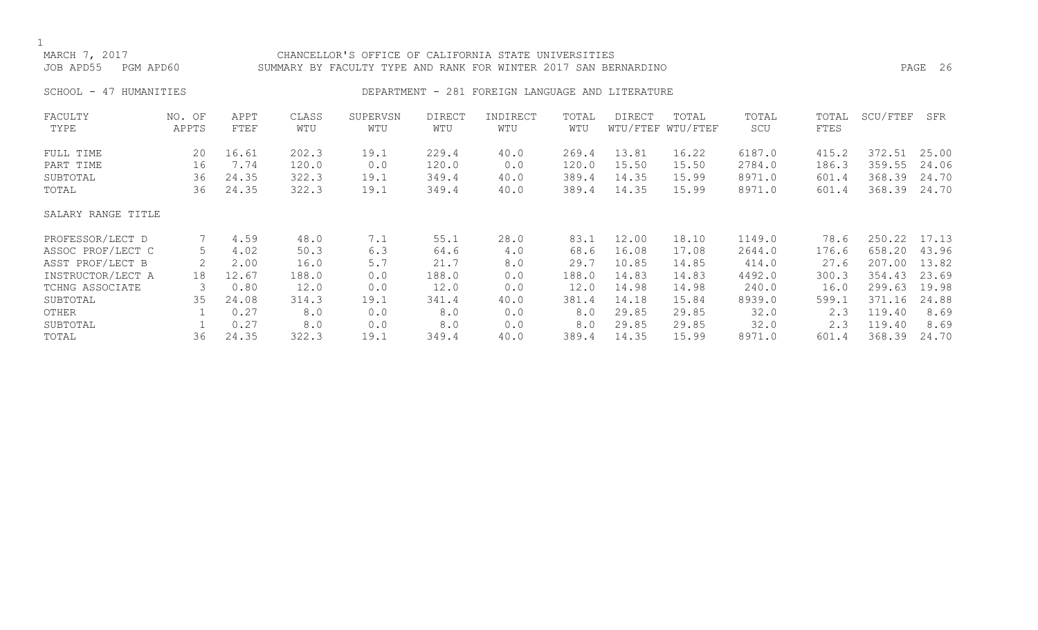CHANCELLOR'S OFFICE OF CALIFORNIA STATE UNIVERSITIES
SUMMARY BY FACULTY TYPE AND RANK FOR WINTER 2017 SAN BERNARDINO

MARCH 7, 2017
JOB APD55 PGM APD60

SCHOOL - 47 HUMANITIES DEPARTMENT - 281 FOREIGN LANGUAGE AND LITERATURE

| FACULTY TYPE | NO. OF APPTS | APPT FTEF | CLASS WTU | SUPERVSN WTU | DIRECT WTU | INDIRECT WTU | TOTAL WTU | DIRECT WTU/FTEF | TOTAL WTU/FTEF | TOTAL SCU | TOTAL FTES | SCU/FTEF | SFR |
|---|---|---|---|---|---|---|---|---|---|---|---|---|---|
| FULL TIME | 20 | 16.61 | 202.3 | 19.1 | 229.4 | 40.0 | 269.4 | 13.81 | 16.22 | 6187.0 | 415.2 | 372.51 | 25.00 |
| PART TIME | 16 | 7.74 | 120.0 | 0.0 | 120.0 | 0.0 | 120.0 | 15.50 | 15.50 | 2784.0 | 186.3 | 359.55 | 24.06 |
| SUBTOTAL | 36 | 24.35 | 322.3 | 19.1 | 349.4 | 40.0 | 389.4 | 14.35 | 15.99 | 8971.0 | 601.4 | 368.39 | 24.70 |
| TOTAL | 36 | 24.35 | 322.3 | 19.1 | 349.4 | 40.0 | 389.4 | 14.35 | 15.99 | 8971.0 | 601.4 | 368.39 | 24.70 |
| SALARY RANGE TITLE | | | | | | | | | | | | | |
| PROFESSOR/LECT D | 7 | 4.59 | 48.0 | 7.1 | 55.1 | 28.0 | 83.1 | 12.00 | 18.10 | 1149.0 | 78.6 | 250.22 | 17.13 |
| ASSOC PROF/LECT C | 5 | 4.02 | 50.3 | 6.3 | 64.6 | 4.0 | 68.6 | 16.08 | 17.08 | 2644.0 | 176.6 | 658.20 | 43.96 |
| ASST PROF/LECT B | 2 | 2.00 | 16.0 | 5.7 | 21.7 | 8.0 | 29.7 | 10.85 | 14.85 | 414.0 | 27.6 | 207.00 | 13.82 |
| INSTRUCTOR/LECT A | 18 | 12.67 | 188.0 | 0.0 | 188.0 | 0.0 | 188.0 | 14.83 | 14.83 | 4492.0 | 300.3 | 354.43 | 23.69 |
| TCHNG ASSOCIATE | 3 | 0.80 | 12.0 | 0.0 | 12.0 | 0.0 | 12.0 | 14.98 | 14.98 | 240.0 | 16.0 | 299.63 | 19.98 |
| SUBTOTAL | 35 | 24.08 | 314.3 | 19.1 | 341.4 | 40.0 | 381.4 | 14.18 | 15.84 | 8939.0 | 599.1 | 371.16 | 24.88 |
| OTHER | 1 | 0.27 | 8.0 | 0.0 | 8.0 | 0.0 | 8.0 | 29.85 | 29.85 | 32.0 | 2.3 | 119.40 | 8.69 |
| SUBTOTAL | 1 | 0.27 | 8.0 | 0.0 | 8.0 | 0.0 | 8.0 | 29.85 | 29.85 | 32.0 | 2.3 | 119.40 | 8.69 |
| TOTAL | 36 | 24.35 | 322.3 | 19.1 | 349.4 | 40.0 | 389.4 | 14.35 | 15.99 | 8971.0 | 601.4 | 368.39 | 24.70 |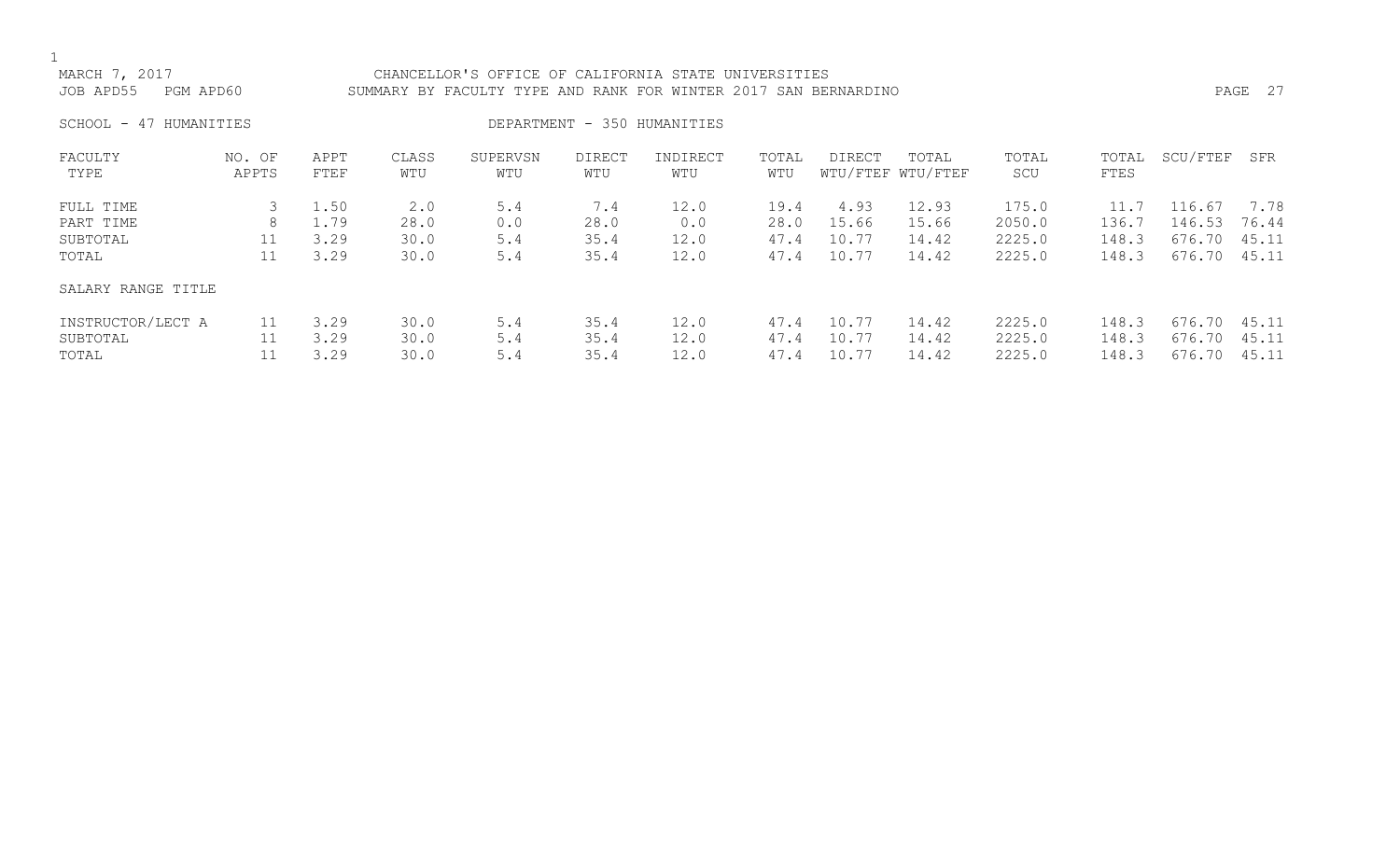MARCH 7, 2017 CHANCELLOR'S OFFICE OF CALIFORNIA STATE UNIVERSITIES
JOB APD55 PGM APD60 SUMMARY BY FACULTY TYPE AND RANK FOR WINTER 2017 SAN BERNARDINO

SCHOOL - 47 HUMANITIES DEPARTMENT - 350 HUMANITIES

| FACULTY TYPE | NO. OF APPTS | APPT FTEF | CLASS WTU | SUPERVSN WTU | DIRECT WTU | INDIRECT WTU | TOTAL WTU | DIRECT WTU/FTEF | TOTAL WTU/FTEF | TOTAL SCU | TOTAL FTES | SCU/FTEF | SFR |
|---|---|---|---|---|---|---|---|---|---|---|---|---|---|
| FULL TIME | 3 | 1.50 | 2.0 | 5.4 | 7.4 | 12.0 | 19.4 | 4.93 | 12.93 | 175.0 | 11.7 | 116.67 | 7.78 |
| PART TIME | 8 | 1.79 | 28.0 | 0.0 | 28.0 | 0.0 | 28.0 | 15.66 | 15.66 | 2050.0 | 136.7 | 146.53 | 76.44 |
| SUBTOTAL | 11 | 3.29 | 30.0 | 5.4 | 35.4 | 12.0 | 47.4 | 10.77 | 14.42 | 2225.0 | 148.3 | 676.70 | 45.11 |
| TOTAL | 11 | 3.29 | 30.0 | 5.4 | 35.4 | 12.0 | 47.4 | 10.77 | 14.42 | 2225.0 | 148.3 | 676.70 | 45.11 |
| SALARY RANGE TITLE | | | | | | | | | | | | | |
| INSTRUCTOR/LECT A | 11 | 3.29 | 30.0 | 5.4 | 35.4 | 12.0 | 47.4 | 10.77 | 14.42 | 2225.0 | 148.3 | 676.70 | 45.11 |
| SUBTOTAL | 11 | 3.29 | 30.0 | 5.4 | 35.4 | 12.0 | 47.4 | 10.77 | 14.42 | 2225.0 | 148.3 | 676.70 | 45.11 |
| TOTAL | 11 | 3.29 | 30.0 | 5.4 | 35.4 | 12.0 | 47.4 | 10.77 | 14.42 | 2225.0 | 148.3 | 676.70 | 45.11 |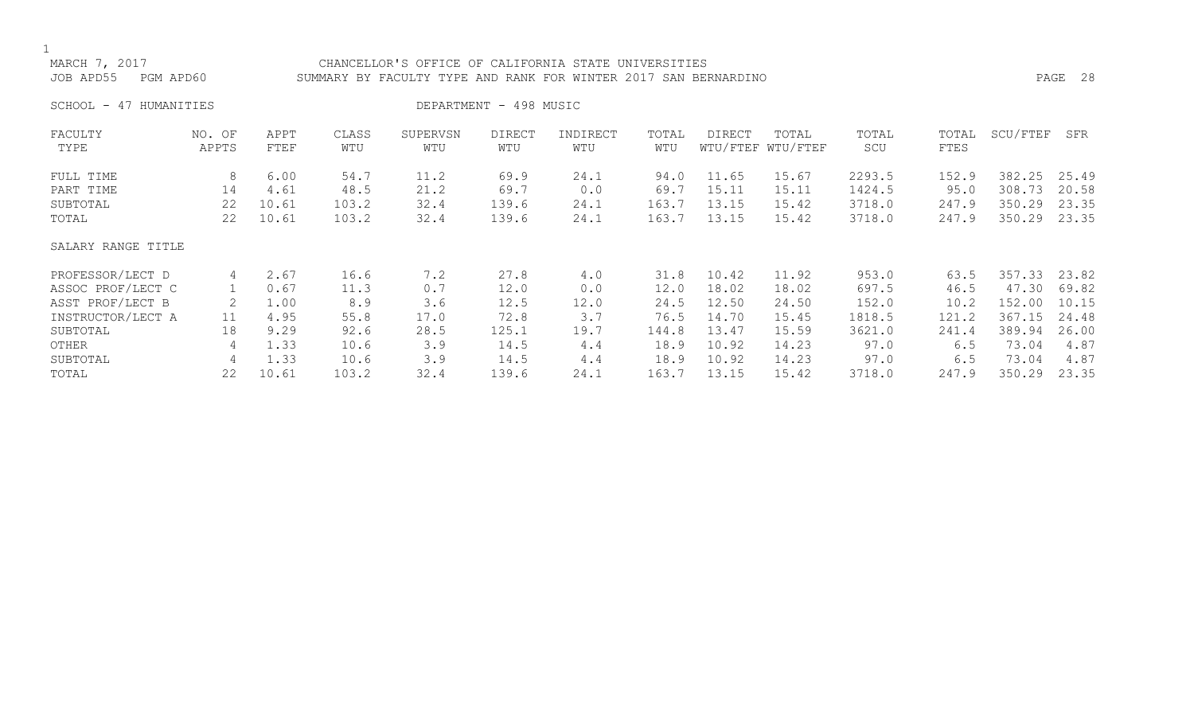MARCH 7, 2017 CHANCELLOR'S OFFICE OF CALIFORNIA STATE UNIVERSITIES
JOB APD55 PGM APD60 SUMMARY BY FACULTY TYPE AND RANK FOR WINTER 2017 SAN BERNARDINO

SCHOOL - 47 HUMANITIES DEPARTMENT - 498 MUSIC

| FACULTY TYPE | NO. OF APPTS | APPT FTEF | CLASS WTU | SUPERVSN WTU | DIRECT WTU | INDIRECT WTU | TOTAL WTU | DIRECT WTU/FTEF | TOTAL WTU/FTEF | TOTAL SCU | TOTAL FTES | SCU/FTEF | SFR |
|---|---|---|---|---|---|---|---|---|---|---|---|---|---|
| FULL TIME | 8 | 6.00 | 54.7 | 11.2 | 69.9 | 24.1 | 94.0 | 11.65 | 15.67 | 2293.5 | 152.9 | 382.25 | 25.49 |
| PART TIME | 14 | 4.61 | 48.5 | 21.2 | 69.7 | 0.0 | 69.7 | 15.11 | 15.11 | 1424.5 | 95.0 | 308.73 | 20.58 |
| SUBTOTAL | 22 | 10.61 | 103.2 | 32.4 | 139.6 | 24.1 | 163.7 | 13.15 | 15.42 | 3718.0 | 247.9 | 350.29 | 23.35 |
| TOTAL | 22 | 10.61 | 103.2 | 32.4 | 139.6 | 24.1 | 163.7 | 13.15 | 15.42 | 3718.0 | 247.9 | 350.29 | 23.35 |
| SALARY RANGE TITLE | | | | | | | | | | | | | |
| PROFESSOR/LECT D | 4 | 2.67 | 16.6 | 7.2 | 27.8 | 4.0 | 31.8 | 10.42 | 11.92 | 953.0 | 63.5 | 357.33 | 23.82 |
| ASSOC PROF/LECT C | 1 | 0.67 | 11.3 | 0.7 | 12.0 | 0.0 | 12.0 | 18.02 | 18.02 | 697.5 | 46.5 | 47.30 | 69.82 |
| ASST PROF/LECT B | 2 | 1.00 | 8.9 | 3.6 | 12.5 | 12.0 | 24.5 | 12.50 | 24.50 | 152.0 | 10.2 | 152.00 | 10.15 |
| INSTRUCTOR/LECT A | 11 | 4.95 | 55.8 | 17.0 | 72.8 | 3.7 | 76.5 | 14.70 | 15.45 | 1818.5 | 121.2 | 367.15 | 24.48 |
| SUBTOTAL | 18 | 9.29 | 92.6 | 28.5 | 125.1 | 19.7 | 144.8 | 13.47 | 15.59 | 3621.0 | 241.4 | 389.94 | 26.00 |
| OTHER | 4 | 1.33 | 10.6 | 3.9 | 14.5 | 4.4 | 18.9 | 10.92 | 14.23 | 97.0 | 6.5 | 73.04 | 4.87 |
| SUBTOTAL | 4 | 1.33 | 10.6 | 3.9 | 14.5 | 4.4 | 18.9 | 10.92 | 14.23 | 97.0 | 6.5 | 73.04 | 4.87 |
| TOTAL | 22 | 10.61 | 103.2 | 32.4 | 139.6 | 24.1 | 163.7 | 13.15 | 15.42 | 3718.0 | 247.9 | 350.29 | 23.35 |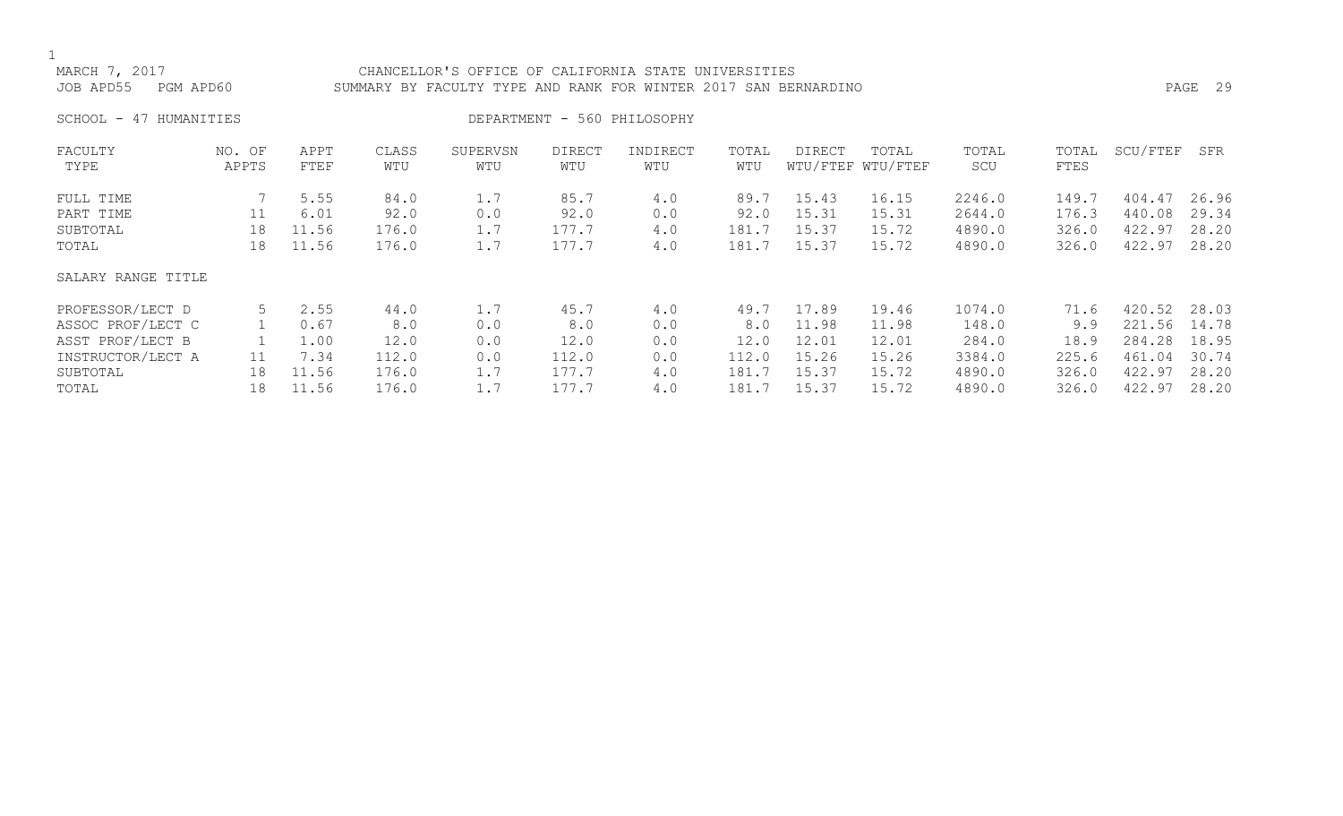MARCH 7, 2017 CHANCELLOR'S OFFICE OF CALIFORNIA STATE UNIVERSITIES
JOB APD55 PGM APD60 SUMMARY BY FACULTY TYPE AND RANK FOR WINTER 2017 SAN BERNARDINO

SCHOOL - 47 HUMANITIES DEPARTMENT - 560 PHILOSOPHY

| FACULTY TYPE | NO. OF APPTS | APPT FTEF | CLASS WTU | SUPERVSN WTU | DIRECT WTU | INDIRECT WTU | TOTAL WTU | DIRECT WTU/FTEF | TOTAL WTU/FTEF | TOTAL SCU | TOTAL FTES | SCU/FTEF | SFR |
|---|---|---|---|---|---|---|---|---|---|---|---|---|---|
| FULL TIME | 7 | 5.55 | 84.0 | 1.7 | 85.7 | 4.0 | 89.7 | 15.43 | 16.15 | 2246.0 | 149.7 | 404.47 | 26.96 |
| PART TIME | 11 | 6.01 | 92.0 | 0.0 | 92.0 | 0.0 | 92.0 | 15.31 | 15.31 | 2644.0 | 176.3 | 440.08 | 29.34 |
| SUBTOTAL | 18 | 11.56 | 176.0 | 1.7 | 177.7 | 4.0 | 181.7 | 15.37 | 15.72 | 4890.0 | 326.0 | 422.97 | 28.20 |
| TOTAL | 18 | 11.56 | 176.0 | 1.7 | 177.7 | 4.0 | 181.7 | 15.37 | 15.72 | 4890.0 | 326.0 | 422.97 | 28.20 |
| SALARY RANGE TITLE | | | | | | | | | | | | | |
| PROFESSOR/LECT D | 5 | 2.55 | 44.0 | 1.7 | 45.7 | 4.0 | 49.7 | 17.89 | 19.46 | 1074.0 | 71.6 | 420.52 | 28.03 |
| ASSOC PROF/LECT C | 1 | 0.67 | 8.0 | 0.0 | 8.0 | 0.0 | 8.0 | 11.98 | 11.98 | 148.0 | 9.9 | 221.56 | 14.78 |
| ASST PROF/LECT B | 1 | 1.00 | 12.0 | 0.0 | 12.0 | 0.0 | 12.0 | 12.01 | 12.01 | 284.0 | 18.9 | 284.28 | 18.95 |
| INSTRUCTOR/LECT A | 11 | 7.34 | 112.0 | 0.0 | 112.0 | 0.0 | 112.0 | 15.26 | 15.26 | 3384.0 | 225.6 | 461.04 | 30.74 |
| SUBTOTAL | 18 | 11.56 | 176.0 | 1.7 | 177.7 | 4.0 | 181.7 | 15.37 | 15.72 | 4890.0 | 326.0 | 422.97 | 28.20 |
| TOTAL | 18 | 11.56 | 176.0 | 1.7 | 177.7 | 4.0 | 181.7 | 15.37 | 15.72 | 4890.0 | 326.0 | 422.97 | 28.20 |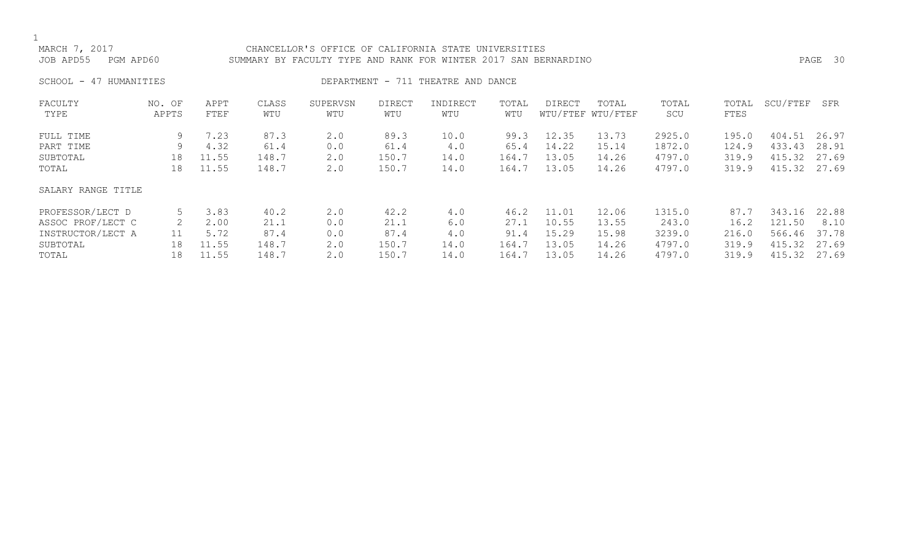MARCH 7, 2017 CHANCELLOR'S OFFICE OF CALIFORNIA STATE UNIVERSITIES
JOB APD55 PGM APD60 SUMMARY BY FACULTY TYPE AND RANK FOR WINTER 2017 SAN BERNARDINO

SCHOOL - 47 HUMANITIES DEPARTMENT - 711 THEATRE AND DANCE

| FACULTY TYPE | NO. OF APPTS | APPT FTEF | CLASS WTU | SUPERVSN WTU | DIRECT WTU | INDIRECT WTU | TOTAL WTU | DIRECT WTU/FTEF | TOTAL WTU/FTEF | TOTAL SCU | TOTAL FTES | SCU/FTEF | SFR |
|---|---|---|---|---|---|---|---|---|---|---|---|---|---|
| FULL TIME | 9 | 7.23 | 87.3 | 2.0 | 89.3 | 10.0 | 99.3 | 12.35 | 13.73 | 2925.0 | 195.0 | 404.51 | 26.97 |
| PART TIME | 9 | 4.32 | 61.4 | 0.0 | 61.4 | 4.0 | 65.4 | 14.22 | 15.14 | 1872.0 | 124.9 | 433.43 | 28.91 |
| SUBTOTAL | 18 | 11.55 | 148.7 | 2.0 | 150.7 | 14.0 | 164.7 | 13.05 | 14.26 | 4797.0 | 319.9 | 415.32 | 27.69 |
| TOTAL | 18 | 11.55 | 148.7 | 2.0 | 150.7 | 14.0 | 164.7 | 13.05 | 14.26 | 4797.0 | 319.9 | 415.32 | 27.69 |
| SALARY RANGE TITLE | | | | | | | | | | | | | |
| PROFESSOR/LECT D | 5 | 3.83 | 40.2 | 2.0 | 42.2 | 4.0 | 46.2 | 11.01 | 12.06 | 1315.0 | 87.7 | 343.16 | 22.88 |
| ASSOC PROF/LECT C | 2 | 2.00 | 21.1 | 0.0 | 21.1 | 6.0 | 27.1 | 10.55 | 13.55 | 243.0 | 16.2 | 121.50 | 8.10 |
| INSTRUCTOR/LECT A | 11 | 5.72 | 87.4 | 0.0 | 87.4 | 4.0 | 91.4 | 15.29 | 15.98 | 3239.0 | 216.0 | 566.46 | 37.78 |
| SUBTOTAL | 18 | 11.55 | 148.7 | 2.0 | 150.7 | 14.0 | 164.7 | 13.05 | 14.26 | 4797.0 | 319.9 | 415.32 | 27.69 |
| TOTAL | 18 | 11.55 | 148.7 | 2.0 | 150.7 | 14.0 | 164.7 | 13.05 | 14.26 | 4797.0 | 319.9 | 415.32 | 27.69 |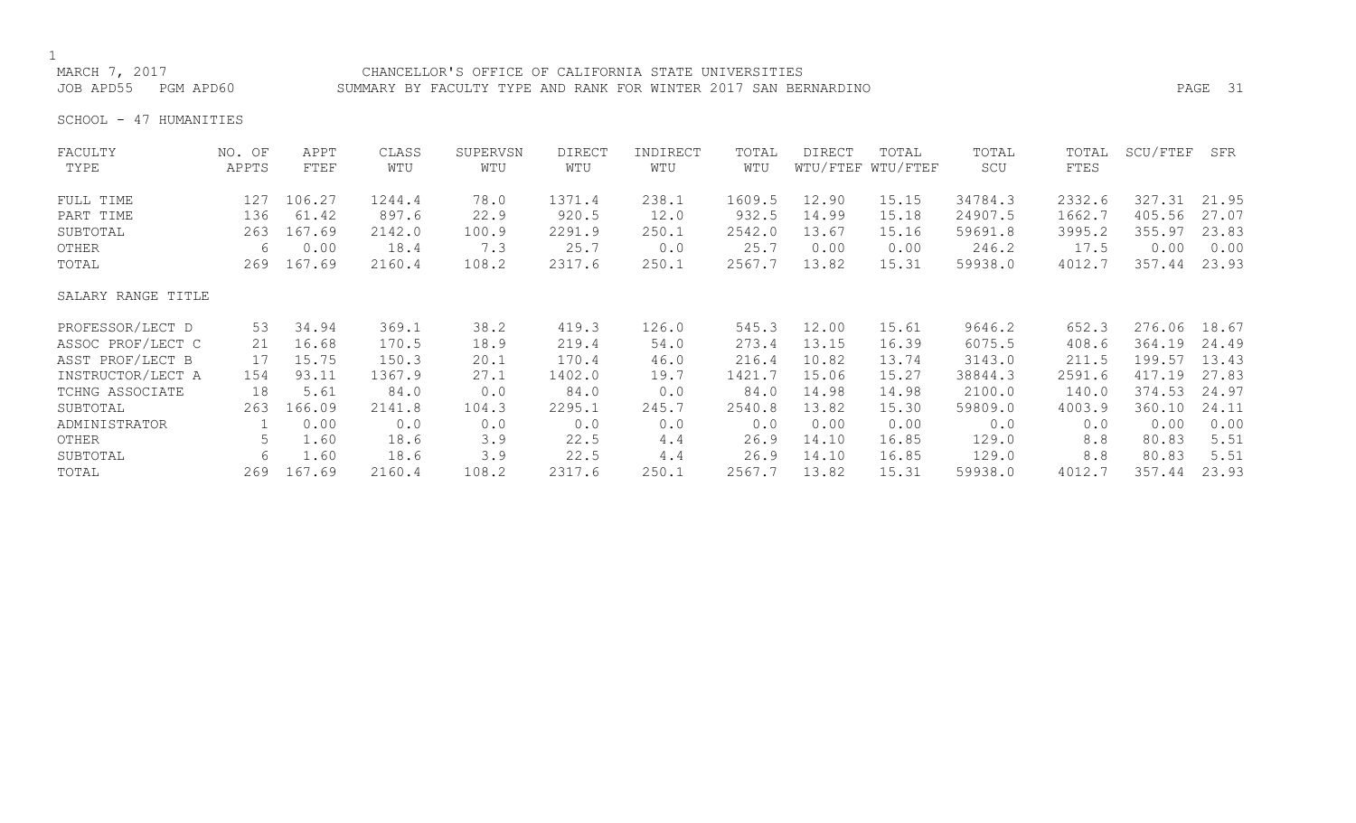CHANCELLOR'S OFFICE OF CALIFORNIA STATE UNIVERSITIES

SUMMARY BY FACULTY TYPE AND RANK FOR WINTER 2017 SAN BERNARDINO

MARCH 7, 2017
JOB APD55 PGM APD60

SCHOOL - 47 HUMANITIES

| FACULTY TYPE | NO. OF APPTS | APPT FTEF | CLASS WTU | SUPERVSN WTU | DIRECT WTU | INDIRECT WTU | TOTAL WTU | DIRECT WTU/FTEF | TOTAL WTU/FTEF | TOTAL SCU | TOTAL FTES | SCU/FTEF | SFR |
|---|---|---|---|---|---|---|---|---|---|---|---|---|---|
| FULL TIME | 127 | 106.27 | 1244.4 | 78.0 | 1371.4 | 238.1 | 1609.5 | 12.90 | 15.15 | 34784.3 | 2332.6 | 327.31 | 21.95 |
| PART TIME | 136 | 61.42 | 897.6 | 22.9 | 920.5 | 12.0 | 932.5 | 14.99 | 15.18 | 24907.5 | 1662.7 | 405.56 | 27.07 |
| SUBTOTAL | 263 | 167.69 | 2142.0 | 100.9 | 2291.9 | 250.1 | 2542.0 | 13.67 | 15.16 | 59691.8 | 3995.2 | 355.97 | 23.83 |
| OTHER | 6 | 0.00 | 18.4 | 7.3 | 25.7 | 0.0 | 25.7 | 0.00 | 0.00 | 246.2 | 17.5 | 0.00 | 0.00 |
| TOTAL | 269 | 167.69 | 2160.4 | 108.2 | 2317.6 | 250.1 | 2567.7 | 13.82 | 15.31 | 59938.0 | 4012.7 | 357.44 | 23.93 |
| **SALARY RANGE TITLE** | | | | | | | | | | | | | |
| PROFESSOR/LECT D | 53 | 34.94 | 369.1 | 38.2 | 419.3 | 126.0 | 545.3 | 12.00 | 15.61 | 9646.2 | 652.3 | 276.06 | 18.67 |
| ASSOC PROF/LECT C | 21 | 16.68 | 170.5 | 18.9 | 219.4 | 54.0 | 273.4 | 13.15 | 16.39 | 6075.5 | 408.6 | 364.19 | 24.49 |
| ASST PROF/LECT B | 17 | 15.75 | 150.3 | 20.1 | 170.4 | 46.0 | 216.4 | 10.82 | 13.74 | 3143.0 | 211.5 | 199.57 | 13.43 |
| INSTRUCTOR/LECT A | 154 | 93.11 | 1367.9 | 27.1 | 1402.0 | 19.7 | 1421.7 | 15.06 | 15.27 | 38844.3 | 2591.6 | 417.19 | 27.83 |
| TCHNG ASSOCIATE | 18 | 5.61 | 84.0 | 0.0 | 84.0 | 0.0 | 84.0 | 14.98 | 14.98 | 2100.0 | 140.0 | 374.53 | 24.97 |
| SUBTOTAL | 263 | 166.09 | 2141.8 | 104.3 | 2295.1 | 245.7 | 2540.8 | 13.82 | 15.30 | 59809.0 | 4003.9 | 360.10 | 24.11 |
| ADMINISTRATOR | 1 | 0.00 | 0.0 | 0.0 | 0.0 | 0.0 | 0.0 | 0.00 | 0.00 | 0.0 | 0.0 | 0.00 | 0.00 |
| OTHER | 5 | 1.60 | 18.6 | 3.9 | 22.5 | 4.4 | 26.9 | 14.10 | 16.85 | 129.0 | 8.8 | 80.83 | 5.51 |
| SUBTOTAL | 6 | 1.60 | 18.6 | 3.9 | 22.5 | 4.4 | 26.9 | 14.10 | 16.85 | 129.0 | 8.8 | 80.83 | 5.51 |
| TOTAL | 269 | 167.69 | 2160.4 | 108.2 | 2317.6 | 250.1 | 2567.7 | 13.82 | 15.31 | 59938.0 | 4012.7 | 357.44 | 23.93 |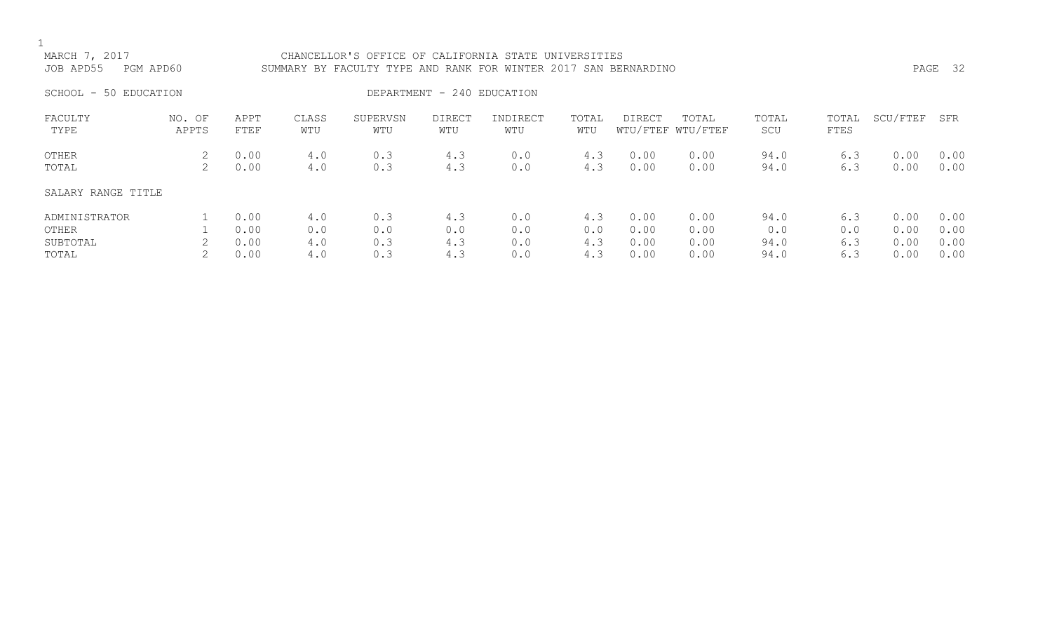CHANCELLOR'S OFFICE OF CALIFORNIA STATE UNIVERSITIES

SUMMARY BY FACULTY TYPE AND RANK FOR WINTER 2017 SAN BERNARDINO

MARCH 7, 2017
JOB APD55 PGM APD60

SCHOOL - 50 EDUCATION　　　　DEPARTMENT - 240 EDUCATION

| FACULTY TYPE | NO. OF APPTS | APPT FTEF | CLASS WTU | SUPERVSN WTU | DIRECT WTU | INDIRECT WTU | TOTAL WTU | DIRECT WTU/FTEF | TOTAL WTU/FTEF | TOTAL SCU | TOTAL FTES | SCU/FTEF | SFR |
|---|---|---|---|---|---|---|---|---|---|---|---|---|---|
| OTHER | 2 | 0.00 | 4.0 | 0.3 | 4.3 | 0.0 | 4.3 | 0.00 | 0.00 | 94.0 | 6.3 | 0.00 | 0.00 |
| TOTAL | 2 | 0.00 | 4.0 | 0.3 | 4.3 | 0.0 | 4.3 | 0.00 | 0.00 | 94.0 | 6.3 | 0.00 | 0.00 |

SALARY RANGE TITLE

| SALARY RANGE TITLE | NO. OF APPTS | APPT FTEF | CLASS WTU | SUPERVSN WTU | DIRECT WTU | INDIRECT WTU | TOTAL WTU | DIRECT WTU/FTEF | TOTAL WTU/FTEF | TOTAL SCU | TOTAL FTES | SCU/FTEF | SFR |
|---|---|---|---|---|---|---|---|---|---|---|---|---|---|
| ADMINISTRATOR | 1 | 0.00 | 4.0 | 0.3 | 4.3 | 0.0 | 4.3 | 0.00 | 0.00 | 94.0 | 6.3 | 0.00 | 0.00 |
| OTHER | 1 | 0.00 | 0.0 | 0.0 | 0.0 | 0.0 | 0.0 | 0.00 | 0.00 | 0.0 | 0.0 | 0.00 | 0.00 |
| SUBTOTAL | 2 | 0.00 | 4.0 | 0.3 | 4.3 | 0.0 | 4.3 | 0.00 | 0.00 | 94.0 | 6.3 | 0.00 | 0.00 |
| TOTAL | 2 | 0.00 | 4.0 | 0.3 | 4.3 | 0.0 | 4.3 | 0.00 | 0.00 | 94.0 | 6.3 | 0.00 | 0.00 |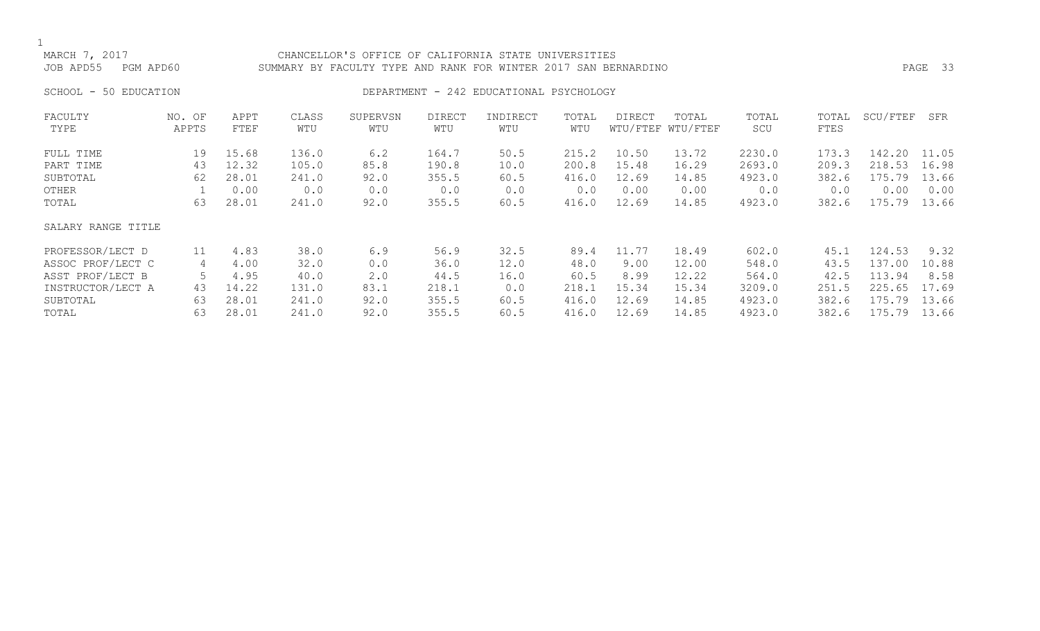MARCH 7, 2017 CHANCELLOR'S OFFICE OF CALIFORNIA STATE UNIVERSITIES
JOB APD55 PGM APD60 SUMMARY BY FACULTY TYPE AND RANK FOR WINTER 2017 SAN BERNARDINO

SCHOOL - 50 EDUCATION DEPARTMENT - 242 EDUCATIONAL PSYCHOLOGY

| FACULTY TYPE | NO. OF APPTS | APPT FTEF | CLASS WTU | SUPERVSN WTU | DIRECT WTU | INDIRECT WTU | TOTAL WTU | DIRECT WTU/FTEF | TOTAL WTU/FTEF | TOTAL SCU | TOTAL FTES | SCU/FTEF | SFR |
|---|---|---|---|---|---|---|---|---|---|---|---|---|---|
| FULL TIME | 19 | 15.68 | 136.0 | 6.2 | 164.7 | 50.5 | 215.2 | 10.50 | 13.72 | 2230.0 | 173.3 | 142.20 | 11.05 |
| PART TIME | 43 | 12.32 | 105.0 | 85.8 | 190.8 | 10.0 | 200.8 | 15.48 | 16.29 | 2693.0 | 209.3 | 218.53 | 16.98 |
| SUBTOTAL | 62 | 28.01 | 241.0 | 92.0 | 355.5 | 60.5 | 416.0 | 12.69 | 14.85 | 4923.0 | 382.6 | 175.79 | 13.66 |
| OTHER | 1 | 0.00 | 0.0 | 0.0 | 0.0 | 0.0 | 0.0 | 0.00 | 0.00 | 0.0 | 0.0 | 0.00 | 0.00 |
| TOTAL | 63 | 28.01 | 241.0 | 92.0 | 355.5 | 60.5 | 416.0 | 12.69 | 14.85 | 4923.0 | 382.6 | 175.79 | 13.66 |
| SALARY RANGE TITLE | | | | | | | | | | | | | |
| PROFESSOR/LECT D | 11 | 4.83 | 38.0 | 6.9 | 56.9 | 32.5 | 89.4 | 11.77 | 18.49 | 602.0 | 45.1 | 124.53 | 9.32 |
| ASSOC PROF/LECT C | 4 | 4.00 | 32.0 | 0.0 | 36.0 | 12.0 | 48.0 | 9.00 | 12.00 | 548.0 | 43.5 | 137.00 | 10.88 |
| ASST PROF/LECT B | 5 | 4.95 | 40.0 | 2.0 | 44.5 | 16.0 | 60.5 | 8.99 | 12.22 | 564.0 | 42.5 | 113.94 | 8.58 |
| INSTRUCTOR/LECT A | 43 | 14.22 | 131.0 | 83.1 | 218.1 | 0.0 | 218.1 | 15.34 | 15.34 | 3209.0 | 251.5 | 225.65 | 17.69 |
| SUBTOTAL | 63 | 28.01 | 241.0 | 92.0 | 355.5 | 60.5 | 416.0 | 12.69 | 14.85 | 4923.0 | 382.6 | 175.79 | 13.66 |
| TOTAL | 63 | 28.01 | 241.0 | 92.0 | 355.5 | 60.5 | 416.0 | 12.69 | 14.85 | 4923.0 | 382.6 | 175.79 | 13.66 |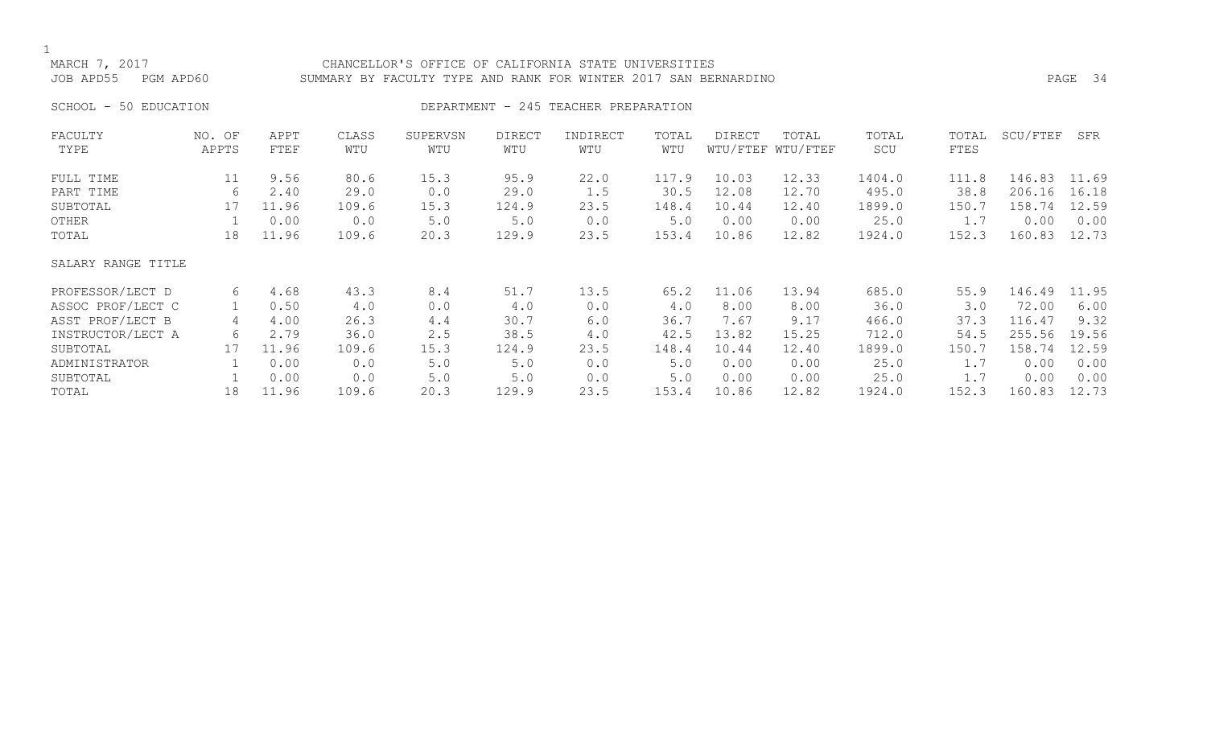MARCH 7, 2017 CHANCELLOR'S OFFICE OF CALIFORNIA STATE UNIVERSITIES
JOB APD55 PGM APD60 SUMMARY BY FACULTY TYPE AND RANK FOR WINTER 2017 SAN BERNARDINO

SCHOOL - 50 EDUCATION DEPARTMENT - 245 TEACHER PREPARATION

| FACULTY TYPE | NO. OF APPTS | APPT FTEF | CLASS WTU | SUPERVSN WTU | DIRECT WTU | INDIRECT WTU | TOTAL WTU | DIRECT WTU/FTEF | TOTAL WTU/FTEF | TOTAL SCU | TOTAL FTES | SCU/FTEF | SFR |
|---|---|---|---|---|---|---|---|---|---|---|---|---|---|
| FULL TIME | 11 | 9.56 | 80.6 | 15.3 | 95.9 | 22.0 | 117.9 | 10.03 | 12.33 | 1404.0 | 111.8 | 146.83 | 11.69 |
| PART TIME | 6 | 2.40 | 29.0 | 0.0 | 29.0 | 1.5 | 30.5 | 12.08 | 12.70 | 495.0 | 38.8 | 206.16 | 16.18 |
| SUBTOTAL | 17 | 11.96 | 109.6 | 15.3 | 124.9 | 23.5 | 148.4 | 10.44 | 12.40 | 1899.0 | 150.7 | 158.74 | 12.59 |
| OTHER | 1 | 0.00 | 0.0 | 5.0 | 5.0 | 0.0 | 5.0 | 0.00 | 0.00 | 25.0 | 1.7 | 0.00 | 0.00 |
| TOTAL | 18 | 11.96 | 109.6 | 20.3 | 129.9 | 23.5 | 153.4 | 10.86 | 12.82 | 1924.0 | 152.3 | 160.83 | 12.73 |
| SALARY RANGE TITLE | | | | | | | | | | | | | |
| PROFESSOR/LECT D | 6 | 4.68 | 43.3 | 8.4 | 51.7 | 13.5 | 65.2 | 11.06 | 13.94 | 685.0 | 55.9 | 146.49 | 11.95 |
| ASSOC PROF/LECT C | 1 | 0.50 | 4.0 | 0.0 | 4.0 | 0.0 | 4.0 | 8.00 | 8.00 | 36.0 | 3.0 | 72.00 | 6.00 |
| ASST PROF/LECT B | 4 | 4.00 | 26.3 | 4.4 | 30.7 | 6.0 | 36.7 | 7.67 | 9.17 | 466.0 | 37.3 | 116.47 | 9.32 |
| INSTRUCTOR/LECT A | 6 | 2.79 | 36.0 | 2.5 | 38.5 | 4.0 | 42.5 | 13.82 | 15.25 | 712.0 | 54.5 | 255.56 | 19.56 |
| SUBTOTAL | 17 | 11.96 | 109.6 | 15.3 | 124.9 | 23.5 | 148.4 | 10.44 | 12.40 | 1899.0 | 150.7 | 158.74 | 12.59 |
| ADMINISTRATOR | 1 | 0.00 | 0.0 | 5.0 | 5.0 | 0.0 | 5.0 | 0.00 | 0.00 | 25.0 | 1.7 | 0.00 | 0.00 |
| SUBTOTAL | 1 | 0.00 | 0.0 | 5.0 | 5.0 | 0.0 | 5.0 | 0.00 | 0.00 | 25.0 | 1.7 | 0.00 | 0.00 |
| TOTAL | 18 | 11.96 | 109.6 | 20.3 | 129.9 | 23.5 | 153.4 | 10.86 | 12.82 | 1924.0 | 152.3 | 160.83 | 12.73 |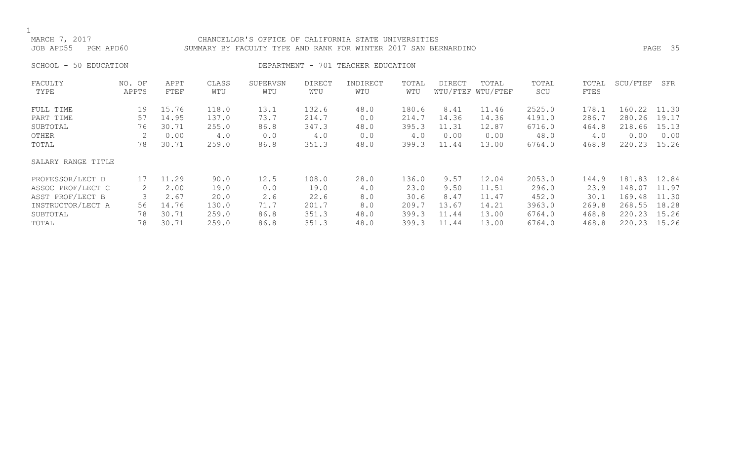MARCH 7, 2017 CHANCELLOR'S OFFICE OF CALIFORNIA STATE UNIVERSITIES
JOB APD55 PGM APD60 SUMMARY BY FACULTY TYPE AND RANK FOR WINTER 2017 SAN BERNARDINO

SCHOOL - 50 EDUCATION DEPARTMENT - 701 TEACHER EDUCATION

| FACULTY TYPE | NO. OF APPTS | APPT FTEF | CLASS WTU | SUPERVSN WTU | DIRECT WTU | INDIRECT WTU | TOTAL WTU | DIRECT WTU/FTEF | TOTAL WTU/FTEF | TOTAL SCU | TOTAL FTES | SCU/FTEF | SFR |
|---|---|---|---|---|---|---|---|---|---|---|---|---|---|
| FULL TIME | 19 | 15.76 | 118.0 | 13.1 | 132.6 | 48.0 | 180.6 | 8.41 | 11.46 | 2525.0 | 178.1 | 160.22 | 11.30 |
| PART TIME | 57 | 14.95 | 137.0 | 73.7 | 214.7 | 0.0 | 214.7 | 14.36 | 14.36 | 4191.0 | 286.7 | 280.26 | 19.17 |
| SUBTOTAL | 76 | 30.71 | 255.0 | 86.8 | 347.3 | 48.0 | 395.3 | 11.31 | 12.87 | 6716.0 | 464.8 | 218.66 | 15.13 |
| OTHER | 2 | 0.00 | 4.0 | 0.0 | 4.0 | 0.0 | 4.0 | 0.00 | 0.00 | 48.0 | 4.0 | 0.00 | 0.00 |
| TOTAL | 78 | 30.71 | 259.0 | 86.8 | 351.3 | 48.0 | 399.3 | 11.44 | 13.00 | 6764.0 | 468.8 | 220.23 | 15.26 |
| SALARY RANGE TITLE | | | | | | | | | | | | | |
| PROFESSOR/LECT D | 17 | 11.29 | 90.0 | 12.5 | 108.0 | 28.0 | 136.0 | 9.57 | 12.04 | 2053.0 | 144.9 | 181.83 | 12.84 |
| ASSOC PROF/LECT C | 2 | 2.00 | 19.0 | 0.0 | 19.0 | 4.0 | 23.0 | 9.50 | 11.51 | 296.0 | 23.9 | 148.07 | 11.97 |
| ASST PROF/LECT B | 3 | 2.67 | 20.0 | 2.6 | 22.6 | 8.0 | 30.6 | 8.47 | 11.47 | 452.0 | 30.1 | 169.48 | 11.30 |
| INSTRUCTOR/LECT A | 56 | 14.76 | 130.0 | 71.7 | 201.7 | 8.0 | 209.7 | 13.67 | 14.21 | 3963.0 | 269.8 | 268.55 | 18.28 |
| SUBTOTAL | 78 | 30.71 | 259.0 | 86.8 | 351.3 | 48.0 | 399.3 | 11.44 | 13.00 | 6764.0 | 468.8 | 220.23 | 15.26 |
| TOTAL | 78 | 30.71 | 259.0 | 86.8 | 351.3 | 48.0 | 399.3 | 11.44 | 13.00 | 6764.0 | 468.8 | 220.23 | 15.26 |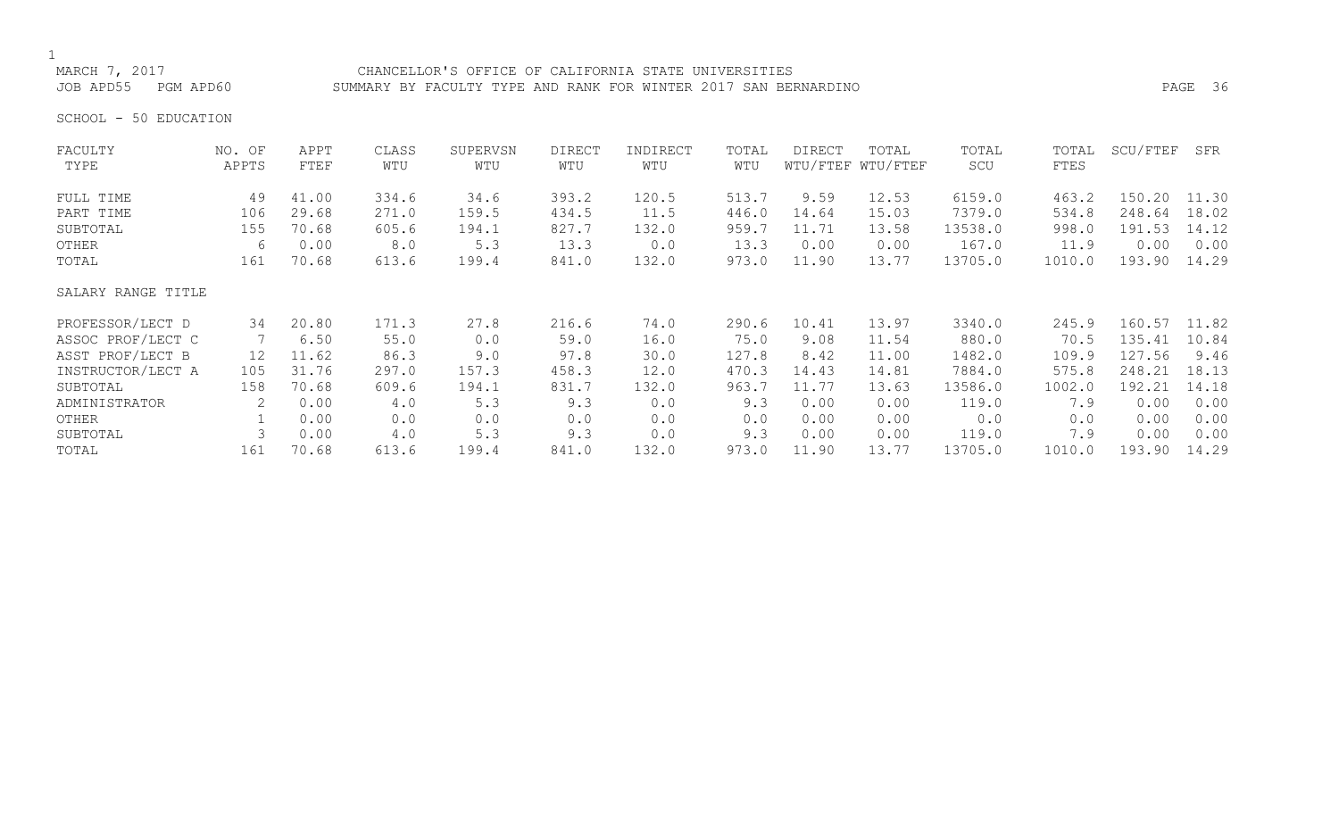MARCH 7, 2017 CHANCELLOR'S OFFICE OF CALIFORNIA STATE UNIVERSITIES
JOB APD55 PGM APD60 SUMMARY BY FACULTY TYPE AND RANK FOR WINTER 2017 SAN BERNARDINO

SCHOOL - 50 EDUCATION

| FACULTY TYPE | NO. OF APPTS | APPT FTEF | CLASS WTU | SUPERVSN WTU | DIRECT WTU | INDIRECT WTU | TOTAL WTU | DIRECT WTU/FTEF | TOTAL WTU/FTEF | TOTAL SCU | TOTAL FTES | SCU/FTEF | SFR |
|---|---|---|---|---|---|---|---|---|---|---|---|---|---|
| FULL TIME | 49 | 41.00 | 334.6 | 34.6 | 393.2 | 120.5 | 513.7 | 9.59 | 12.53 | 6159.0 | 463.2 | 150.20 | 11.30 |
| PART TIME | 106 | 29.68 | 271.0 | 159.5 | 434.5 | 11.5 | 446.0 | 14.64 | 15.03 | 7379.0 | 534.8 | 248.64 | 18.02 |
| SUBTOTAL | 155 | 70.68 | 605.6 | 194.1 | 827.7 | 132.0 | 959.7 | 11.71 | 13.58 | 13538.0 | 998.0 | 191.53 | 14.12 |
| OTHER | 6 | 0.00 | 8.0 | 5.3 | 13.3 | 0.0 | 13.3 | 0.00 | 0.00 | 167.0 | 11.9 | 0.00 | 0.00 |
| TOTAL | 161 | 70.68 | 613.6 | 199.4 | 841.0 | 132.0 | 973.0 | 11.90 | 13.77 | 13705.0 | 1010.0 | 193.90 | 14.29 |
| **SALARY RANGE TITLE** | | | | | | | | | | | | | |
| PROFESSOR/LECT D | 34 | 20.80 | 171.3 | 27.8 | 216.6 | 74.0 | 290.6 | 10.41 | 13.97 | 3340.0 | 245.9 | 160.57 | 11.82 |
| ASSOC PROF/LECT C | 7 | 6.50 | 55.0 | 0.0 | 59.0 | 16.0 | 75.0 | 9.08 | 11.54 | 880.0 | 70.5 | 135.41 | 10.84 |
| ASST PROF/LECT B | 12 | 11.62 | 86.3 | 9.0 | 97.8 | 30.0 | 127.8 | 8.42 | 11.00 | 1482.0 | 109.9 | 127.56 | 9.46 |
| INSTRUCTOR/LECT A | 105 | 31.76 | 297.0 | 157.3 | 458.3 | 12.0 | 470.3 | 14.43 | 14.81 | 7884.0 | 575.8 | 248.21 | 18.13 |
| SUBTOTAL | 158 | 70.68 | 609.6 | 194.1 | 831.7 | 132.0 | 963.7 | 11.77 | 13.63 | 13586.0 | 1002.0 | 192.21 | 14.18 |
| ADMINISTRATOR | 2 | 0.00 | 4.0 | 5.3 | 9.3 | 0.0 | 9.3 | 0.00 | 0.00 | 119.0 | 7.9 | 0.00 | 0.00 |
| OTHER | 1 | 0.00 | 0.0 | 0.0 | 0.0 | 0.0 | 0.0 | 0.00 | 0.00 | 0.0 | 0.0 | 0.00 | 0.00 |
| SUBTOTAL | 3 | 0.00 | 4.0 | 5.3 | 9.3 | 0.0 | 9.3 | 0.00 | 0.00 | 119.0 | 7.9 | 0.00 | 0.00 |
| TOTAL | 161 | 70.68 | 613.6 | 199.4 | 841.0 | 132.0 | 973.0 | 11.90 | 13.77 | 13705.0 | 1010.0 | 193.90 | 14.29 |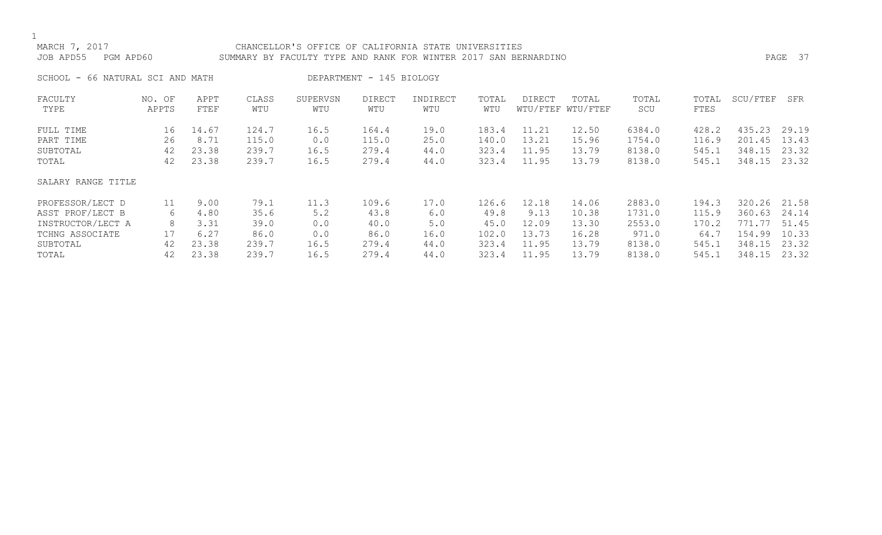MARCH 7, 2017 CHANCELLOR'S OFFICE OF CALIFORNIA STATE UNIVERSITIES
JOB APD55 PGM APD60 SUMMARY BY FACULTY TYPE AND RANK FOR WINTER 2017 SAN BERNARDINO

SCHOOL - 66 NATURAL SCI AND MATH DEPARTMENT - 145 BIOLOGY

| FACULTY TYPE | NO. OF APPTS | APPT FTEF | CLASS WTU | SUPERVSN WTU | DIRECT WTU | INDIRECT WTU | TOTAL WTU | DIRECT WTU/FTEF | TOTAL WTU/FTEF | TOTAL SCU | TOTAL FTES | SCU/FTEF | SFR |
|---|---|---|---|---|---|---|---|---|---|---|---|---|---|
| FULL TIME | 16 | 14.67 | 124.7 | 16.5 | 164.4 | 19.0 | 183.4 | 11.21 | 12.50 | 6384.0 | 428.2 | 435.23 | 29.19 |
| PART TIME | 26 | 8.71 | 115.0 | 0.0 | 115.0 | 25.0 | 140.0 | 13.21 | 15.96 | 1754.0 | 116.9 | 201.45 | 13.43 |
| SUBTOTAL | 42 | 23.38 | 239.7 | 16.5 | 279.4 | 44.0 | 323.4 | 11.95 | 13.79 | 8138.0 | 545.1 | 348.15 | 23.32 |
| TOTAL | 42 | 23.38 | 239.7 | 16.5 | 279.4 | 44.0 | 323.4 | 11.95 | 13.79 | 8138.0 | 545.1 | 348.15 | 23.32 |

SALARY RANGE TITLE

| SALARY RANGE TITLE | NO. OF APPTS | APPT FTEF | CLASS WTU | SUPERVSN WTU | DIRECT WTU | INDIRECT WTU | TOTAL WTU | DIRECT WTU/FTEF | TOTAL WTU/FTEF | TOTAL SCU | TOTAL FTES | SCU/FTEF | SFR |
|---|---|---|---|---|---|---|---|---|---|---|---|---|---|
| PROFESSOR/LECT D | 11 | 9.00 | 79.1 | 11.3 | 109.6 | 17.0 | 126.6 | 12.18 | 14.06 | 2883.0 | 194.3 | 320.26 | 21.58 |
| ASST PROF/LECT B | 6 | 4.80 | 35.6 | 5.2 | 43.8 | 6.0 | 49.8 | 9.13 | 10.38 | 1731.0 | 115.9 | 360.63 | 24.14 |
| INSTRUCTOR/LECT A | 8 | 3.31 | 39.0 | 0.0 | 40.0 | 5.0 | 45.0 | 12.09 | 13.30 | 2553.0 | 170.2 | 771.77 | 51.45 |
| TCHNG ASSOCIATE | 17 | 6.27 | 86.0 | 0.0 | 86.0 | 16.0 | 102.0 | 13.73 | 16.28 | 971.0 | 64.7 | 154.99 | 10.33 |
| SUBTOTAL | 42 | 23.38 | 239.7 | 16.5 | 279.4 | 44.0 | 323.4 | 11.95 | 13.79 | 8138.0 | 545.1 | 348.15 | 23.32 |
| TOTAL | 42 | 23.38 | 239.7 | 16.5 | 279.4 | 44.0 | 323.4 | 11.95 | 13.79 | 8138.0 | 545.1 | 348.15 | 23.32 |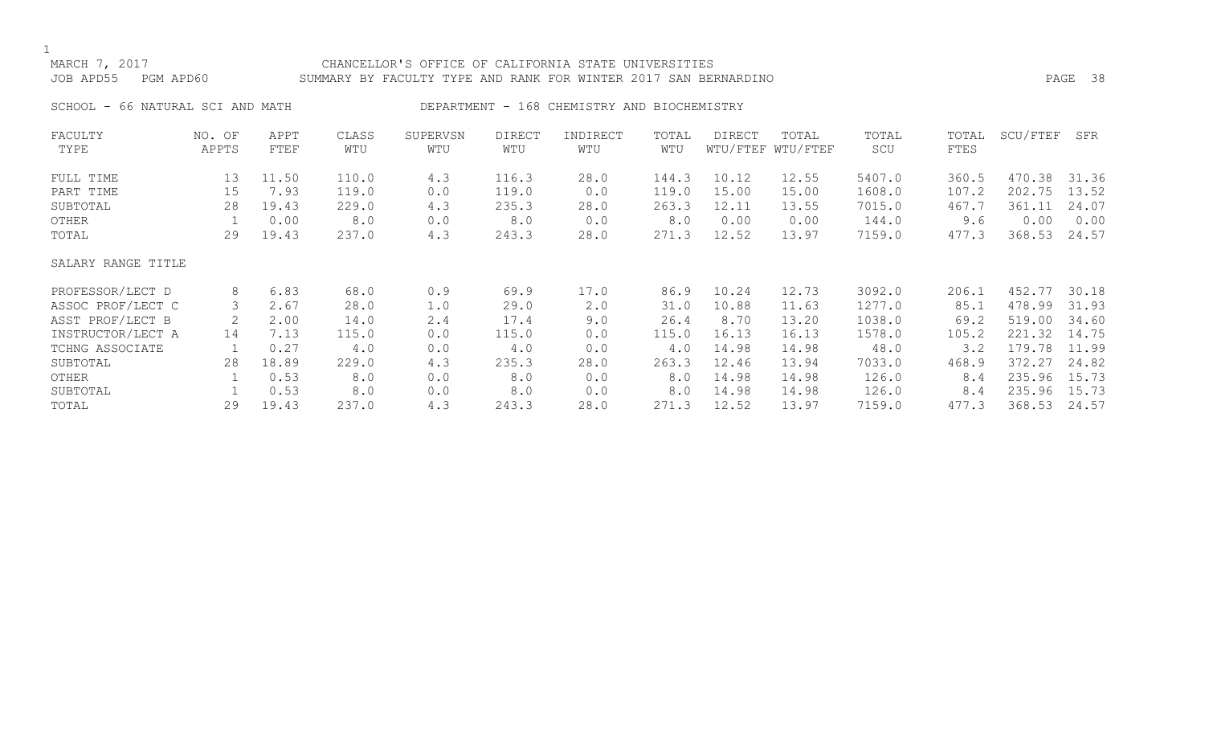MARCH 7, 2017 CHANCELLOR'S OFFICE OF CALIFORNIA STATE UNIVERSITIES
JOB APD55 PGM APD60 SUMMARY BY FACULTY TYPE AND RANK FOR WINTER 2017 SAN BERNARDINO

SCHOOL - 66 NATURAL SCI AND MATH DEPARTMENT - 168 CHEMISTRY AND BIOCHEMISTRY

| FACULTY TYPE | NO. OF APPTS | APPT FTEF | CLASS WTU | SUPERVSN WTU | DIRECT WTU | INDIRECT WTU | TOTAL WTU | DIRECT WTU/FTEF | TOTAL WTU/FTEF | TOTAL SCU | TOTAL FTES | SCU/FTEF | SFR |
|---|---|---|---|---|---|---|---|---|---|---|---|---|---|
| FULL TIME | 13 | 11.50 | 110.0 | 4.3 | 116.3 | 28.0 | 144.3 | 10.12 | 12.55 | 5407.0 | 360.5 | 470.38 | 31.36 |
| PART TIME | 15 | 7.93 | 119.0 | 0.0 | 119.0 | 0.0 | 119.0 | 15.00 | 15.00 | 1608.0 | 107.2 | 202.75 | 13.52 |
| SUBTOTAL | 28 | 19.43 | 229.0 | 4.3 | 235.3 | 28.0 | 263.3 | 12.11 | 13.55 | 7015.0 | 467.7 | 361.11 | 24.07 |
| OTHER | 1 | 0.00 | 8.0 | 0.0 | 8.0 | 0.0 | 8.0 | 0.00 | 0.00 | 144.0 | 9.6 | 0.00 | 0.00 |
| TOTAL | 29 | 19.43 | 237.0 | 4.3 | 243.3 | 28.0 | 271.3 | 12.52 | 13.97 | 7159.0 | 477.3 | 368.53 | 24.57 |

| SALARY RANGE TITLE | NO. OF APPTS | APPT FTEF | CLASS WTU | SUPERVSN WTU | DIRECT WTU | INDIRECT WTU | TOTAL WTU | DIRECT WTU/FTEF | TOTAL WTU/FTEF | TOTAL SCU | TOTAL FTES | SCU/FTEF | SFR |
|---|---|---|---|---|---|---|---|---|---|---|---|---|---|
| PROFESSOR/LECT D | 8 | 6.83 | 68.0 | 0.9 | 69.9 | 17.0 | 86.9 | 10.24 | 12.73 | 3092.0 | 206.1 | 452.77 | 30.18 |
| ASSOC PROF/LECT C | 3 | 2.67 | 28.0 | 1.0 | 29.0 | 2.0 | 31.0 | 10.88 | 11.63 | 1277.0 | 85.1 | 478.99 | 31.93 |
| ASST PROF/LECT B | 2 | 2.00 | 14.0 | 2.4 | 17.4 | 9.0 | 26.4 | 8.70 | 13.20 | 1038.0 | 69.2 | 519.00 | 34.60 |
| INSTRUCTOR/LECT A | 14 | 7.13 | 115.0 | 0.0 | 115.0 | 0.0 | 115.0 | 16.13 | 16.13 | 1578.0 | 105.2 | 221.32 | 14.75 |
| TCHNG ASSOCIATE | 1 | 0.27 | 4.0 | 0.0 | 4.0 | 0.0 | 4.0 | 14.98 | 14.98 | 48.0 | 3.2 | 179.78 | 11.99 |
| SUBTOTAL | 28 | 18.89 | 229.0 | 4.3 | 235.3 | 28.0 | 263.3 | 12.46 | 13.94 | 7033.0 | 468.9 | 372.27 | 24.82 |
| OTHER | 1 | 0.53 | 8.0 | 0.0 | 8.0 | 0.0 | 8.0 | 14.98 | 14.98 | 126.0 | 8.4 | 235.96 | 15.73 |
| SUBTOTAL | 1 | 0.53 | 8.0 | 0.0 | 8.0 | 0.0 | 8.0 | 14.98 | 14.98 | 126.0 | 8.4 | 235.96 | 15.73 |
| TOTAL | 29 | 19.43 | 237.0 | 4.3 | 243.3 | 28.0 | 271.3 | 12.52 | 13.97 | 7159.0 | 477.3 | 368.53 | 24.57 |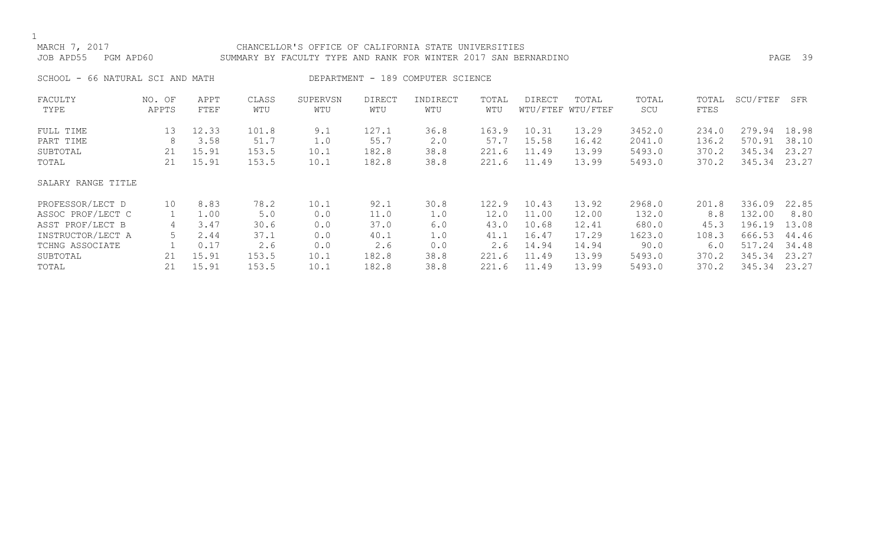MARCH 7, 2017 CHANCELLOR'S OFFICE OF CALIFORNIA STATE UNIVERSITIES
JOB APD55 PGM APD60 SUMMARY BY FACULTY TYPE AND RANK FOR WINTER 2017 SAN BERNARDINO

SCHOOL - 66 NATURAL SCI AND MATH DEPARTMENT - 189 COMPUTER SCIENCE

| FACULTY TYPE | NO. OF APPTS | APPT FTEF | CLASS WTU | SUPERVSN WTU | DIRECT WTU | INDIRECT WTU | TOTAL WTU | DIRECT WTU/FTEF | TOTAL WTU/FTEF | TOTAL SCU | TOTAL FTES | SCU/FTEF | SFR |
|---|---|---|---|---|---|---|---|---|---|---|---|---|---|
| FULL TIME | 13 | 12.33 | 101.8 | 9.1 | 127.1 | 36.8 | 163.9 | 10.31 | 13.29 | 3452.0 | 234.0 | 279.94 | 18.98 |
| PART TIME | 8 | 3.58 | 51.7 | 1.0 | 55.7 | 2.0 | 57.7 | 15.58 | 16.42 | 2041.0 | 136.2 | 570.91 | 38.10 |
| SUBTOTAL | 21 | 15.91 | 153.5 | 10.1 | 182.8 | 38.8 | 221.6 | 11.49 | 13.99 | 5493.0 | 370.2 | 345.34 | 23.27 |
| TOTAL | 21 | 15.91 | 153.5 | 10.1 | 182.8 | 38.8 | 221.6 | 11.49 | 13.99 | 5493.0 | 370.2 | 345.34 | 23.27 |
| SALARY RANGE TITLE | | | | | | | | | | | | | |
| PROFESSOR/LECT D | 10 | 8.83 | 78.2 | 10.1 | 92.1 | 30.8 | 122.9 | 10.43 | 13.92 | 2968.0 | 201.8 | 336.09 | 22.85 |
| ASSOC PROF/LECT C | 1 | 1.00 | 5.0 | 0.0 | 11.0 | 1.0 | 12.0 | 11.00 | 12.00 | 132.0 | 8.8 | 132.00 | 8.80 |
| ASST PROF/LECT B | 4 | 3.47 | 30.6 | 0.0 | 37.0 | 6.0 | 43.0 | 10.68 | 12.41 | 680.0 | 45.3 | 196.19 | 13.08 |
| INSTRUCTOR/LECT A | 5 | 2.44 | 37.1 | 0.0 | 40.1 | 1.0 | 41.1 | 16.47 | 17.29 | 1623.0 | 108.3 | 666.53 | 44.46 |
| TCHNG ASSOCIATE | 1 | 0.17 | 2.6 | 0.0 | 2.6 | 0.0 | 2.6 | 14.94 | 14.94 | 90.0 | 6.0 | 517.24 | 34.48 |
| SUBTOTAL | 21 | 15.91 | 153.5 | 10.1 | 182.8 | 38.8 | 221.6 | 11.49 | 13.99 | 5493.0 | 370.2 | 345.34 | 23.27 |
| TOTAL | 21 | 15.91 | 153.5 | 10.1 | 182.8 | 38.8 | 221.6 | 11.49 | 13.99 | 5493.0 | 370.2 | 345.34 | 23.27 |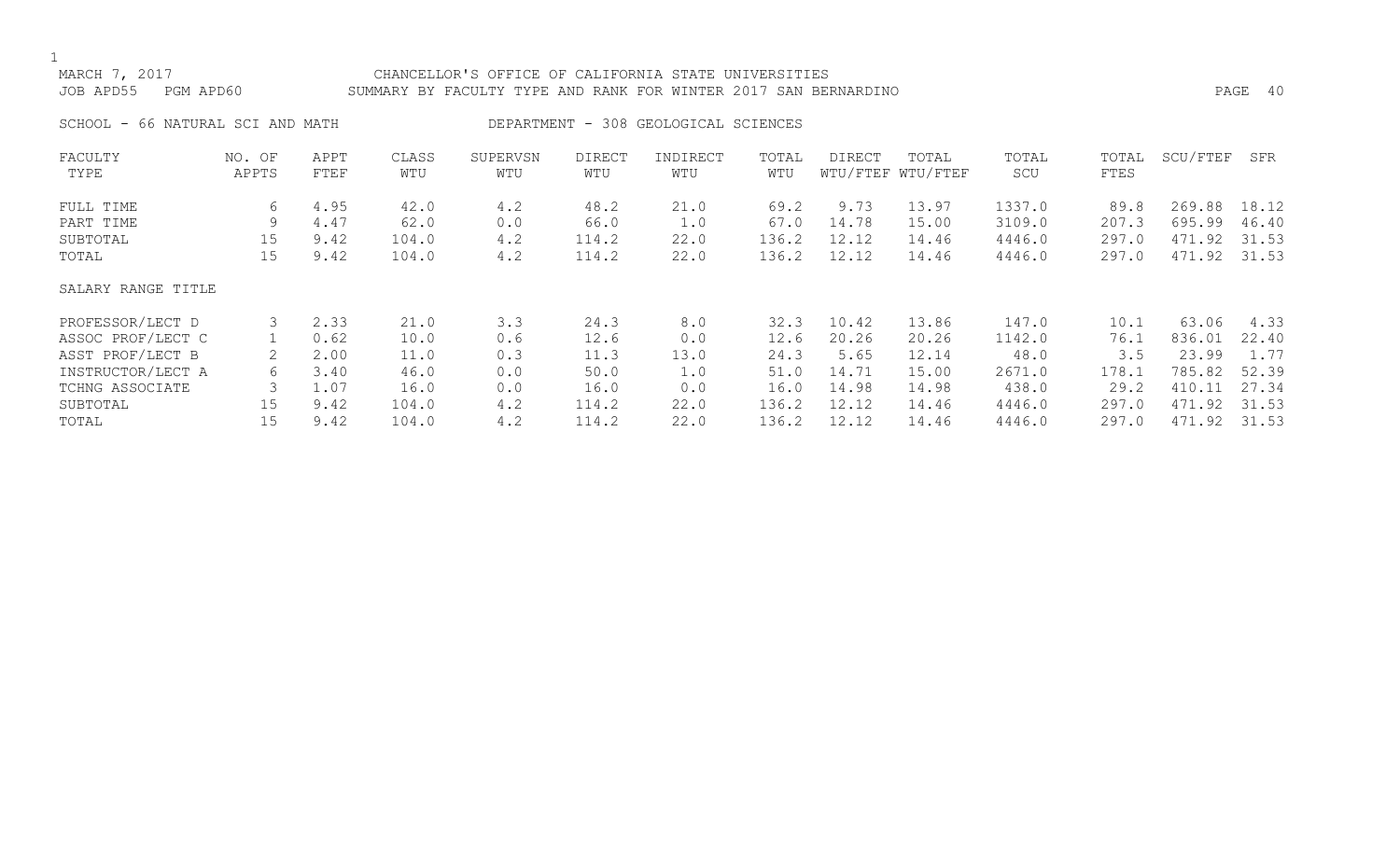MARCH 7, 2017 CHANCELLOR'S OFFICE OF CALIFORNIA STATE UNIVERSITIES
JOB APD55 PGM APD60 SUMMARY BY FACULTY TYPE AND RANK FOR WINTER 2017 SAN BERNARDINO

SCHOOL - 66 NATURAL SCI AND MATH DEPARTMENT - 308 GEOLOGICAL SCIENCES

| FACULTY TYPE | NO. OF APPTS | APPT FTEF | CLASS WTU | SUPERVSN WTU | DIRECT WTU | INDIRECT WTU | TOTAL WTU | DIRECT WTU/FTEF | TOTAL WTU/FTEF | TOTAL SCU | TOTAL FTES | SCU/FTEF | SFR |
|---|---|---|---|---|---|---|---|---|---|---|---|---|---|
| FULL TIME | 6 | 4.95 | 42.0 | 4.2 | 48.2 | 21.0 | 69.2 | 9.73 | 13.97 | 1337.0 | 89.8 | 269.88 | 18.12 |
| PART TIME | 9 | 4.47 | 62.0 | 0.0 | 66.0 | 1.0 | 67.0 | 14.78 | 15.00 | 3109.0 | 207.3 | 695.99 | 46.40 |
| SUBTOTAL | 15 | 9.42 | 104.0 | 4.2 | 114.2 | 22.0 | 136.2 | 12.12 | 14.46 | 4446.0 | 297.0 | 471.92 | 31.53 |
| TOTAL | 15 | 9.42 | 104.0 | 4.2 | 114.2 | 22.0 | 136.2 | 12.12 | 14.46 | 4446.0 | 297.0 | 471.92 | 31.53 |

| SALARY RANGE TITLE | NO. OF APPTS | APPT FTEF | CLASS WTU | SUPERVSN WTU | DIRECT WTU | INDIRECT WTU | TOTAL WTU | DIRECT WTU/FTEF | TOTAL WTU/FTEF | TOTAL SCU | TOTAL FTES | SCU/FTEF | SFR |
|---|---|---|---|---|---|---|---|---|---|---|---|---|---|
| PROFESSOR/LECT D | 3 | 2.33 | 21.0 | 3.3 | 24.3 | 8.0 | 32.3 | 10.42 | 13.86 | 147.0 | 10.1 | 63.06 | 4.33 |
| ASSOC PROF/LECT C | 1 | 0.62 | 10.0 | 0.6 | 12.6 | 0.0 | 12.6 | 20.26 | 20.26 | 1142.0 | 76.1 | 836.01 | 22.40 |
| ASST PROF/LECT B | 2 | 2.00 | 11.0 | 0.3 | 11.3 | 13.0 | 24.3 | 5.65 | 12.14 | 48.0 | 3.5 | 23.99 | 1.77 |
| INSTRUCTOR/LECT A | 6 | 3.40 | 46.0 | 0.0 | 50.0 | 1.0 | 51.0 | 14.71 | 15.00 | 2671.0 | 178.1 | 785.82 | 52.39 |
| TCHNG ASSOCIATE | 3 | 1.07 | 16.0 | 0.0 | 16.0 | 0.0 | 16.0 | 14.98 | 14.98 | 438.0 | 29.2 | 410.11 | 27.34 |
| SUBTOTAL | 15 | 9.42 | 104.0 | 4.2 | 114.2 | 22.0 | 136.2 | 12.12 | 14.46 | 4446.0 | 297.0 | 471.92 | 31.53 |
| TOTAL | 15 | 9.42 | 104.0 | 4.2 | 114.2 | 22.0 | 136.2 | 12.12 | 14.46 | 4446.0 | 297.0 | 471.92 | 31.53 |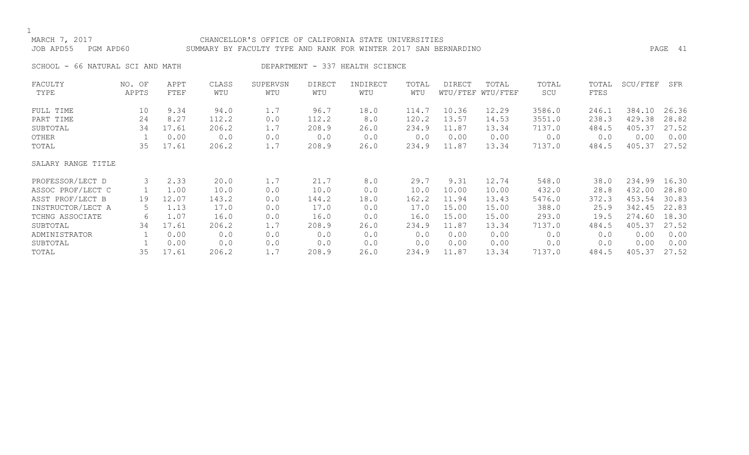MARCH 7, 2017 CHANCELLOR'S OFFICE OF CALIFORNIA STATE UNIVERSITIES
JOB APD55 PGM APD60 SUMMARY BY FACULTY TYPE AND RANK FOR WINTER 2017 SAN BERNARDINO

SCHOOL - 66 NATURAL SCI AND MATH DEPARTMENT - 337 HEALTH SCIENCE

| FACULTY TYPE | NO. OF APPTS | APPT FTEF | CLASS WTU | SUPERVSN WTU | DIRECT WTU | INDIRECT WTU | TOTAL WTU | DIRECT WTU/FTEF | TOTAL WTU/FTEF | TOTAL SCU | TOTAL FTES | SCU/FTEF | SFR |
|---|---|---|---|---|---|---|---|---|---|---|---|---|---|
| FULL TIME | 10 | 9.34 | 94.0 | 1.7 | 96.7 | 18.0 | 114.7 | 10.36 | 12.29 | 3586.0 | 246.1 | 384.10 | 26.36 |
| PART TIME | 24 | 8.27 | 112.2 | 0.0 | 112.2 | 8.0 | 120.2 | 13.57 | 14.53 | 3551.0 | 238.3 | 429.38 | 28.82 |
| SUBTOTAL | 34 | 17.61 | 206.2 | 1.7 | 208.9 | 26.0 | 234.9 | 11.87 | 13.34 | 7137.0 | 484.5 | 405.37 | 27.52 |
| OTHER | 1 | 0.00 | 0.0 | 0.0 | 0.0 | 0.0 | 0.0 | 0.00 | 0.00 | 0.0 | 0.0 | 0.00 | 0.00 |
| TOTAL | 35 | 17.61 | 206.2 | 1.7 | 208.9 | 26.0 | 234.9 | 11.87 | 13.34 | 7137.0 | 484.5 | 405.37 | 27.52 |
| SALARY RANGE TITLE | | | | | | | | | | | | | |
| PROFESSOR/LECT D | 3 | 2.33 | 20.0 | 1.7 | 21.7 | 8.0 | 29.7 | 9.31 | 12.74 | 548.0 | 38.0 | 234.99 | 16.30 |
| ASSOC PROF/LECT C | 1 | 1.00 | 10.0 | 0.0 | 10.0 | 0.0 | 10.0 | 10.00 | 10.00 | 432.0 | 28.8 | 432.00 | 28.80 |
| ASST PROF/LECT B | 19 | 12.07 | 143.2 | 0.0 | 144.2 | 18.0 | 162.2 | 11.94 | 13.43 | 5476.0 | 372.3 | 453.54 | 30.83 |
| INSTRUCTOR/LECT A | 5 | 1.13 | 17.0 | 0.0 | 17.0 | 0.0 | 17.0 | 15.00 | 15.00 | 388.0 | 25.9 | 342.45 | 22.83 |
| TCHNG ASSOCIATE | 6 | 1.07 | 16.0 | 0.0 | 16.0 | 0.0 | 16.0 | 15.00 | 15.00 | 293.0 | 19.5 | 274.60 | 18.30 |
| SUBTOTAL | 34 | 17.61 | 206.2 | 1.7 | 208.9 | 26.0 | 234.9 | 11.87 | 13.34 | 7137.0 | 484.5 | 405.37 | 27.52 |
| ADMINISTRATOR | 1 | 0.00 | 0.0 | 0.0 | 0.0 | 0.0 | 0.0 | 0.00 | 0.00 | 0.0 | 0.0 | 0.00 | 0.00 |
| SUBTOTAL | 1 | 0.00 | 0.0 | 0.0 | 0.0 | 0.0 | 0.0 | 0.00 | 0.00 | 0.0 | 0.0 | 0.00 | 0.00 |
| TOTAL | 35 | 17.61 | 206.2 | 1.7 | 208.9 | 26.0 | 234.9 | 11.87 | 13.34 | 7137.0 | 484.5 | 405.37 | 27.52 |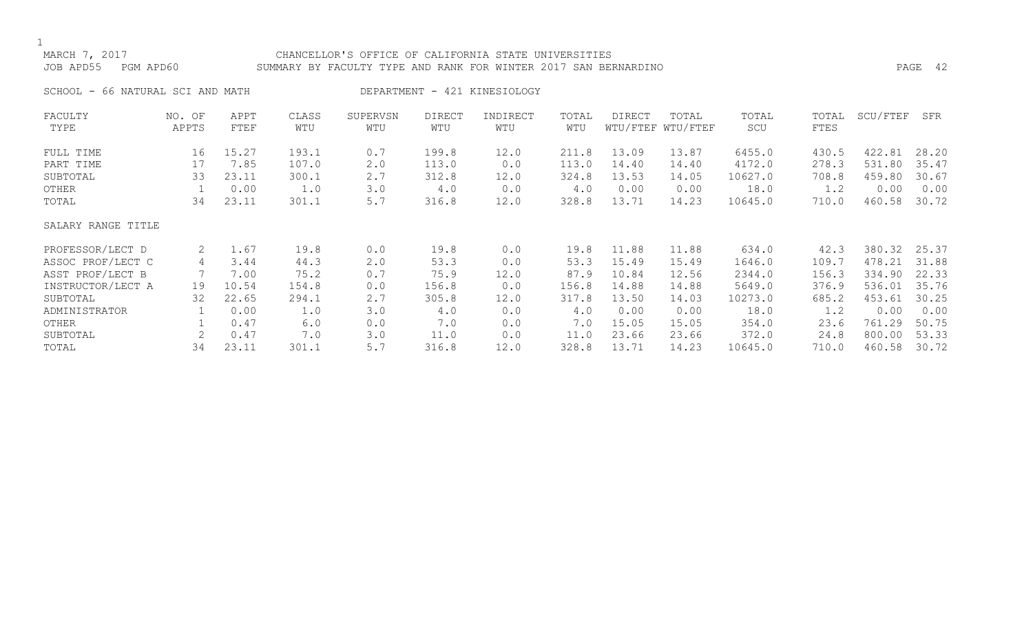MARCH 7, 2017 — CHANCELLOR'S OFFICE OF CALIFORNIA STATE UNIVERSITIES

JOB APD55 PGM APD60 — SUMMARY BY FACULTY TYPE AND RANK FOR WINTER 2017 SAN BERNARDINO

SCHOOL - 66 NATURAL SCI AND MATH — DEPARTMENT - 421 KINESIOLOGY

| FACULTY TYPE | NO. OF APPTS | APPT FTEF | CLASS WTU | SUPERVSN WTU | DIRECT WTU | INDIRECT WTU | TOTAL WTU | DIRECT WTU/FTEF | TOTAL WTU/FTEF | TOTAL SCU | TOTAL FTES | SCU/FTEF | SFR |
|---|---|---|---|---|---|---|---|---|---|---|---|---|---|
| FULL TIME | 16 | 15.27 | 193.1 | 0.7 | 199.8 | 12.0 | 211.8 | 13.09 | 13.87 | 6455.0 | 430.5 | 422.81 | 28.20 |
| PART TIME | 17 | 7.85 | 107.0 | 2.0 | 113.0 | 0.0 | 113.0 | 14.40 | 14.40 | 4172.0 | 278.3 | 531.80 | 35.47 |
| SUBTOTAL | 33 | 23.11 | 300.1 | 2.7 | 312.8 | 12.0 | 324.8 | 13.53 | 14.05 | 10627.0 | 708.8 | 459.80 | 30.67 |
| OTHER | 1 | 0.00 | 1.0 | 3.0 | 4.0 | 0.0 | 4.0 | 0.00 | 0.00 | 18.0 | 1.2 | 0.00 | 0.00 |
| TOTAL | 34 | 23.11 | 301.1 | 5.7 | 316.8 | 12.0 | 328.8 | 13.71 | 14.23 | 10645.0 | 710.0 | 460.58 | 30.72 |

| SALARY RANGE TITLE | NO. OF APPTS | APPT FTEF | CLASS WTU | SUPERVSN WTU | DIRECT WTU | INDIRECT WTU | TOTAL WTU | DIRECT WTU/FTEF | TOTAL WTU/FTEF | TOTAL SCU | TOTAL FTES | SCU/FTEF | SFR |
|---|---|---|---|---|---|---|---|---|---|---|---|---|---|
| PROFESSOR/LECT D | 2 | 1.67 | 19.8 | 0.0 | 19.8 | 0.0 | 19.8 | 11.88 | 11.88 | 634.0 | 42.3 | 380.32 | 25.37 |
| ASSOC PROF/LECT C | 4 | 3.44 | 44.3 | 2.0 | 53.3 | 0.0 | 53.3 | 15.49 | 15.49 | 1646.0 | 109.7 | 478.21 | 31.88 |
| ASST PROF/LECT B | 7 | 7.00 | 75.2 | 0.7 | 75.9 | 12.0 | 87.9 | 10.84 | 12.56 | 2344.0 | 156.3 | 334.90 | 22.33 |
| INSTRUCTOR/LECT A | 19 | 10.54 | 154.8 | 0.0 | 156.8 | 0.0 | 156.8 | 14.88 | 14.88 | 5649.0 | 376.9 | 536.01 | 35.76 |
| SUBTOTAL | 32 | 22.65 | 294.1 | 2.7 | 305.8 | 12.0 | 317.8 | 13.50 | 14.03 | 10273.0 | 685.2 | 453.61 | 30.25 |
| ADMINISTRATOR | 1 | 0.00 | 1.0 | 3.0 | 4.0 | 0.0 | 4.0 | 0.00 | 0.00 | 18.0 | 1.2 | 0.00 | 0.00 |
| OTHER | 1 | 0.47 | 6.0 | 0.0 | 7.0 | 0.0 | 7.0 | 15.05 | 15.05 | 354.0 | 23.6 | 761.29 | 50.75 |
| SUBTOTAL | 2 | 0.47 | 7.0 | 3.0 | 11.0 | 0.0 | 11.0 | 23.66 | 23.66 | 372.0 | 24.8 | 800.00 | 53.33 |
| TOTAL | 34 | 23.11 | 301.1 | 5.7 | 316.8 | 12.0 | 328.8 | 13.71 | 14.23 | 10645.0 | 710.0 | 460.58 | 30.72 |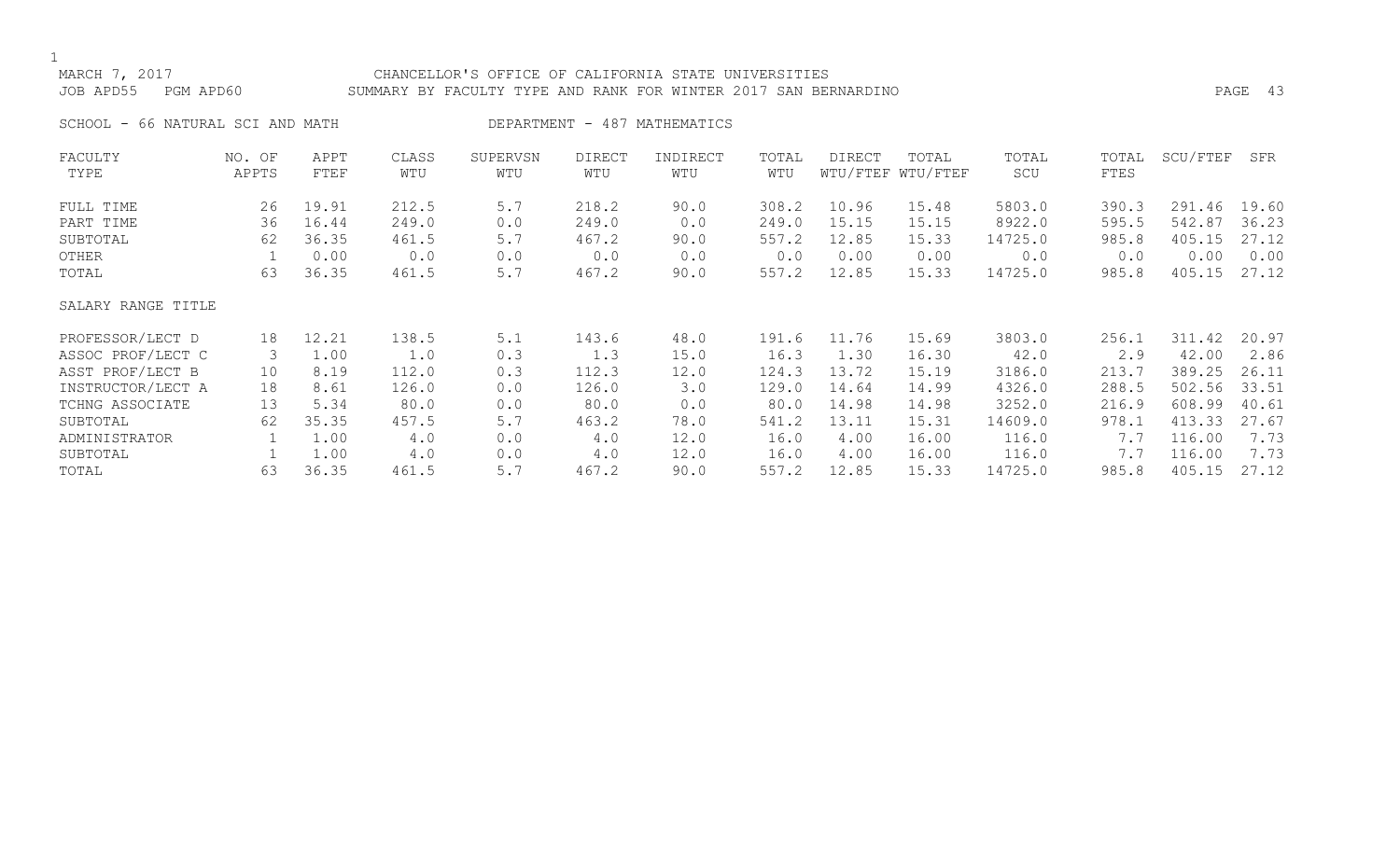MARCH 7, 2017 CHANCELLOR'S OFFICE OF CALIFORNIA STATE UNIVERSITIES
JOB APD55 PGM APD60 SUMMARY BY FACULTY TYPE AND RANK FOR WINTER 2017 SAN BERNARDINO

SCHOOL - 66 NATURAL SCI AND MATH DEPARTMENT - 487 MATHEMATICS

| FACULTY TYPE | NO. OF APPTS | APPT FTEF | CLASS WTU | SUPERVSN WTU | DIRECT WTU | INDIRECT WTU | TOTAL WTU | DIRECT WTU/FTEF | TOTAL WTU/FTEF | TOTAL SCU | TOTAL FTES | SCU/FTEF | SFR |
|---|---|---|---|---|---|---|---|---|---|---|---|---|---|
| FULL TIME | 26 | 19.91 | 212.5 | 5.7 | 218.2 | 90.0 | 308.2 | 10.96 | 15.48 | 5803.0 | 390.3 | 291.46 | 19.60 |
| PART TIME | 36 | 16.44 | 249.0 | 0.0 | 249.0 | 0.0 | 249.0 | 15.15 | 15.15 | 8922.0 | 595.5 | 542.87 | 36.23 |
| SUBTOTAL | 62 | 36.35 | 461.5 | 5.7 | 467.2 | 90.0 | 557.2 | 12.85 | 15.33 | 14725.0 | 985.8 | 405.15 | 27.12 |
| OTHER | 1 | 0.00 | 0.0 | 0.0 | 0.0 | 0.0 | 0.0 | 0.00 | 0.00 | 0.0 | 0.0 | 0.00 | 0.00 |
| TOTAL | 63 | 36.35 | 461.5 | 5.7 | 467.2 | 90.0 | 557.2 | 12.85 | 15.33 | 14725.0 | 985.8 | 405.15 | 27.12 |
| SALARY RANGE TITLE | | | | | | | | | | | | | |
| PROFESSOR/LECT D | 18 | 12.21 | 138.5 | 5.1 | 143.6 | 48.0 | 191.6 | 11.76 | 15.69 | 3803.0 | 256.1 | 311.42 | 20.97 |
| ASSOC PROF/LECT C | 3 | 1.00 | 1.0 | 0.3 | 1.3 | 15.0 | 16.3 | 1.30 | 16.30 | 42.0 | 2.9 | 42.00 | 2.86 |
| ASST PROF/LECT B | 10 | 8.19 | 112.0 | 0.3 | 112.3 | 12.0 | 124.3 | 13.72 | 15.19 | 3186.0 | 213.7 | 389.25 | 26.11 |
| INSTRUCTOR/LECT A | 18 | 8.61 | 126.0 | 0.0 | 126.0 | 3.0 | 129.0 | 14.64 | 14.99 | 4326.0 | 288.5 | 502.56 | 33.51 |
| TCHNG ASSOCIATE | 13 | 5.34 | 80.0 | 0.0 | 80.0 | 0.0 | 80.0 | 14.98 | 14.98 | 3252.0 | 216.9 | 608.99 | 40.61 |
| SUBTOTAL | 62 | 35.35 | 457.5 | 5.7 | 463.2 | 78.0 | 541.2 | 13.11 | 15.31 | 14609.0 | 978.1 | 413.33 | 27.67 |
| ADMINISTRATOR | 1 | 1.00 | 4.0 | 0.0 | 4.0 | 12.0 | 16.0 | 4.00 | 16.00 | 116.0 | 7.7 | 116.00 | 7.73 |
| SUBTOTAL | 1 | 1.00 | 4.0 | 0.0 | 4.0 | 12.0 | 16.0 | 4.00 | 16.00 | 116.0 | 7.7 | 116.00 | 7.73 |
| TOTAL | 63 | 36.35 | 461.5 | 5.7 | 467.2 | 90.0 | 557.2 | 12.85 | 15.33 | 14725.0 | 985.8 | 405.15 | 27.12 |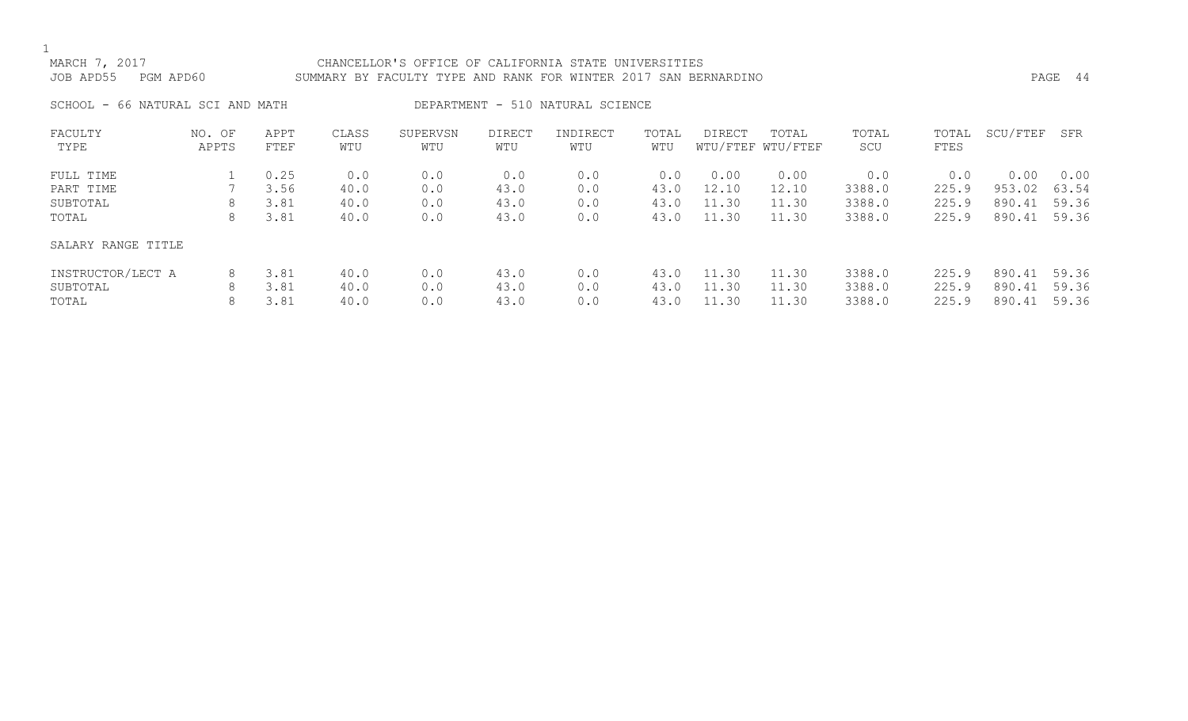MARCH 7, 2017 — CHANCELLOR'S OFFICE OF CALIFORNIA STATE UNIVERSITIES

JOB APD55 PGM APD60 — SUMMARY BY FACULTY TYPE AND RANK FOR WINTER 2017 SAN BERNARDINO

SCHOOL - 66 NATURAL SCI AND MATH — DEPARTMENT - 510 NATURAL SCIENCE

| FACULTY TYPE | NO. OF APPTS | APPT FTEF | CLASS WTU | SUPERVSN WTU | DIRECT WTU | INDIRECT WTU | TOTAL WTU | DIRECT WTU/FTEF | TOTAL WTU/FTEF | TOTAL SCU | TOTAL FTES | SCU/FTEF | SFR |
|---|---|---|---|---|---|---|---|---|---|---|---|---|---|
| FULL TIME | 1 | 0.25 | 0.0 | 0.0 | 0.0 | 0.0 | 0.0 | 0.00 | 0.00 | 0.0 | 0.0 | 0.00 | 0.00 |
| PART TIME | 7 | 3.56 | 40.0 | 0.0 | 43.0 | 0.0 | 43.0 | 12.10 | 12.10 | 3388.0 | 225.9 | 953.02 | 63.54 |
| SUBTOTAL | 8 | 3.81 | 40.0 | 0.0 | 43.0 | 0.0 | 43.0 | 11.30 | 11.30 | 3388.0 | 225.9 | 890.41 | 59.36 |
| TOTAL | 8 | 3.81 | 40.0 | 0.0 | 43.0 | 0.0 | 43.0 | 11.30 | 11.30 | 3388.0 | 225.9 | 890.41 | 59.36 |
| SALARY RANGE TITLE | | | | | | | | | | | | | |
| INSTRUCTOR/LECT A | 8 | 3.81 | 40.0 | 0.0 | 43.0 | 0.0 | 43.0 | 11.30 | 11.30 | 3388.0 | 225.9 | 890.41 | 59.36 |
| SUBTOTAL | 8 | 3.81 | 40.0 | 0.0 | 43.0 | 0.0 | 43.0 | 11.30 | 11.30 | 3388.0 | 225.9 | 890.41 | 59.36 |
| TOTAL | 8 | 3.81 | 40.0 | 0.0 | 43.0 | 0.0 | 43.0 | 11.30 | 11.30 | 3388.0 | 225.9 | 890.41 | 59.36 |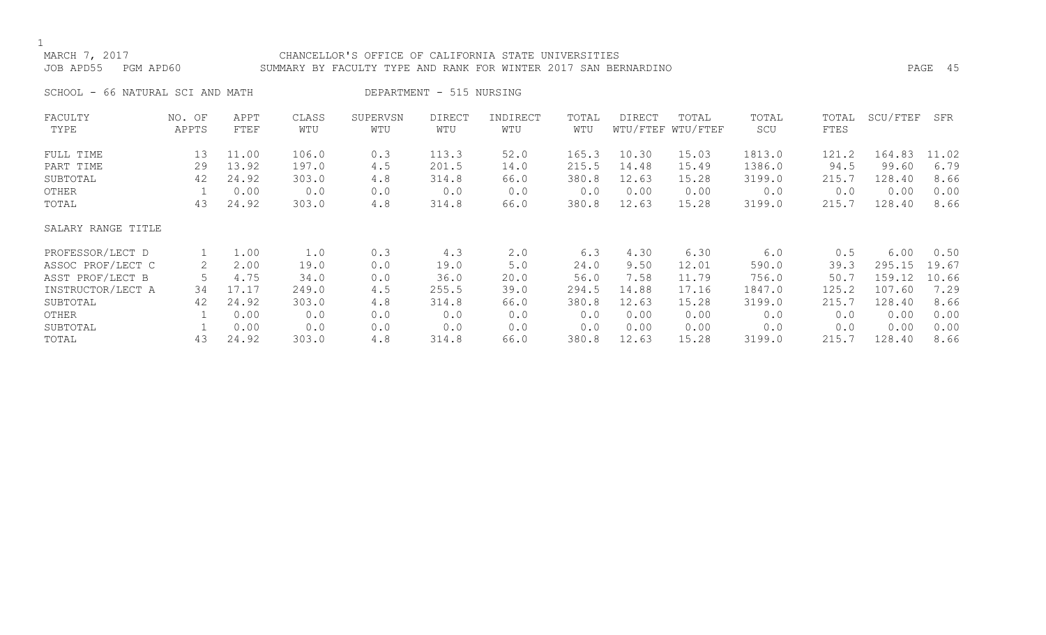MARCH 7, 2017 CHANCELLOR'S OFFICE OF CALIFORNIA STATE UNIVERSITIES
JOB APD55 PGM APD60 SUMMARY BY FACULTY TYPE AND RANK FOR WINTER 2017 SAN BERNARDINO

SCHOOL - 66 NATURAL SCI AND MATH DEPARTMENT - 515 NURSING

| FACULTY TYPE | NO. OF APPTS | APPT FTEF | CLASS WTU | SUPERVSN WTU | DIRECT WTU | INDIRECT WTU | TOTAL WTU | DIRECT WTU/FTEF | TOTAL WTU/FTEF | TOTAL SCU | TOTAL FTES | SCU/FTEF | SFR |
|---|---|---|---|---|---|---|---|---|---|---|---|---|---|
| FULL TIME | 13 | 11.00 | 106.0 | 0.3 | 113.3 | 52.0 | 165.3 | 10.30 | 15.03 | 1813.0 | 121.2 | 164.83 | 11.02 |
| PART TIME | 29 | 13.92 | 197.0 | 4.5 | 201.5 | 14.0 | 215.5 | 14.48 | 15.49 | 1386.0 | 94.5 | 99.60 | 6.79 |
| SUBTOTAL | 42 | 24.92 | 303.0 | 4.8 | 314.8 | 66.0 | 380.8 | 12.63 | 15.28 | 3199.0 | 215.7 | 128.40 | 8.66 |
| OTHER | 1 | 0.00 | 0.0 | 0.0 | 0.0 | 0.0 | 0.0 | 0.00 | 0.00 | 0.0 | 0.0 | 0.00 | 0.00 |
| TOTAL | 43 | 24.92 | 303.0 | 4.8 | 314.8 | 66.0 | 380.8 | 12.63 | 15.28 | 3199.0 | 215.7 | 128.40 | 8.66 |
| SALARY RANGE TITLE | | | | | | | | | | | | | |
| PROFESSOR/LECT D | 1 | 1.00 | 1.0 | 0.3 | 4.3 | 2.0 | 6.3 | 4.30 | 6.30 | 6.0 | 0.5 | 6.00 | 0.50 |
| ASSOC PROF/LECT C | 2 | 2.00 | 19.0 | 0.0 | 19.0 | 5.0 | 24.0 | 9.50 | 12.01 | 590.0 | 39.3 | 295.15 | 19.67 |
| ASST PROF/LECT B | 5 | 4.75 | 34.0 | 0.0 | 36.0 | 20.0 | 56.0 | 7.58 | 11.79 | 756.0 | 50.7 | 159.12 | 10.66 |
| INSTRUCTOR/LECT A | 34 | 17.17 | 249.0 | 4.5 | 255.5 | 39.0 | 294.5 | 14.88 | 17.16 | 1847.0 | 125.2 | 107.60 | 7.29 |
| SUBTOTAL | 42 | 24.92 | 303.0 | 4.8 | 314.8 | 66.0 | 380.8 | 12.63 | 15.28 | 3199.0 | 215.7 | 128.40 | 8.66 |
| OTHER | 1 | 0.00 | 0.0 | 0.0 | 0.0 | 0.0 | 0.0 | 0.00 | 0.00 | 0.0 | 0.0 | 0.00 | 0.00 |
| SUBTOTAL | 1 | 0.00 | 0.0 | 0.0 | 0.0 | 0.0 | 0.0 | 0.00 | 0.00 | 0.0 | 0.0 | 0.00 | 0.00 |
| TOTAL | 43 | 24.92 | 303.0 | 4.8 | 314.8 | 66.0 | 380.8 | 12.63 | 15.28 | 3199.0 | 215.7 | 128.40 | 8.66 |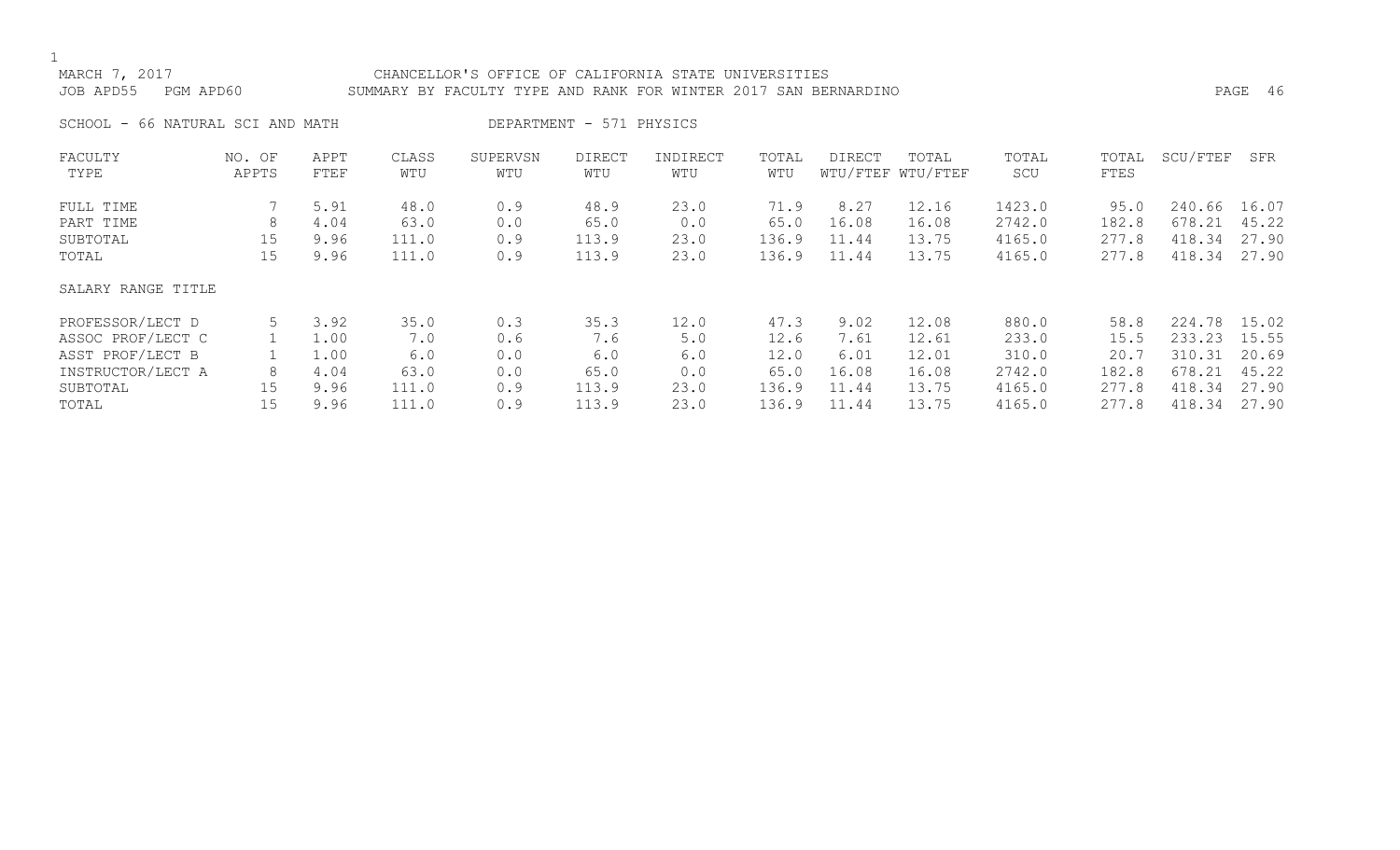MARCH 7, 2017 CHANCELLOR'S OFFICE OF CALIFORNIA STATE UNIVERSITIES
JOB APD55 PGM APD60 SUMMARY BY FACULTY TYPE AND RANK FOR WINTER 2017 SAN BERNARDINO

SCHOOL - 66 NATURAL SCI AND MATH DEPARTMENT - 571 PHYSICS

| FACULTY TYPE | NO. OF APPTS | APPT FTEF | CLASS WTU | SUPERVSN WTU | DIRECT WTU | INDIRECT WTU | TOTAL WTU | DIRECT WTU/FTEF | TOTAL WTU/FTEF | TOTAL SCU | TOTAL FTES | SCU/FTEF | SFR |
|---|---|---|---|---|---|---|---|---|---|---|---|---|---|
| FULL TIME | 7 | 5.91 | 48.0 | 0.9 | 48.9 | 23.0 | 71.9 | 8.27 | 12.16 | 1423.0 | 95.0 | 240.66 | 16.07 |
| PART TIME | 8 | 4.04 | 63.0 | 0.0 | 65.0 | 0.0 | 65.0 | 16.08 | 16.08 | 2742.0 | 182.8 | 678.21 | 45.22 |
| SUBTOTAL | 15 | 9.96 | 111.0 | 0.9 | 113.9 | 23.0 | 136.9 | 11.44 | 13.75 | 4165.0 | 277.8 | 418.34 | 27.90 |
| TOTAL | 15 | 9.96 | 111.0 | 0.9 | 113.9 | 23.0 | 136.9 | 11.44 | 13.75 | 4165.0 | 277.8 | 418.34 | 27.90 |
| SALARY RANGE TITLE | | | | | | | | | | | | | |
| PROFESSOR/LECT D | 5 | 3.92 | 35.0 | 0.3 | 35.3 | 12.0 | 47.3 | 9.02 | 12.08 | 880.0 | 58.8 | 224.78 | 15.02 |
| ASSOC PROF/LECT C | 1 | 1.00 | 7.0 | 0.6 | 7.6 | 5.0 | 12.6 | 7.61 | 12.61 | 233.0 | 15.5 | 233.23 | 15.55 |
| ASST PROF/LECT B | 1 | 1.00 | 6.0 | 0.0 | 6.0 | 6.0 | 12.0 | 6.01 | 12.01 | 310.0 | 20.7 | 310.31 | 20.69 |
| INSTRUCTOR/LECT A | 8 | 4.04 | 63.0 | 0.0 | 65.0 | 0.0 | 65.0 | 16.08 | 16.08 | 2742.0 | 182.8 | 678.21 | 45.22 |
| SUBTOTAL | 15 | 9.96 | 111.0 | 0.9 | 113.9 | 23.0 | 136.9 | 11.44 | 13.75 | 4165.0 | 277.8 | 418.34 | 27.90 |
| TOTAL | 15 | 9.96 | 111.0 | 0.9 | 113.9 | 23.0 | 136.9 | 11.44 | 13.75 | 4165.0 | 277.8 | 418.34 | 27.90 |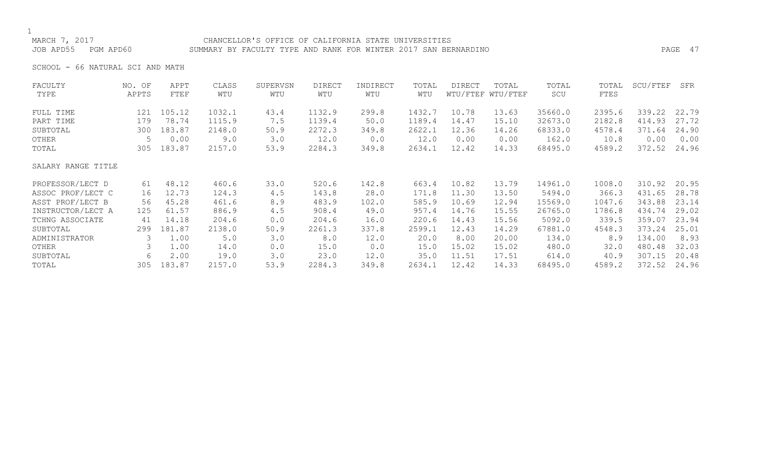MARCH 7, 2017 CHANCELLOR'S OFFICE OF CALIFORNIA STATE UNIVERSITIES
JOB APD55 PGM APD60 SUMMARY BY FACULTY TYPE AND RANK FOR WINTER 2017 SAN BERNARDINO

SCHOOL - 66 NATURAL SCI AND MATH

| FACULTY TYPE | NO. OF APPTS | APPT FTEF | CLASS WTU | SUPERVSN WTU | DIRECT WTU | INDIRECT WTU | TOTAL WTU | DIRECT WTU/FTEF | TOTAL WTU/FTEF | TOTAL SCU | TOTAL FTES | SCU/FTEF | SFR |
|---|---|---|---|---|---|---|---|---|---|---|---|---|---|
| FULL TIME | 121 | 105.12 | 1032.1 | 43.4 | 1132.9 | 299.8 | 1432.7 | 10.78 | 13.63 | 35660.0 | 2395.6 | 339.22 | 22.79 |
| PART TIME | 179 | 78.74 | 1115.9 | 7.5 | 1139.4 | 50.0 | 1189.4 | 14.47 | 15.10 | 32673.0 | 2182.8 | 414.93 | 27.72 |
| SUBTOTAL | 300 | 183.87 | 2148.0 | 50.9 | 2272.3 | 349.8 | 2622.1 | 12.36 | 14.26 | 68333.0 | 4578.4 | 371.64 | 24.90 |
| OTHER | 5 | 0.00 | 9.0 | 3.0 | 12.0 | 0.0 | 12.0 | 0.00 | 0.00 | 162.0 | 10.8 | 0.00 | 0.00 |
| TOTAL | 305 | 183.87 | 2157.0 | 53.9 | 2284.3 | 349.8 | 2634.1 | 12.42 | 14.33 | 68495.0 | 4589.2 | 372.52 | 24.96 |
| **SALARY RANGE TITLE** | | | | | | | | | | | | | |
| PROFESSOR/LECT D | 61 | 48.12 | 460.6 | 33.0 | 520.6 | 142.8 | 663.4 | 10.82 | 13.79 | 14961.0 | 1008.0 | 310.92 | 20.95 |
| ASSOC PROF/LECT C | 16 | 12.73 | 124.3 | 4.5 | 143.8 | 28.0 | 171.8 | 11.30 | 13.50 | 5494.0 | 366.3 | 431.65 | 28.78 |
| ASST PROF/LECT B | 56 | 45.28 | 461.6 | 8.9 | 483.9 | 102.0 | 585.9 | 10.69 | 12.94 | 15569.0 | 1047.6 | 343.88 | 23.14 |
| INSTRUCTOR/LECT A | 125 | 61.57 | 886.9 | 4.5 | 908.4 | 49.0 | 957.4 | 14.76 | 15.55 | 26765.0 | 1786.8 | 434.74 | 29.02 |
| TCHNG ASSOCIATE | 41 | 14.18 | 204.6 | 0.0 | 204.6 | 16.0 | 220.6 | 14.43 | 15.56 | 5092.0 | 339.5 | 359.07 | 23.94 |
| SUBTOTAL | 299 | 181.87 | 2138.0 | 50.9 | 2261.3 | 337.8 | 2599.1 | 12.43 | 14.29 | 67881.0 | 4548.3 | 373.24 | 25.01 |
| ADMINISTRATOR | 3 | 1.00 | 5.0 | 3.0 | 8.0 | 12.0 | 20.0 | 8.00 | 20.00 | 134.0 | 8.9 | 134.00 | 8.93 |
| OTHER | 3 | 1.00 | 14.0 | 0.0 | 15.0 | 0.0 | 15.0 | 15.02 | 15.02 | 480.0 | 32.0 | 480.48 | 32.03 |
| SUBTOTAL | 6 | 2.00 | 19.0 | 3.0 | 23.0 | 12.0 | 35.0 | 11.51 | 17.51 | 614.0 | 40.9 | 307.15 | 20.48 |
| TOTAL | 305 | 183.87 | 2157.0 | 53.9 | 2284.3 | 349.8 | 2634.1 | 12.42 | 14.33 | 68495.0 | 4589.2 | 372.52 | 24.96 |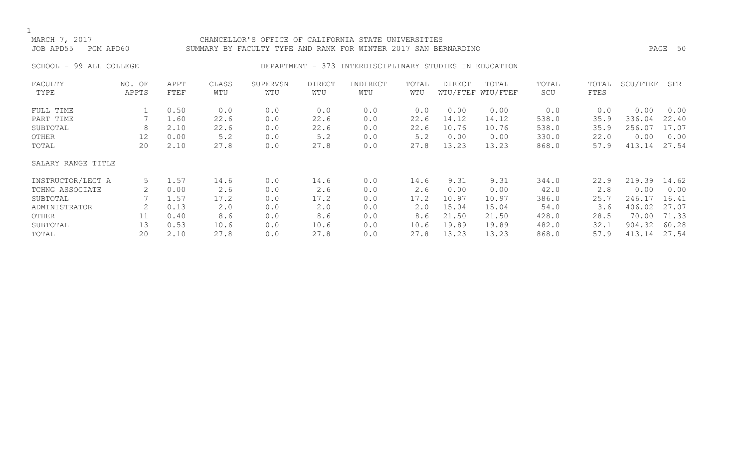MARCH 7, 2017 CHANCELLOR'S OFFICE OF CALIFORNIA STATE UNIVERSITIES
JOB APD55 PGM APD60 SUMMARY BY FACULTY TYPE AND RANK FOR WINTER 2017 SAN BERNARDINO

SCHOOL - 99 ALL COLLEGE DEPARTMENT - 373 INTERDISCIPLINARY STUDIES IN EDUCATION

| FACULTY TYPE | NO. OF APPTS | APPT FTEF | CLASS WTU | SUPERVSN WTU | DIRECT WTU | INDIRECT WTU | TOTAL WTU | DIRECT WTU/FTEF | TOTAL WTU/FTEF | TOTAL SCU | TOTAL FTES | SCU/FTEF | SFR |
|---|---|---|---|---|---|---|---|---|---|---|---|---|---|
| FULL TIME | 1 | 0.50 | 0.0 | 0.0 | 0.0 | 0.0 | 0.0 | 0.00 | 0.00 | 0.0 | 0.0 | 0.00 | 0.00 |
| PART TIME | 7 | 1.60 | 22.6 | 0.0 | 22.6 | 0.0 | 22.6 | 14.12 | 14.12 | 538.0 | 35.9 | 336.04 | 22.40 |
| SUBTOTAL | 8 | 2.10 | 22.6 | 0.0 | 22.6 | 0.0 | 22.6 | 10.76 | 10.76 | 538.0 | 35.9 | 256.07 | 17.07 |
| OTHER | 12 | 0.00 | 5.2 | 0.0 | 5.2 | 0.0 | 5.2 | 0.00 | 0.00 | 330.0 | 22.0 | 0.00 | 0.00 |
| TOTAL | 20 | 2.10 | 27.8 | 0.0 | 27.8 | 0.0 | 27.8 | 13.23 | 13.23 | 868.0 | 57.9 | 413.14 | 27.54 |
| SALARY RANGE TITLE | | | | | | | | | | | | | |
| INSTRUCTOR/LECT A | 5 | 1.57 | 14.6 | 0.0 | 14.6 | 0.0 | 14.6 | 9.31 | 9.31 | 344.0 | 22.9 | 219.39 | 14.62 |
| TCHNG ASSOCIATE | 2 | 0.00 | 2.6 | 0.0 | 2.6 | 0.0 | 2.6 | 0.00 | 0.00 | 42.0 | 2.8 | 0.00 | 0.00 |
| SUBTOTAL | 7 | 1.57 | 17.2 | 0.0 | 17.2 | 0.0 | 17.2 | 10.97 | 10.97 | 386.0 | 25.7 | 246.17 | 16.41 |
| ADMINISTRATOR | 2 | 0.13 | 2.0 | 0.0 | 2.0 | 0.0 | 2.0 | 15.04 | 15.04 | 54.0 | 3.6 | 406.02 | 27.07 |
| OTHER | 11 | 0.40 | 8.6 | 0.0 | 8.6 | 0.0 | 8.6 | 21.50 | 21.50 | 428.0 | 28.5 | 70.00 | 71.33 |
| SUBTOTAL | 13 | 0.53 | 10.6 | 0.0 | 10.6 | 0.0 | 10.6 | 19.89 | 19.89 | 482.0 | 32.1 | 904.32 | 60.28 |
| TOTAL | 20 | 2.10 | 27.8 | 0.0 | 27.8 | 0.0 | 27.8 | 13.23 | 13.23 | 868.0 | 57.9 | 413.14 | 27.54 |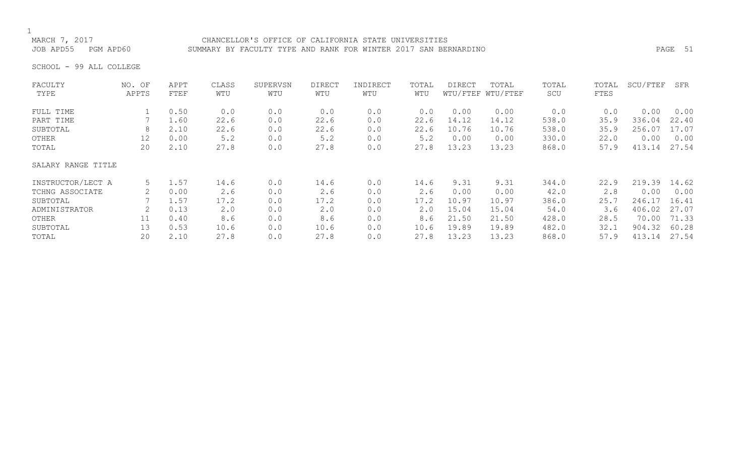CHANCELLOR'S OFFICE OF CALIFORNIA STATE UNIVERSITIES
SUMMARY BY FACULTY TYPE AND RANK FOR WINTER 2017 SAN BERNARDINO

MARCH 7, 2017
JOB APD55 PGM APD60

SCHOOL - 99 ALL COLLEGE

| FACULTY TYPE | NO. OF APPTS | APPT FTEF | CLASS WTU | SUPERVSN WTU | DIRECT WTU | INDIRECT WTU | TOTAL WTU | DIRECT WTU/FTEF | TOTAL WTU/FTEF | TOTAL SCU | TOTAL FTES | SCU/FTEF | SFR |
|---|---|---|---|---|---|---|---|---|---|---|---|---|---|
| FULL TIME | 1 | 0.50 | 0.0 | 0.0 | 0.0 | 0.0 | 0.0 | 0.00 | 0.00 | 0.0 | 0.0 | 0.00 | 0.00 |
| PART TIME | 7 | 1.60 | 22.6 | 0.0 | 22.6 | 0.0 | 22.6 | 14.12 | 14.12 | 538.0 | 35.9 | 336.04 | 22.40 |
| SUBTOTAL | 8 | 2.10 | 22.6 | 0.0 | 22.6 | 0.0 | 22.6 | 10.76 | 10.76 | 538.0 | 35.9 | 256.07 | 17.07 |
| OTHER | 12 | 0.00 | 5.2 | 0.0 | 5.2 | 0.0 | 5.2 | 0.00 | 0.00 | 330.0 | 22.0 | 0.00 | 0.00 |
| TOTAL | 20 | 2.10 | 27.8 | 0.0 | 27.8 | 0.0 | 27.8 | 13.23 | 13.23 | 868.0 | 57.9 | 413.14 | 27.54 |
| **SALARY RANGE TITLE** | | | | | | | | | | | | | |
| INSTRUCTOR/LECT A | 5 | 1.57 | 14.6 | 0.0 | 14.6 | 0.0 | 14.6 | 9.31 | 9.31 | 344.0 | 22.9 | 219.39 | 14.62 |
| TCHNG ASSOCIATE | 2 | 0.00 | 2.6 | 0.0 | 2.6 | 0.0 | 2.6 | 0.00 | 0.00 | 42.0 | 2.8 | 0.00 | 0.00 |
| SUBTOTAL | 7 | 1.57 | 17.2 | 0.0 | 17.2 | 0.0 | 17.2 | 10.97 | 10.97 | 386.0 | 25.7 | 246.17 | 16.41 |
| ADMINISTRATOR | 2 | 0.13 | 2.0 | 0.0 | 2.0 | 0.0 | 2.0 | 15.04 | 15.04 | 54.0 | 3.6 | 406.02 | 27.07 |
| OTHER | 11 | 0.40 | 8.6 | 0.0 | 8.6 | 0.0 | 8.6 | 21.50 | 21.50 | 428.0 | 28.5 | 70.00 | 71.33 |
| SUBTOTAL | 13 | 0.53 | 10.6 | 0.0 | 10.6 | 0.0 | 10.6 | 19.89 | 19.89 | 482.0 | 32.1 | 904.32 | 60.28 |
| TOTAL | 20 | 2.10 | 27.8 | 0.0 | 27.8 | 0.0 | 27.8 | 13.23 | 13.23 | 868.0 | 57.9 | 413.14 | 27.54 |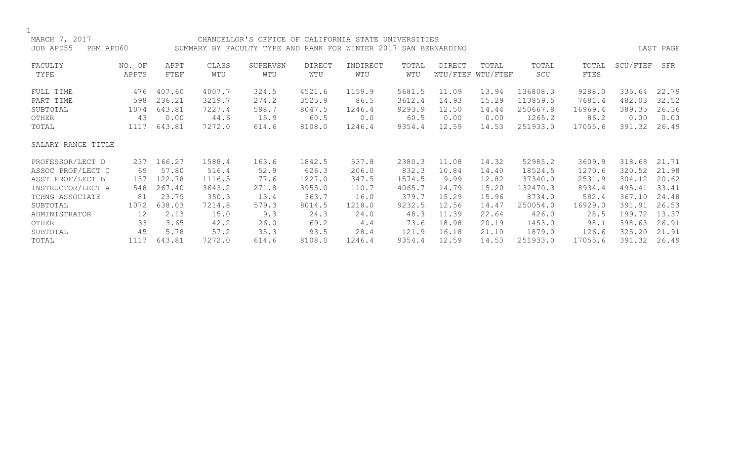MARCH 7, 2017 CHANCELLOR'S OFFICE OF CALIFORNIA STATE UNIVERSITIES

JOB APD55 PGM APD60 SUMMARY BY FACULTY TYPE AND RANK FOR WINTER 2017 SAN BERNARDINO LAST PAGE

| FACULTY TYPE | NO. OF APPTS | APPT FTEF | CLASS WTU | SUPERVSN WTU | DIRECT WTU | INDIRECT WTU | TOTAL WTU | DIRECT WTU/FTEF | TOTAL WTU/FTEF | TOTAL SCU | TOTAL FTES | SCU/FTEF | SFR |
|---|---|---|---|---|---|---|---|---|---|---|---|---|---|
| FULL TIME | 476 | 407.60 | 4007.7 | 324.5 | 4521.6 | 1159.9 | 5681.5 | 11.09 | 13.94 | 136808.3 | 9288.0 | 335.64 | 22.79 |
| PART TIME | 598 | 236.21 | 3219.7 | 274.2 | 3525.9 | 86.5 | 3612.4 | 14.93 | 15.29 | 113859.5 | 7681.4 | 482.03 | 32.52 |
| SUBTOTAL | 1074 | 643.81 | 7227.4 | 598.7 | 8047.5 | 1246.4 | 9293.9 | 12.50 | 14.44 | 250667.8 | 16969.4 | 389.35 | 26.36 |
| OTHER | 43 | 0.00 | 44.6 | 15.9 | 60.5 | 0.0 | 60.5 | 0.00 | 0.00 | 1265.2 | 86.2 | 0.00 | 0.00 |
| TOTAL | 1117 | 643.81 | 7272.0 | 614.6 | 8108.0 | 1246.4 | 9354.4 | 12.59 | 14.53 | 251933.0 | 17055.6 | 391.32 | 26.49 |
| SALARY RANGE TITLE | | | | | | | | | | | | | |
| PROFESSOR/LECT D | 237 | 166.27 | 1588.4 | 163.6 | 1842.5 | 537.8 | 2380.3 | 11.08 | 14.32 | 52985.2 | 3609.9 | 318.68 | 21.71 |
| ASSOC PROF/LECT C | 69 | 57.80 | 516.4 | 52.9 | 626.3 | 206.0 | 832.3 | 10.84 | 14.40 | 18524.5 | 1270.6 | 320.52 | 21.98 |
| ASST PROF/LECT B | 137 | 122.78 | 1116.5 | 77.6 | 1227.0 | 347.5 | 1574.5 | 9.99 | 12.82 | 37340.0 | 2531.9 | 304.12 | 20.62 |
| INSTRUCTOR/LECT A | 548 | 267.40 | 3643.2 | 271.8 | 3955.0 | 110.7 | 4065.7 | 14.79 | 15.20 | 132470.3 | 8934.4 | 495.41 | 33.41 |
| TCHNG ASSOCIATE | 81 | 23.79 | 350.3 | 13.4 | 363.7 | 16.0 | 379.7 | 15.29 | 15.96 | 8734.0 | 582.4 | 367.10 | 24.48 |
| SUBTOTAL | 1072 | 638.03 | 7214.8 | 579.3 | 8014.5 | 1218.0 | 9232.5 | 12.56 | 14.47 | 250054.0 | 16929.0 | 391.91 | 26.53 |
| ADMINISTRATOR | 12 | 2.13 | 15.0 | 9.3 | 24.3 | 24.0 | 48.3 | 11.39 | 22.64 | 426.0 | 28.5 | 199.72 | 13.37 |
| OTHER | 33 | 3.65 | 42.2 | 26.0 | 69.2 | 4.4 | 73.6 | 18.98 | 20.19 | 1453.0 | 98.1 | 398.63 | 26.91 |
| SUBTOTAL | 45 | 5.78 | 57.2 | 35.3 | 93.5 | 28.4 | 121.9 | 16.18 | 21.10 | 1879.0 | 126.6 | 325.20 | 21.91 |
| TOTAL | 1117 | 643.81 | 7272.0 | 614.6 | 8108.0 | 1246.4 | 9354.4 | 12.59 | 14.53 | 251933.0 | 17055.6 | 391.32 | 26.49 |